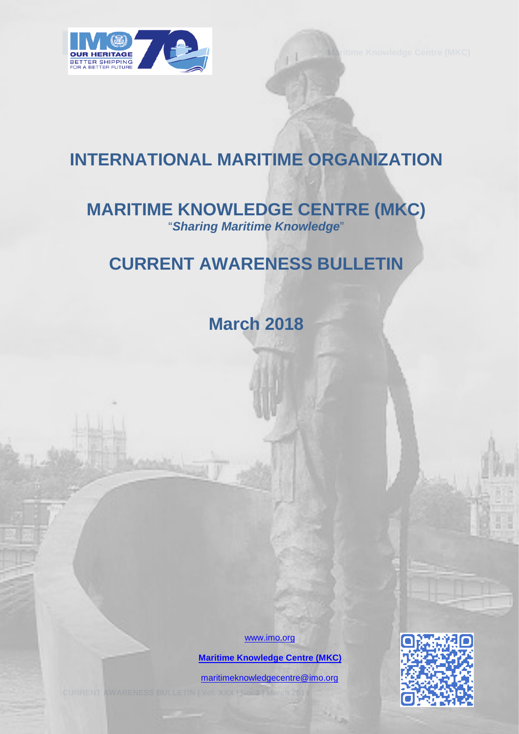# INTERNATIONAL MARITIME ORGANIZATION

## MARITIME KNOWLEDGE CENTRE (MKC)

"*Sharing Maritime Knowledge*"

## CURRENT AWARENESS BULLETIN

## March 2018

www.imo.org

**Maritime Knowledge Centre (MKC)**

maritimeknowledgecentre@imo.org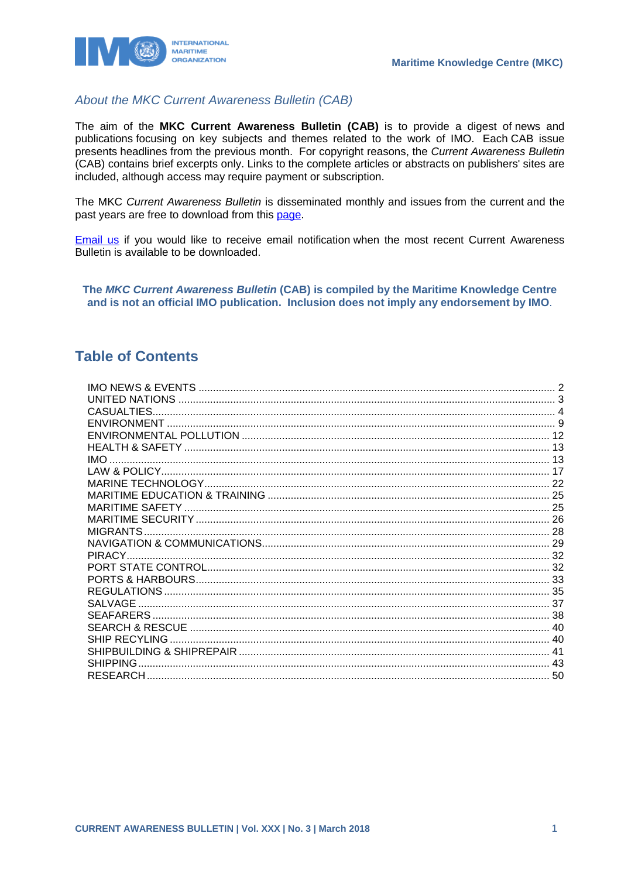## *About the MKC Current Awareness Bulletin (CAB)*

The aim of the **MKC Current Awareness Bulletin (CAB)** is to provide a digest of news and publications focusing on key subjects and themes related to the work of IMO. Each CAB issue presents headlines from the previous month. For copyright reasons, the *Current Awareness Bulletin* (CAB) contains brief excerpts only. Links to the complete articles or abstracts on publishers' sites are included, although access may require payment or subscription.

The MKC *Current Awareness Bulletin* is disseminated monthly and issues from the current and the past years are free to download from this page.

Email us if you would like to receive email notification when the most recent Current Awareness Bulletin is available to be downloaded.

**The *MKC Current Awareness Bulletin* (CAB) is compiled by the Maritime Knowledge Centre and is not an official IMO publication. Inclusion does not imply any endorsement by IMO.**

## Table of Contents

- IMO NEWS & EVENTS ..... 2
- UNITED NATIONS ..... 3
- CASUALTIES ..... 4
- ENVIRONMENT ..... 9
- ENVIRONMENTAL POLLUTION ..... 12
- HEALTH & SAFETY ..... 13
- IMO ..... 13
- LAW & POLICY ..... 17
- MARINE TECHNOLOGY ..... 22
- MARITIME EDUCATION & TRAINING ..... 25
- MARITIME SAFETY ..... 25
- MARITIME SECURITY ..... 26
- MIGRANTS ..... 28
- NAVIGATION & COMMUNICATIONS ..... 29
- PIRACY ..... 32
- PORT STATE CONTROL ..... 32
- PORTS & HARBOURS ..... 33
- REGULATIONS ..... 35
- SALVAGE ..... 37
- SEAFARERS ..... 38
- SEARCH & RESCUE ..... 40
- SHIP RECYLING ..... 40
- SHIPBUILDING & SHIPREPAIR ..... 41
- SHIPPING ..... 43
- RESEARCH ..... 50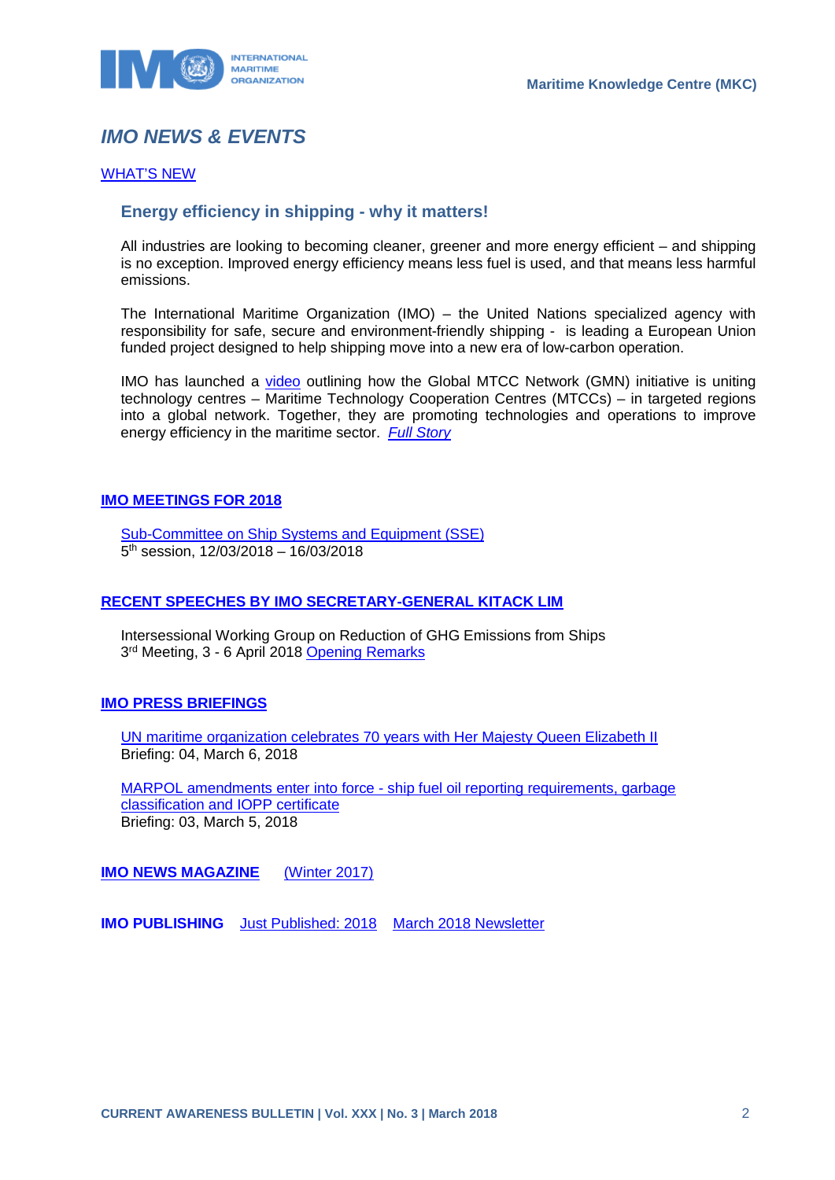# *IMO NEWS & EVENTS*

WHAT'S NEW

### Energy efficiency in shipping - why it matters!

All industries are looking to becoming cleaner, greener and more energy efficient – and shipping is no exception. Improved energy efficiency means less fuel is used, and that means less harmful emissions.

The International Maritime Organization (IMO) – the United Nations specialized agency with responsibility for safe, secure and environment-friendly shipping - is leading a European Union funded project designed to help shipping move into a new era of low-carbon operation.

IMO has launched a video outlining how the Global MTCC Network (GMN) initiative is uniting technology centres – Maritime Technology Cooperation Centres (MTCCs) – in targeted regions into a global network. Together, they are promoting technologies and operations to improve energy efficiency in the maritime sector. *Full Story*

**IMO MEETINGS FOR 2018**

Sub-Committee on Ship Systems and Equipment (SSE)
5th session, 12/03/2018 – 16/03/2018

**RECENT SPEECHES BY IMO SECRETARY-GENERAL KITACK LIM**

Intersessional Working Group on Reduction of GHG Emissions from Ships
3rd Meeting, 3 - 6 April 2018 Opening Remarks

**IMO PRESS BRIEFINGS**

UN maritime organization celebrates 70 years with Her Majesty Queen Elizabeth II
Briefing: 04, March 6, 2018

MARPOL amendments enter into force - ship fuel oil reporting requirements, garbage classification and IOPP certificate
Briefing: 03, March 5, 2018

**IMO NEWS MAGAZINE** (Winter 2017)

**IMO PUBLISHING** Just Published: 2018 March 2018 Newsletter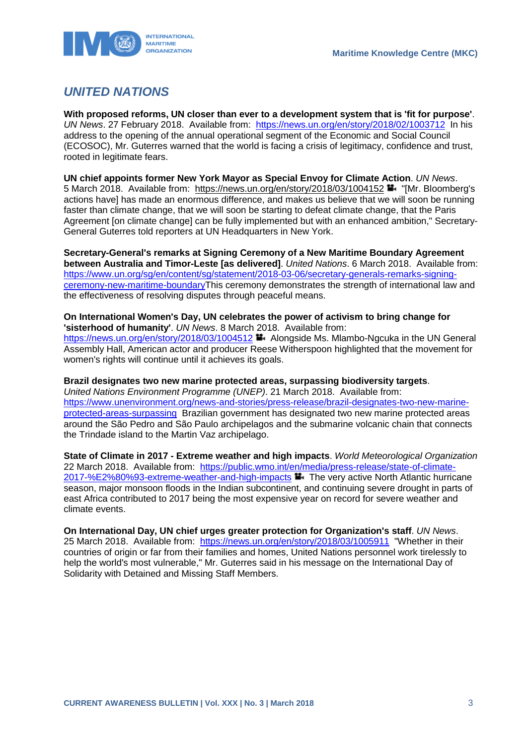## *UNITED NATIONS*

**With proposed reforms, UN closer than ever to a development system that is 'fit for purpose'**. *UN News*. 27 February 2018. Available from: https://news.un.org/en/story/2018/02/1003712 In his address to the opening of the annual operational segment of the Economic and Social Council (ECOSOC), Mr. Guterres warned that the world is facing a crisis of legitimacy, confidence and trust, rooted in legitimate fears.

**UN chief appoints former New York Mayor as Special Envoy for Climate Action**. *UN News*. 5 March 2018. Available from: https://news.un.org/en/story/2018/03/1004152 "[Mr. Bloomberg's actions have] has made an enormous difference, and makes us believe that we will soon be running faster than climate change, that we will soon be starting to defeat climate change, that the Paris Agreement [on climate change] can be fully implemented but with an enhanced ambition," Secretary-General Guterres told reporters at UN Headquarters in New York.

**Secretary-General's remarks at Signing Ceremony of a New Maritime Boundary Agreement between Australia and Timor-Leste [as delivered]**. *United Nations*. 6 March 2018. Available from: https://www.un.org/sg/en/content/sg/statement/2018-03-06/secretary-generals-remarks-signing-ceremony-new-maritime-boundaryThis ceremony demonstrates the strength of international law and the effectiveness of resolving disputes through peaceful means.

**On International Women's Day, UN celebrates the power of activism to bring change for 'sisterhood of humanity'**. *UN News*. 8 March 2018. Available from: https://news.un.org/en/story/2018/03/1004512 Alongside Ms. Mlambo-Ngcuka in the UN General Assembly Hall, American actor and producer Reese Witherspoon highlighted that the movement for women's rights will continue until it achieves its goals.

**Brazil designates two new marine protected areas, surpassing biodiversity targets**. *United Nations Environment Programme (UNEP)*. 21 March 2018. Available from: https://www.unenvironment.org/news-and-stories/press-release/brazil-designates-two-new-marine-protected-areas-surpassing Brazilian government has designated two new marine protected areas around the São Pedro and São Paulo archipelagos and the submarine volcanic chain that connects the Trindade island to the Martin Vaz archipelago.

**State of Climate in 2017 - Extreme weather and high impacts**. *World Meteorological Organization* 22 March 2018. Available from: https://public.wmo.int/en/media/press-release/state-of-climate-2017-%E2%80%93-extreme-weather-and-high-impacts The very active North Atlantic hurricane season, major monsoon floods in the Indian subcontinent, and continuing severe drought in parts of east Africa contributed to 2017 being the most expensive year on record for severe weather and climate events.

**On International Day, UN chief urges greater protection for Organization's staff**. *UN News*. 25 March 2018. Available from: https://news.un.org/en/story/2018/03/1005911 "Whether in their countries of origin or far from their families and homes, United Nations personnel work tirelessly to help the world's most vulnerable," Mr. Guterres said in his message on the International Day of Solidarity with Detained and Missing Staff Members.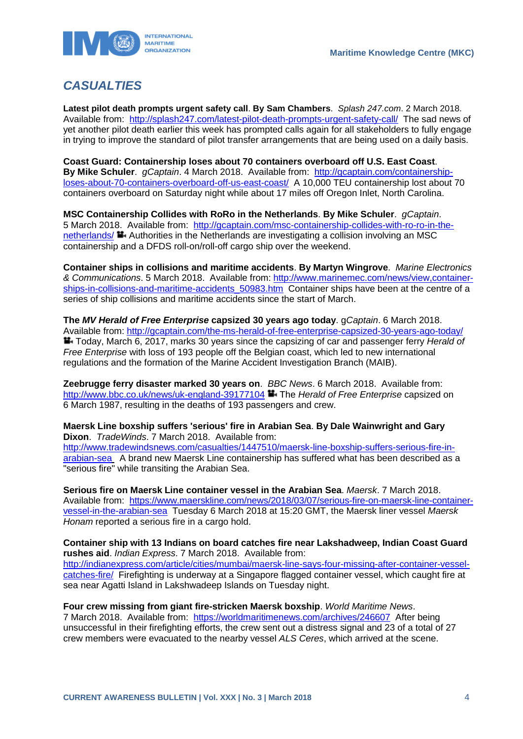## *CASUALTIES*

**Latest pilot death prompts urgent safety call**. **By Sam Chambers**. *Splash 247.com*. 2 March 2018. Available from: http://splash247.com/latest-pilot-death-prompts-urgent-safety-call/ The sad news of yet another pilot death earlier this week has prompted calls again for all stakeholders to fully engage in trying to improve the standard of pilot transfer arrangements that are being used on a daily basis.

**Coast Guard: Containership loses about 70 containers overboard off U.S. East Coast**. **By Mike Schuler**. *gCaptain*. 4 March 2018. Available from: http://gcaptain.com/containership-loses-about-70-containers-overboard-off-us-east-coast/ A 10,000 TEU containership lost about 70 containers overboard on Saturday night while about 17 miles off Oregon Inlet, North Carolina.

**MSC Containership Collides with RoRo in the Netherlands**. **By Mike Schuler**. *gCaptain*. 5 March 2018. Available from: http://gcaptain.com/msc-containership-collides-with-ro-ro-in-the-netherlands/ Authorities in the Netherlands are investigating a collision involving an MSC containership and a DFDS roll-on/roll-off cargo ship over the weekend.

**Container ships in collisions and maritime accidents**. **By Martyn Wingrove**. *Marine Electronics & Communications*. 5 March 2018. Available from: http://www.marinemec.com/news/view,container-ships-in-collisions-and-maritime-accidents_50983.htm Container ships have been at the centre of a series of ship collisions and maritime accidents since the start of March.

**The *MV Herald of Free Enterprise* capsized 30 years ago today**. g*Captain*. 6 March 2018. Available from: http://gcaptain.com/the-ms-herald-of-free-enterprise-capsized-30-years-ago-today/ Today, March 6, 2017, marks 30 years since the capsizing of car and passenger ferry *Herald of Free Enterprise* with loss of 193 people off the Belgian coast, which led to new international regulations and the formation of the Marine Accident Investigation Branch (MAIB).

**Zeebrugge ferry disaster marked 30 years on**. *BBC News*. 6 March 2018. Available from: http://www.bbc.co.uk/news/uk-england-39177104 The *Herald of Free Enterprise* capsized on 6 March 1987, resulting in the deaths of 193 passengers and crew.

**Maersk Line boxship suffers 'serious' fire in Arabian Sea**. **By Dale Wainwright and Gary Dixon**. *TradeWinds*. 7 March 2018. Available from: http://www.tradewindsnews.com/casualties/1447510/maersk-line-boxship-suffers-serious-fire-in-arabian-sea A brand new Maersk Line containership has suffered what has been described as a "serious fire" while transiting the Arabian Sea.

**Serious fire on Maersk Line container vessel in the Arabian Sea**. *Maersk*. 7 March 2018. Available from: https://www.maerskline.com/news/2018/03/07/serious-fire-on-maersk-line-container-vessel-in-the-arabian-sea Tuesday 6 March 2018 at 15:20 GMT, the Maersk liner vessel *Maersk Honam* reported a serious fire in a cargo hold.

**Container ship with 13 Indians on board catches fire near Lakshadweep, Indian Coast Guard rushes aid**. *Indian Express*. 7 March 2018. Available from: http://indianexpress.com/article/cities/mumbai/maersk-line-says-four-missing-after-container-vessel-catches-fire/ Firefighting is underway at a Singapore flagged container vessel, which caught fire at sea near Agatti Island in Lakshwadeep Islands on Tuesday night.

**Four crew missing from giant fire-stricken Maersk boxship**. *World Maritime News*. 7 March 2018. Available from: https://worldmaritimenews.com/archives/246607 After being unsuccessful in their firefighting efforts, the crew sent out a distress signal and 23 of a total of 27 crew members were evacuated to the nearby vessel *ALS Ceres*, which arrived at the scene.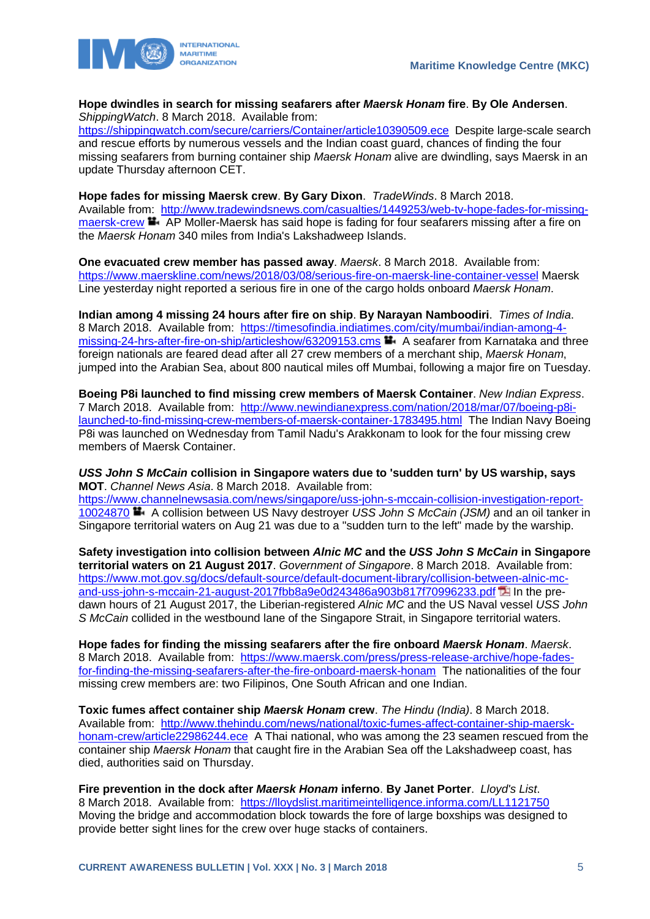**Hope dwindles in search for missing seafarers after *Maersk Honam* fire**. **By Ole Andersen**. *ShippingWatch*. 8 March 2018. Available from: https://shippingwatch.com/secure/carriers/Container/article10390509.ece Despite large-scale search and rescue efforts by numerous vessels and the Indian coast guard, chances of finding the four missing seafarers from burning container ship *Maersk Honam* alive are dwindling, says Maersk in an update Thursday afternoon CET.

**Hope fades for missing Maersk crew**. **By Gary Dixon**. *TradeWinds*. 8 March 2018. Available from: http://www.tradewindsnews.com/casualties/1449253/web-tv-hope-fades-for-missing-maersk-crew AP Moller-Maersk has said hope is fading for four seafarers missing after a fire on the *Maersk Honam* 340 miles from India's Lakshadweep Islands.

**One evacuated crew member has passed away**. *Maersk*. 8 March 2018. Available from: https://www.maerskline.com/news/2018/03/08/serious-fire-on-maersk-line-container-vessel Maersk Line yesterday night reported a serious fire in one of the cargo holds onboard *Maersk Honam*.

**Indian among 4 missing 24 hours after fire on ship**. **By Narayan Namboodiri**. *Times of India*. 8 March 2018. Available from: https://timesofindia.indiatimes.com/city/mumbai/indian-among-4-missing-24-hrs-after-fire-on-ship/articleshow/63209153.cms A seafarer from Karnataka and three foreign nationals are feared dead after all 27 crew members of a merchant ship, *Maersk Honam*, jumped into the Arabian Sea, about 800 nautical miles off Mumbai, following a major fire on Tuesday.

**Boeing P8i launched to find missing crew members of Maersk Container**. *New Indian Express*. 7 March 2018. Available from: http://www.newindianexpress.com/nation/2018/mar/07/boeing-p8i-launched-to-find-missing-crew-members-of-maersk-container-1783495.html The Indian Navy Boeing P8i was launched on Wednesday from Tamil Nadu's Arakkonam to look for the four missing crew members of Maersk Container.

***USS John S McCain* collision in Singapore waters due to 'sudden turn' by US warship, says MOT**. *Channel News Asia*. 8 March 2018. Available from: https://www.channelnewsasia.com/news/singapore/uss-john-s-mccain-collision-investigation-report-10024870 A collision between US Navy destroyer *USS John S McCain (JSM)* and an oil tanker in Singapore territorial waters on Aug 21 was due to a "sudden turn to the left" made by the warship.

**Safety investigation into collision between *Alnic MC* and the *USS John S McCain* in Singapore territorial waters on 21 August 2017**. *Government of Singapore*. 8 March 2018. Available from: https://www.mot.gov.sg/docs/default-source/default-document-library/collision-between-alnic-mc-and-uss-john-s-mccain-21-august-2017fbb8a9e0d243486a903b817f70996233.pdf In the pre-dawn hours of 21 August 2017, the Liberian-registered *Alnic MC* and the US Naval vessel *USS John S McCain* collided in the westbound lane of the Singapore Strait, in Singapore territorial waters.

**Hope fades for finding the missing seafarers after the fire onboard *Maersk Honam***. *Maersk*. 8 March 2018. Available from: https://www.maersk.com/press/press-release-archive/hope-fades-for-finding-the-missing-seafarers-after-the-fire-onboard-maersk-honam The nationalities of the four missing crew members are: two Filipinos, One South African and one Indian.

**Toxic fumes affect container ship *Maersk Honam* crew**. *The Hindu (India)*. 8 March 2018. Available from: http://www.thehindu.com/news/national/toxic-fumes-affect-container-ship-maersk-honam-crew/article22986244.ece A Thai national, who was among the 23 seamen rescued from the container ship *Maersk Honam* that caught fire in the Arabian Sea off the Lakshadweep coast, has died, authorities said on Thursday.

**Fire prevention in the dock after *Maersk Honam* inferno**. **By Janet Porter**. *Lloyd's List*. 8 March 2018. Available from: https://lloydslist.maritimeintelligence.informa.com/LL1121750 Moving the bridge and accommodation block towards the fore of large boxships was designed to provide better sight lines for the crew over huge stacks of containers.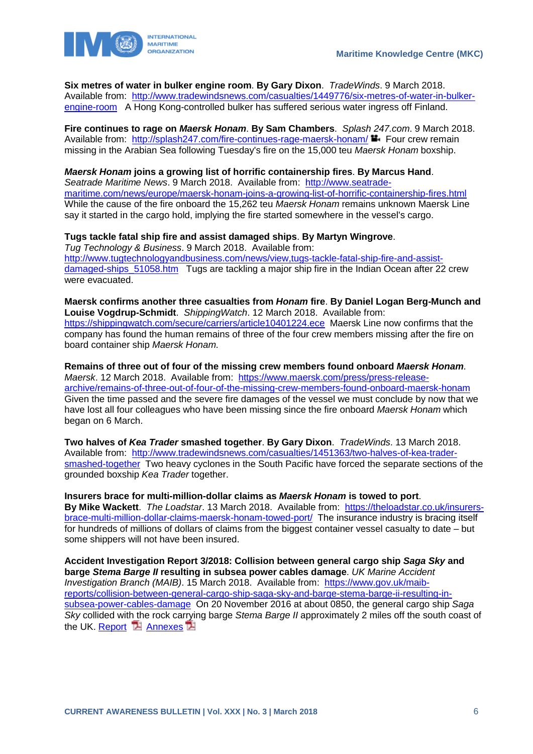**Six metres of water in bulker engine room**. **By Gary Dixon**. *TradeWinds*. 9 March 2018. Available from: http://www.tradewindsnews.com/casualties/1449776/six-metres-of-water-in-bulker-engine-room A Hong Kong-controlled bulker has suffered serious water ingress off Finland.

**Fire continues to rage on *Maersk Honam***. **By Sam Chambers**. *Splash 247.com*. 9 March 2018. Available from: http://splash247.com/fire-continues-rage-maersk-honam/ Four crew remain missing in the Arabian Sea following Tuesday's fire on the 15,000 teu *Maersk Honam* boxship.

***Maersk Honam* joins a growing list of horrific containership fires**. **By Marcus Hand**. *Seatrade Maritime News*. 9 March 2018. Available from: http://www.seatrade-maritime.com/news/europe/maersk-honam-joins-a-growing-list-of-horrific-containership-fires.html While the cause of the fire onboard the 15,262 teu *Maersk Honam* remains unknown Maersk Line say it started in the cargo hold, implying the fire started somewhere in the vessel's cargo.

**Tugs tackle fatal ship fire and assist damaged ships**. **By Martyn Wingrove**. *Tug Technology & Business*. 9 March 2018. Available from: http://www.tugtechnologyandbusiness.com/news/view,tugs-tackle-fatal-ship-fire-and-assist-damaged-ships_51058.htm Tugs are tackling a major ship fire in the Indian Ocean after 22 crew were evacuated.

**Maersk confirms another three casualties from *Honam* fire**. **By Daniel Logan Berg-Munch and Louise Vogdrup-Schmidt**. *ShippingWatch*. 12 March 2018. Available from: https://shippingwatch.com/secure/carriers/article10401224.ece Maersk Line now confirms that the company has found the human remains of three of the four crew members missing after the fire on board container ship *Maersk Honam.*

**Remains of three out of four of the missing crew members found onboard *Maersk Honam***. *Maersk*. 12 March 2018. Available from: https://www.maersk.com/press/press-release-archive/remains-of-three-out-of-four-of-the-missing-crew-members-found-onboard-maersk-honam Given the time passed and the severe fire damages of the vessel we must conclude by now that we have lost all four colleagues who have been missing since the fire onboard *Maersk Honam* which began on 6 March.

**Two halves of *Kea Trader* smashed together**. **By Gary Dixon**. *TradeWinds*. 13 March 2018. Available from: http://www.tradewindsnews.com/casualties/1451363/two-halves-of-kea-trader-smashed-together Two heavy cyclones in the South Pacific have forced the separate sections of the grounded boxship *Kea Trader* together.

**Insurers brace for multi-million-dollar claims as *Maersk Honam* is towed to port**. **By Mike Wackett**. *The Loadstar*. 13 March 2018. Available from: https://theloadstar.co.uk/insurers-brace-multi-million-dollar-claims-maersk-honam-towed-port/ The insurance industry is bracing itself for hundreds of millions of dollars of claims from the biggest container vessel casualty to date – but some shippers will not have been insured.

**Accident Investigation Report 3/2018: Collision between general cargo ship *Saga Sky* and barge *Stema Barge II* resulting in subsea power cables damage**. *UK Marine Accident Investigation Branch (MAIB)*. 15 March 2018. Available from: https://www.gov.uk/maib-reports/collision-between-general-cargo-ship-saga-sky-and-barge-stema-barge-ii-resulting-in-subsea-power-cables-damage On 20 November 2016 at about 0850, the general cargo ship *Saga Sky* collided with the rock carrying barge *Stema Barge II* approximately 2 miles off the south coast of the UK. Report Annexes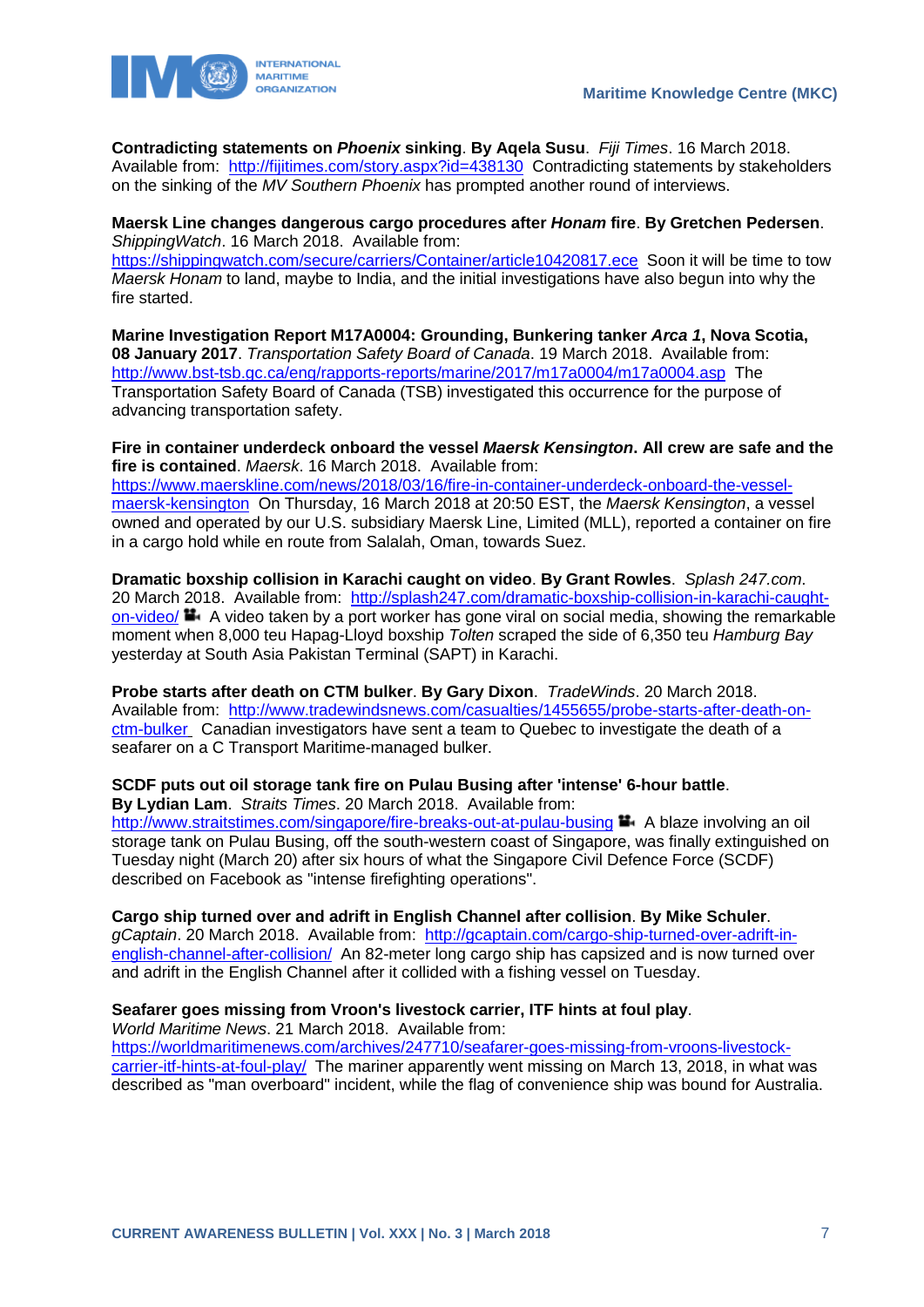**Contradicting statements on *Phoenix* sinking**. **By Aqela Susu**. *Fiji Times*. 16 March 2018. Available from: http://fijitimes.com/story.aspx?id=438130 Contradicting statements by stakeholders on the sinking of the *MV Southern Phoenix* has prompted another round of interviews.

**Maersk Line changes dangerous cargo procedures after *Honam* fire**. **By Gretchen Pedersen**. *ShippingWatch*. 16 March 2018. Available from: https://shippingwatch.com/secure/carriers/Container/article10420817.ece Soon it will be time to tow *Maersk Honam* to land, maybe to India, and the initial investigations have also begun into why the fire started.

**Marine Investigation Report M17A0004: Grounding, Bunkering tanker *Arca 1*, Nova Scotia, 08 January 2017**. *Transportation Safety Board of Canada*. 19 March 2018. Available from: http://www.bst-tsb.gc.ca/eng/rapports-reports/marine/2017/m17a0004/m17a0004.asp The Transportation Safety Board of Canada (TSB) investigated this occurrence for the purpose of advancing transportation safety.

**Fire in container underdeck onboard the vessel *Maersk Kensington*. All crew are safe and the fire is contained**. *Maersk*. 16 March 2018. Available from: https://www.maerskline.com/news/2018/03/16/fire-in-container-underdeck-onboard-the-vessel-maersk-kensington On Thursday, 16 March 2018 at 20:50 EST, the *Maersk Kensington*, a vessel owned and operated by our U.S. subsidiary Maersk Line, Limited (MLL), reported a container on fire in a cargo hold while en route from Salalah, Oman, towards Suez.

**Dramatic boxship collision in Karachi caught on video**. **By Grant Rowles**. *Splash 247.com*. 20 March 2018. Available from: http://splash247.com/dramatic-boxship-collision-in-karachi-caught-on-video/ A video taken by a port worker has gone viral on social media, showing the remarkable moment when 8,000 teu Hapag-Lloyd boxship *Tolten* scraped the side of 6,350 teu *Hamburg Bay* yesterday at South Asia Pakistan Terminal (SAPT) in Karachi.

**Probe starts after death on CTM bulker**. **By Gary Dixon**. *TradeWinds*. 20 March 2018. Available from: http://www.tradewindsnews.com/casualties/1455655/probe-starts-after-death-on-ctm-bulker Canadian investigators have sent a team to Quebec to investigate the death of a seafarer on a C Transport Maritime-managed bulker.

**SCDF puts out oil storage tank fire on Pulau Busing after 'intense' 6-hour battle**. **By Lydian Lam**. *Straits Times*. 20 March 2018. Available from: http://www.straitstimes.com/singapore/fire-breaks-out-at-pulau-busing A blaze involving an oil storage tank on Pulau Busing, off the south-western coast of Singapore, was finally extinguished on Tuesday night (March 20) after six hours of what the Singapore Civil Defence Force (SCDF) described on Facebook as "intense firefighting operations".

**Cargo ship turned over and adrift in English Channel after collision**. **By Mike Schuler**. *gCaptain*. 20 March 2018. Available from: http://gcaptain.com/cargo-ship-turned-over-adrift-in-english-channel-after-collision/ An 82-meter long cargo ship has capsized and is now turned over and adrift in the English Channel after it collided with a fishing vessel on Tuesday.

**Seafarer goes missing from Vroon's livestock carrier, ITF hints at foul play**. *World Maritime News*. 21 March 2018. Available from: https://worldmaritimenews.com/archives/247710/seafarer-goes-missing-from-vroons-livestock-carrier-itf-hints-at-foul-play/ The mariner apparently went missing on March 13, 2018, in what was described as "man overboard" incident, while the flag of convenience ship was bound for Australia.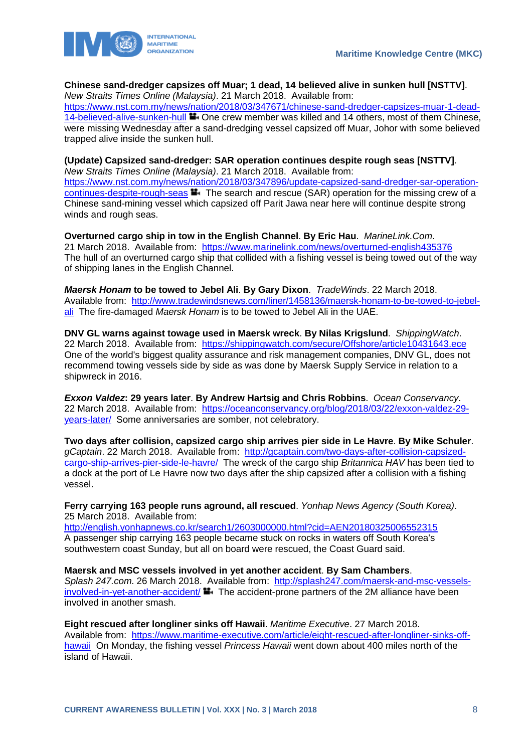**Chinese sand-dredger capsizes off Muar; 1 dead, 14 believed alive in sunken hull [NSTTV]**. *New Straits Times Online (Malaysia)*. 21 March 2018. Available from: https://www.nst.com.my/news/nation/2018/03/347671/chinese-sand-dredger-capsizes-muar-1-dead-14-believed-alive-sunken-hull One crew member was killed and 14 others, most of them Chinese, were missing Wednesday after a sand-dredging vessel capsized off Muar, Johor with some believed trapped alive inside the sunken hull.

**(Update) Capsized sand-dredger: SAR operation continues despite rough seas [NSTTV]**. *New Straits Times Online (Malaysia)*. 21 March 2018. Available from: https://www.nst.com.my/news/nation/2018/03/347896/update-capsized-sand-dredger-sar-operation-continues-despite-rough-seas The search and rescue (SAR) operation for the missing crew of a Chinese sand-mining vessel which capsized off Parit Jawa near here will continue despite strong winds and rough seas.

**Overturned cargo ship in tow in the English Channel**. **By Eric Hau**. *MarineLink.Com*. 21 March 2018. Available from: https://www.marinelink.com/news/overturned-english435376 The hull of an overturned cargo ship that collided with a fishing vessel is being towed out of the way of shipping lanes in the English Channel.

***Maersk Honam* to be towed to Jebel Ali**. **By Gary Dixon**. *TradeWinds*. 22 March 2018. Available from: http://www.tradewindsnews.com/liner/1458136/maersk-honam-to-be-towed-to-jebel-ali The fire-damaged *Maersk Honam* is to be towed to Jebel Ali in the UAE.

**DNV GL warns against towage used in Maersk wreck**. **By Nilas Krigslund**. *ShippingWatch*. 22 March 2018. Available from: https://shippingwatch.com/secure/Offshore/article10431643.ece One of the world's biggest quality assurance and risk management companies, DNV GL, does not recommend towing vessels side by side as was done by Maersk Supply Service in relation to a shipwreck in 2016.

***Exxon Valdez*: 29 years later**. **By Andrew Hartsig and Chris Robbins**. *Ocean Conservancy*. 22 March 2018. Available from: https://oceanconservancy.org/blog/2018/03/22/exxon-valdez-29-years-later/ Some anniversaries are somber, not celebratory.

**Two days after collision, capsized cargo ship arrives pier side in Le Havre**. **By Mike Schuler**. *gCaptain*. 22 March 2018. Available from: http://gcaptain.com/two-days-after-collision-capsized-cargo-ship-arrives-pier-side-le-havre/ The wreck of the cargo ship *Britannica HAV* has been tied to a dock at the port of Le Havre now two days after the ship capsized after a collision with a fishing vessel.

**Ferry carrying 163 people runs aground, all rescued**. *Yonhap News Agency (South Korea)*. 25 March 2018. Available from: http://english.yonhapnews.co.kr/search1/2603000000.html?cid=AEN20180325006552315 A passenger ship carrying 163 people became stuck on rocks in waters off South Korea's southwestern coast Sunday, but all on board were rescued, the Coast Guard said.

**Maersk and MSC vessels involved in yet another accident**. **By Sam Chambers**. *Splash 247.com*. 26 March 2018. Available from: http://splash247.com/maersk-and-msc-vessels-involved-in-yet-another-accident/ The accident-prone partners of the 2M alliance have been involved in another smash.

**Eight rescued after longliner sinks off Hawaii**. *Maritime Executive*. 27 March 2018. Available from: https://www.maritime-executive.com/article/eight-rescued-after-longliner-sinks-off-hawaii On Monday, the fishing vessel *Princess Hawaii* went down about 400 miles north of the island of Hawaii.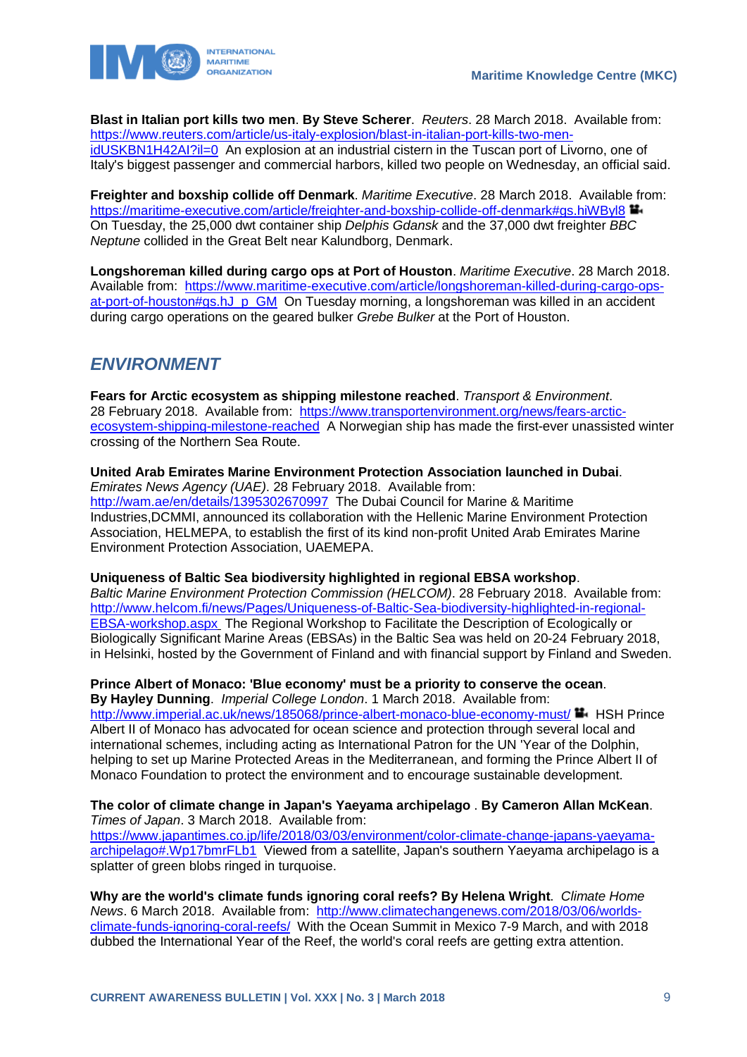**Blast in Italian port kills two men**. **By Steve Scherer**. *Reuters*. 28 March 2018. Available from: https://www.reuters.com/article/us-italy-explosion/blast-in-italian-port-kills-two-men-idUSKBN1H42AI?il=0 An explosion at an industrial cistern in the Tuscan port of Livorno, one of Italy's biggest passenger and commercial harbors, killed two people on Wednesday, an official said.

**Freighter and boxship collide off Denmark**. *Maritime Executive*. 28 March 2018. Available from: https://maritime-executive.com/article/freighter-and-boxship-collide-off-denmark#gs.hiWByl8 On Tuesday, the 25,000 dwt container ship *Delphis Gdansk* and the 37,000 dwt freighter *BBC Neptune* collided in the Great Belt near Kalundborg, Denmark.

**Longshoreman killed during cargo ops at Port of Houston**. *Maritime Executive*. 28 March 2018. Available from: https://www.maritime-executive.com/article/longshoreman-killed-during-cargo-ops-at-port-of-houston#gs.hJ_p_GM On Tuesday morning, a longshoreman was killed in an accident during cargo operations on the geared bulker *Grebe Bulker* at the Port of Houston.

## *ENVIRONMENT*

**Fears for Arctic ecosystem as shipping milestone reached**. *Transport & Environment*. 28 February 2018. Available from: https://www.transportenvironment.org/news/fears-arctic-ecosystem-shipping-milestone-reached A Norwegian ship has made the first-ever unassisted winter crossing of the Northern Sea Route.

**United Arab Emirates Marine Environment Protection Association launched in Dubai**. *Emirates News Agency (UAE)*. 28 February 2018. Available from: http://wam.ae/en/details/1395302670997 The Dubai Council for Marine & Maritime Industries,DCMMI, announced its collaboration with the Hellenic Marine Environment Protection Association, HELMEPA, to establish the first of its kind non-profit United Arab Emirates Marine Environment Protection Association, UAEMEPA.

**Uniqueness of Baltic Sea biodiversity highlighted in regional EBSA workshop**. *Baltic Marine Environment Protection Commission (HELCOM)*. 28 February 2018. Available from: http://www.helcom.fi/news/Pages/Uniqueness-of-Baltic-Sea-biodiversity-highlighted-in-regional-EBSA-workshop.aspx The Regional Workshop to Facilitate the Description of Ecologically or Biologically Significant Marine Areas (EBSAs) in the Baltic Sea was held on 20-24 February 2018, in Helsinki, hosted by the Government of Finland and with financial support by Finland and Sweden.

**Prince Albert of Monaco: 'Blue economy' must be a priority to conserve the ocean**. **By Hayley Dunning**. *Imperial College London*. 1 March 2018. Available from: http://www.imperial.ac.uk/news/185068/prince-albert-monaco-blue-economy-must/ HSH Prince Albert II of Monaco has advocated for ocean science and protection through several local and international schemes, including acting as International Patron for the UN 'Year of the Dolphin, helping to set up Marine Protected Areas in the Mediterranean, and forming the Prince Albert II of Monaco Foundation to protect the environment and to encourage sustainable development.

**The color of climate change in Japan's Yaeyama archipelago** . **By Cameron Allan McKean**. *Times of Japan*. 3 March 2018. Available from: https://www.japantimes.co.jp/life/2018/03/03/environment/color-climate-change-japans-yaeyama-archipelago#.Wp17bmrFLb1 Viewed from a satellite, Japan's southern Yaeyama archipelago is a splatter of green blobs ringed in turquoise.

**Why are the world's climate funds ignoring coral reefs? By Helena Wright**. *Climate Home News*. 6 March 2018. Available from: http://www.climatechangenews.com/2018/03/06/worlds-climate-funds-ignoring-coral-reefs/ With the Ocean Summit in Mexico 7-9 March, and with 2018 dubbed the International Year of the Reef, the world's coral reefs are getting extra attention.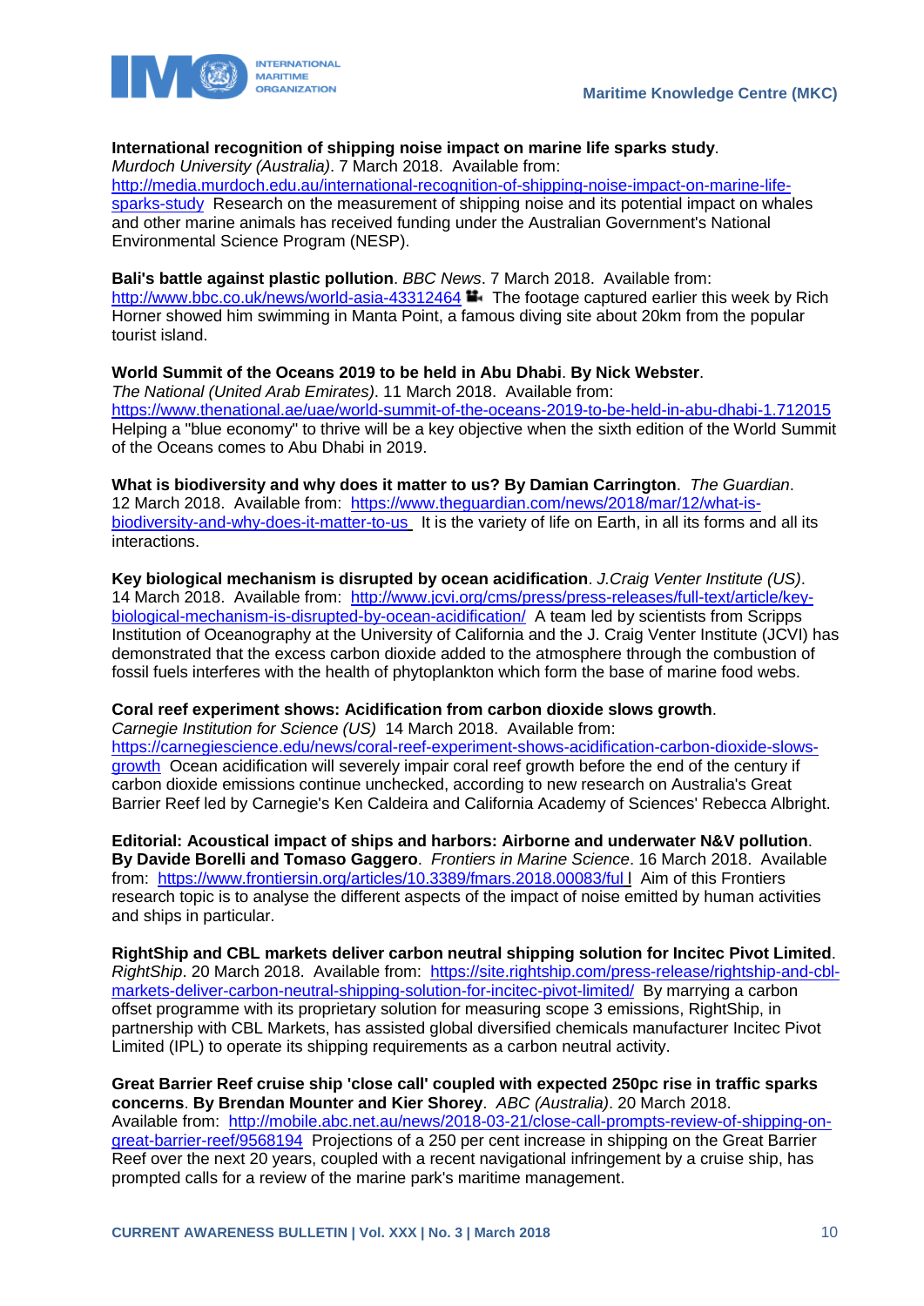**International recognition of shipping noise impact on marine life sparks study**. *Murdoch University (Australia)*. 7 March 2018. Available from: http://media.murdoch.edu.au/international-recognition-of-shipping-noise-impact-on-marine-life-sparks-study Research on the measurement of shipping noise and its potential impact on whales and other marine animals has received funding under the Australian Government's National Environmental Science Program (NESP).

**Bali's battle against plastic pollution**. *BBC News*. 7 March 2018. Available from: http://www.bbc.co.uk/news/world-asia-43312464 The footage captured earlier this week by Rich Horner showed him swimming in Manta Point, a famous diving site about 20km from the popular tourist island.

**World Summit of the Oceans 2019 to be held in Abu Dhabi**. **By Nick Webster**. *The National (United Arab Emirates)*. 11 March 2018. Available from: https://www.thenational.ae/uae/world-summit-of-the-oceans-2019-to-be-held-in-abu-dhabi-1.712015 Helping a "blue economy" to thrive will be a key objective when the sixth edition of the World Summit of the Oceans comes to Abu Dhabi in 2019.

**What is biodiversity and why does it matter to us? By Damian Carrington**. *The Guardian*. 12 March 2018. Available from: https://www.theguardian.com/news/2018/mar/12/what-is-biodiversity-and-why-does-it-matter-to-us It is the variety of life on Earth, in all its forms and all its interactions.

**Key biological mechanism is disrupted by ocean acidification**. *J.Craig Venter Institute (US)*. 14 March 2018. Available from: http://www.jcvi.org/cms/press/press-releases/full-text/article/key-biological-mechanism-is-disrupted-by-ocean-acidification/ A team led by scientists from Scripps Institution of Oceanography at the University of California and the J. Craig Venter Institute (JCVI) has demonstrated that the excess carbon dioxide added to the atmosphere through the combustion of fossil fuels interferes with the health of phytoplankton which form the base of marine food webs.

**Coral reef experiment shows: Acidification from carbon dioxide slows growth**. *Carnegie Institution for Science (US)* 14 March 2018. Available from: https://carnegiescience.edu/news/coral-reef-experiment-shows-acidification-carbon-dioxide-slows-growth Ocean acidification will severely impair coral reef growth before the end of the century if carbon dioxide emissions continue unchecked, according to new research on Australia's Great Barrier Reef led by Carnegie's Ken Caldeira and California Academy of Sciences' Rebecca Albright.

**Editorial: Acoustical impact of ships and harbors: Airborne and underwater N&V pollution**. **By Davide Borelli and Tomaso Gaggero**. *Frontiers in Marine Science*. 16 March 2018. Available from: https://www.frontiersin.org/articles/10.3389/fmars.2018.00083/full Aim of this Frontiers research topic is to analyse the different aspects of the impact of noise emitted by human activities and ships in particular.

**RightShip and CBL markets deliver carbon neutral shipping solution for Incitec Pivot Limited**. *RightShip*. 20 March 2018. Available from: https://site.rightship.com/press-release/rightship-and-cbl-markets-deliver-carbon-neutral-shipping-solution-for-incitec-pivot-limited/ By marrying a carbon offset programme with its proprietary solution for measuring scope 3 emissions, RightShip, in partnership with CBL Markets, has assisted global diversified chemicals manufacturer Incitec Pivot Limited (IPL) to operate its shipping requirements as a carbon neutral activity.

**Great Barrier Reef cruise ship 'close call' coupled with expected 250pc rise in traffic sparks concerns**. **By Brendan Mounter and Kier Shorey**. *ABC (Australia)*. 20 March 2018. Available from: http://mobile.abc.net.au/news/2018-03-21/close-call-prompts-review-of-shipping-on-great-barrier-reef/9568194 Projections of a 250 per cent increase in shipping on the Great Barrier Reef over the next 20 years, coupled with a recent navigational infringement by a cruise ship, has prompted calls for a review of the marine park's maritime management.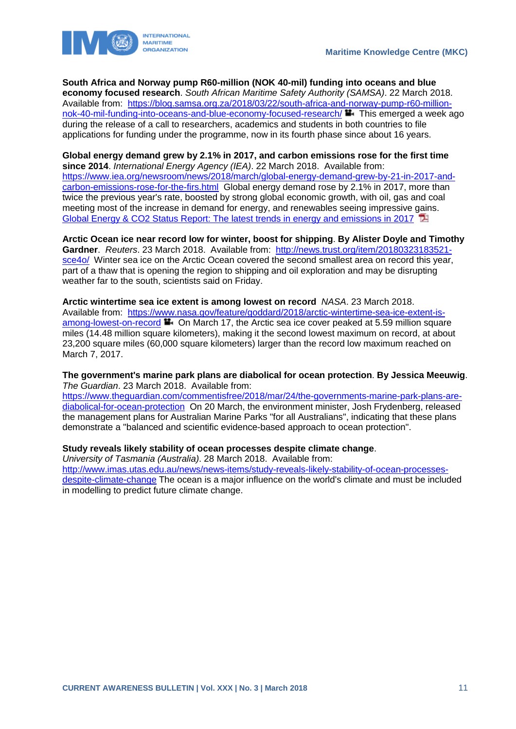**South Africa and Norway pump R60-million (NOK 40-mil) funding into oceans and blue economy focused research**. *South African Maritime Safety Authority (SAMSA)*. 22 March 2018. Available from: [https://blog.samsa.org.za/2018/03/22/south-africa-and-norway-pump-r60-million-nok-40-mil-funding-into-oceans-and-blue-economy-focused-research/](https://blog.samsa.org.za/2018/03/22/south-africa-and-norway-pump-r60-million-nok-40-mil-funding-into-oceans-and-blue-economy-focused-research/) This emerged a week ago during the release of a call to researchers, academics and students in both countries to file applications for funding under the programme, now in its fourth phase since about 16 years.

**Global energy demand grew by 2.1% in 2017, and carbon emissions rose for the first time since 2014**. *International Energy Agency (IEA)*. 22 March 2018. Available from: [https://www.iea.org/newsroom/news/2018/march/global-energy-demand-grew-by-21-in-2017-and-carbon-emissions-rose-for-the-firs.html](https://www.iea.org/newsroom/news/2018/march/global-energy-demand-grew-by-21-in-2017-and-carbon-emissions-rose-for-the-firs.html) Global energy demand rose by 2.1% in 2017, more than twice the previous year's rate, boosted by strong global economic growth, with oil, gas and coal meeting most of the increase in demand for energy, and renewables seeing impressive gains. [Global Energy & CO2 Status Report: The latest trends in energy and emissions in 2017]()

**Arctic Ocean ice near record low for winter, boost for shipping**. **By Alister Doyle and Timothy Gardner**. *Reuters*. 23 March 2018. Available from: [http://news.trust.org/item/20180323183521-sce4o/](http://news.trust.org/item/20180323183521-sce4o/) Winter sea ice on the Arctic Ocean covered the second smallest area on record this year, part of a thaw that is opening the region to shipping and oil exploration and may be disrupting weather far to the south, scientists said on Friday.

**Arctic wintertime sea ice extent is among lowest on record** *NASA*. 23 March 2018. Available from: [https://www.nasa.gov/feature/goddard/2018/arctic-wintertime-sea-ice-extent-is-among-lowest-on-record](https://www.nasa.gov/feature/goddard/2018/arctic-wintertime-sea-ice-extent-is-among-lowest-on-record) On March 17, the Arctic sea ice cover peaked at 5.59 million square miles (14.48 million square kilometers), making it the second lowest maximum on record, at about 23,200 square miles (60,000 square kilometers) larger than the record low maximum reached on March 7, 2017.

**The government's marine park plans are diabolical for ocean protection**. **By Jessica Meeuwig**. *The Guardian*. 23 March 2018. Available from: [https://www.theguardian.com/commentisfree/2018/mar/24/the-governments-marine-park-plans-are-diabolical-for-ocean-protection](https://www.theguardian.com/commentisfree/2018/mar/24/the-governments-marine-park-plans-are-diabolical-for-ocean-protection) On 20 March, the environment minister, Josh Frydenberg, released the management plans for Australian Marine Parks "for all Australians", indicating that these plans demonstrate a "balanced and scientific evidence-based approach to ocean protection".

**Study reveals likely stability of ocean processes despite climate change**. *University of Tasmania (Australia)*. 28 March 2018. Available from: [http://www.imas.utas.edu.au/news/news-items/study-reveals-likely-stability-of-ocean-processes-despite-climate-change](http://www.imas.utas.edu.au/news/news-items/study-reveals-likely-stability-of-ocean-processes-despite-climate-change) The ocean is a major influence on the world's climate and must be included in modelling to predict future climate change.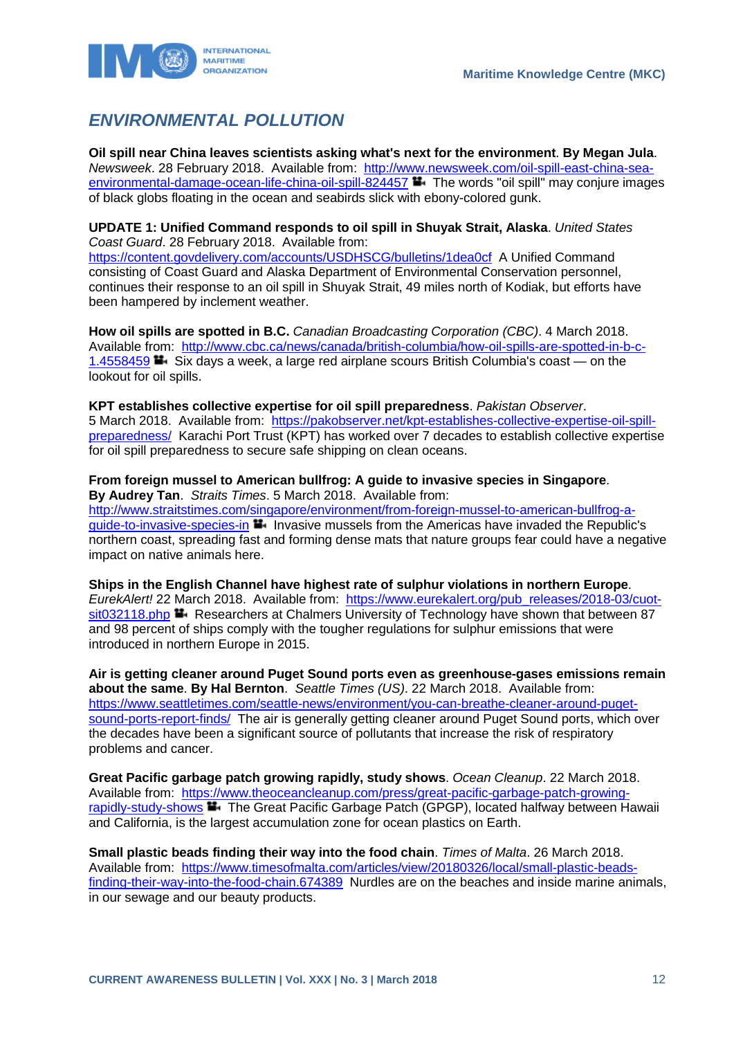## *ENVIRONMENTAL POLLUTION*

**Oil spill near China leaves scientists asking what's next for the environment**. **By Megan Jula**. *Newsweek*. 28 February 2018. Available from: http://www.newsweek.com/oil-spill-east-china-sea-environmental-damage-ocean-life-china-oil-spill-824457 The words "oil spill" may conjure images of black globs floating in the ocean and seabirds slick with ebony-colored gunk.

**UPDATE 1: Unified Command responds to oil spill in Shuyak Strait, Alaska**. *United States Coast Guard*. 28 February 2018. Available from: https://content.govdelivery.com/accounts/USDHSCG/bulletins/1dea0cf A Unified Command consisting of Coast Guard and Alaska Department of Environmental Conservation personnel, continues their response to an oil spill in Shuyak Strait, 49 miles north of Kodiak, but efforts have been hampered by inclement weather.

**How oil spills are spotted in B.C.** *Canadian Broadcasting Corporation (CBC)*. 4 March 2018. Available from: http://www.cbc.ca/news/canada/british-columbia/how-oil-spills-are-spotted-in-b-c-1.4558459 Six days a week, a large red airplane scours British Columbia's coast — on the lookout for oil spills.

**KPT establishes collective expertise for oil spill preparedness**. *Pakistan Observer*. 5 March 2018. Available from: https://pakobserver.net/kpt-establishes-collective-expertise-oil-spill-preparedness/ Karachi Port Trust (KPT) has worked over 7 decades to establish collective expertise for oil spill preparedness to secure safe shipping on clean oceans.

**From foreign mussel to American bullfrog: A guide to invasive species in Singapore**. **By Audrey Tan**. *Straits Times*. 5 March 2018. Available from: http://www.straitstimes.com/singapore/environment/from-foreign-mussel-to-american-bullfrog-a-guide-to-invasive-species-in Invasive mussels from the Americas have invaded the Republic's northern coast, spreading fast and forming dense mats that nature groups fear could have a negative impact on native animals here.

**Ships in the English Channel have highest rate of sulphur violations in northern Europe**. *EurekAlert!* 22 March 2018. Available from: https://www.eurekalert.org/pub_releases/2018-03/cuot-sit032118.php Researchers at Chalmers University of Technology have shown that between 87 and 98 percent of ships comply with the tougher regulations for sulphur emissions that were introduced in northern Europe in 2015.

**Air is getting cleaner around Puget Sound ports even as greenhouse-gases emissions remain about the same**. **By Hal Bernton**. *Seattle Times (US)*. 22 March 2018. Available from: https://www.seattletimes.com/seattle-news/environment/you-can-breathe-cleaner-around-puget-sound-ports-report-finds/ The air is generally getting cleaner around Puget Sound ports, which over the decades have been a significant source of pollutants that increase the risk of respiratory problems and cancer.

**Great Pacific garbage patch growing rapidly, study shows**. *Ocean Cleanup*. 22 March 2018. Available from: https://www.theoceancleanup.com/press/great-pacific-garbage-patch-growing-rapidly-study-shows The Great Pacific Garbage Patch (GPGP), located halfway between Hawaii and California, is the largest accumulation zone for ocean plastics on Earth.

**Small plastic beads finding their way into the food chain**. *Times of Malta*. 26 March 2018. Available from: https://www.timesofmalta.com/articles/view/20180326/local/small-plastic-beads-finding-their-way-into-the-food-chain.674389 Nurdles are on the beaches and inside marine animals, in our sewage and our beauty products.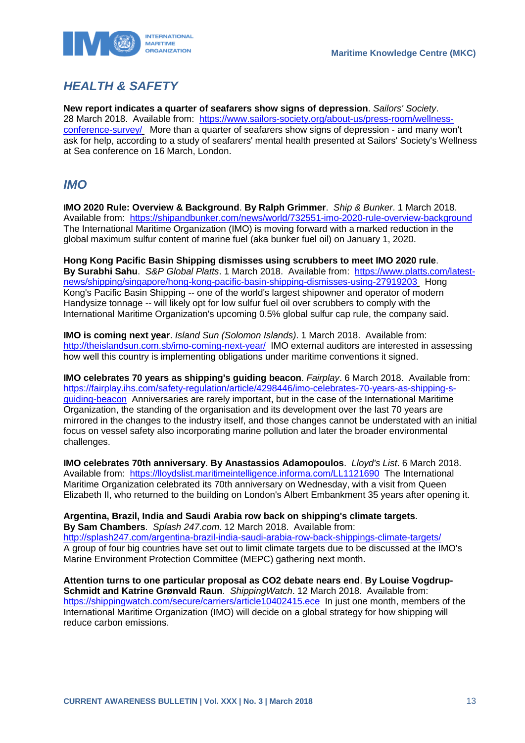## *HEALTH & SAFETY*

**New report indicates a quarter of seafarers show signs of depression**. *Sailors' Society*. 28 March 2018. Available from: https://www.sailors-society.org/about-us/press-room/wellness-conference-survey/ More than a quarter of seafarers show signs of depression - and many won't ask for help, according to a study of seafarers' mental health presented at Sailors' Society's Wellness at Sea conference on 16 March, London.

## *IMO*

**IMO 2020 Rule: Overview & Background**. **By Ralph Grimmer**. *Ship & Bunker*. 1 March 2018. Available from: https://shipandbunker.com/news/world/732551-imo-2020-rule-overview-background The International Maritime Organization (IMO) is moving forward with a marked reduction in the global maximum sulfur content of marine fuel (aka bunker fuel oil) on January 1, 2020.

**Hong Kong Pacific Basin Shipping dismisses using scrubbers to meet IMO 2020 rule**. **By Surabhi Sahu**. *S&P Global Platts*. 1 March 2018. Available from: https://www.platts.com/latest-news/shipping/singapore/hong-kong-pacific-basin-shipping-dismisses-using-27919203 Hong Kong's Pacific Basin Shipping -- one of the world's largest shipowner and operator of modern Handysize tonnage -- will likely opt for low sulfur fuel oil over scrubbers to comply with the International Maritime Organization's upcoming 0.5% global sulfur cap rule, the company said.

**IMO is coming next year**. *Island Sun (Solomon Islands)*. 1 March 2018. Available from: http://theislandsun.com.sb/imo-coming-next-year/ IMO external auditors are interested in assessing how well this country is implementing obligations under maritime conventions it signed.

**IMO celebrates 70 years as shipping's guiding beacon**. *Fairplay*. 6 March 2018. Available from: https://fairplay.ihs.com/safety-regulation/article/4298446/imo-celebrates-70-years-as-shipping-s-guiding-beacon Anniversaries are rarely important, but in the case of the International Maritime Organization, the standing of the organisation and its development over the last 70 years are mirrored in the changes to the industry itself, and those changes cannot be understated with an initial focus on vessel safety also incorporating marine pollution and later the broader environmental challenges.

**IMO celebrates 70th anniversary**. **By Anastassios Adamopoulos**. *Lloyd's List*. 6 March 2018. Available from: https://lloydslist.maritimeintelligence.informa.com/LL1121690 The International Maritime Organization celebrated its 70th anniversary on Wednesday, with a visit from Queen Elizabeth II, who returned to the building on London's Albert Embankment 35 years after opening it.

**Argentina, Brazil, India and Saudi Arabia row back on shipping's climate targets**. **By Sam Chambers**. *Splash 247.com*. 12 March 2018. Available from: http://splash247.com/argentina-brazil-india-saudi-arabia-row-back-shippings-climate-targets/ A group of four big countries have set out to limit climate targets due to be discussed at the IMO's Marine Environment Protection Committee (MEPC) gathering next month.

**Attention turns to one particular proposal as CO2 debate nears end**. **By Louise Vogdrup-Schmidt and Katrine Grønvald Raun**. *ShippingWatch*. 12 March 2018. Available from: https://shippingwatch.com/secure/carriers/article10402415.ece In just one month, members of the International Maritime Organization (IMO) will decide on a global strategy for how shipping will reduce carbon emissions.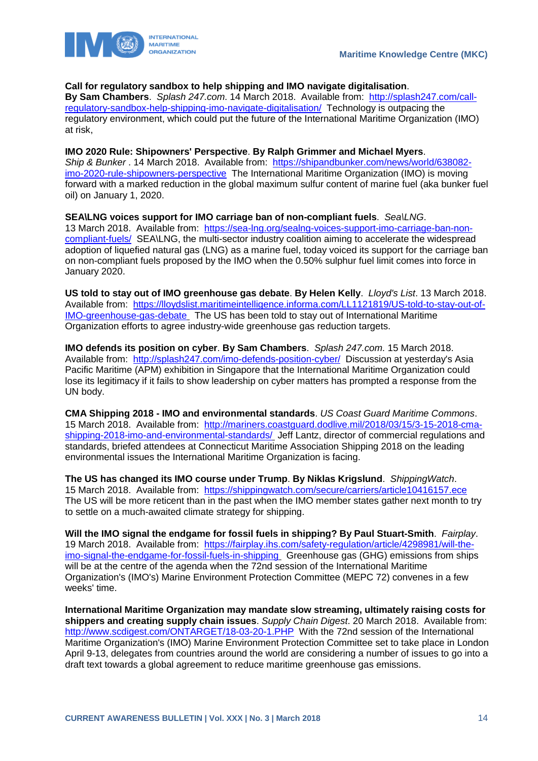**Call for regulatory sandbox to help shipping and IMO navigate digitalisation**.
**By Sam Chambers**. *Splash 247.com*. 14 March 2018. Available from: http://splash247.com/call-regulatory-sandbox-help-shipping-imo-navigate-digitalisation/ Technology is outpacing the regulatory environment, which could put the future of the International Maritime Organization (IMO) at risk,

**IMO 2020 Rule: Shipowners' Perspective**. **By Ralph Grimmer and Michael Myers**.
*Ship & Bunker* . 14 March 2018. Available from: https://shipandbunker.com/news/world/638082-imo-2020-rule-shipowners-perspective The International Maritime Organization (IMO) is moving forward with a marked reduction in the global maximum sulfur content of marine fuel (aka bunker fuel oil) on January 1, 2020.

**SEA\LNG voices support for IMO carriage ban of non-compliant fuels**. *Sea\LNG*.
13 March 2018. Available from: https://sea-lng.org/sealng-voices-support-imo-carriage-ban-non-compliant-fuels/ SEA\LNG, the multi-sector industry coalition aiming to accelerate the widespread adoption of liquefied natural gas (LNG) as a marine fuel, today voiced its support for the carriage ban on non-compliant fuels proposed by the IMO when the 0.50% sulphur fuel limit comes into force in January 2020.

**US told to stay out of IMO greenhouse gas debate**. **By Helen Kelly**. *Lloyd's List*. 13 March 2018. Available from: https://lloydslist.maritimeintelligence.informa.com/LL1121819/US-told-to-stay-out-of-IMO-greenhouse-gas-debate The US has been told to stay out of International Maritime Organization efforts to agree industry-wide greenhouse gas reduction targets.

**IMO defends its position on cyber**. **By Sam Chambers**. *Splash 247.com*. 15 March 2018. Available from: http://splash247.com/imo-defends-position-cyber/ Discussion at yesterday's Asia Pacific Maritime (APM) exhibition in Singapore that the International Maritime Organization could lose its legitimacy if it fails to show leadership on cyber matters has prompted a response from the UN body.

**CMA Shipping 2018 - IMO and environmental standards**. *US Coast Guard Maritime Commons*. 15 March 2018. Available from: http://mariners.coastguard.dodlive.mil/2018/03/15/3-15-2018-cma-shipping-2018-imo-and-environmental-standards/ Jeff Lantz, director of commercial regulations and standards, briefed attendees at Connecticut Maritime Association Shipping 2018 on the leading environmental issues the International Maritime Organization is facing.

**The US has changed its IMO course under Trump**. **By Niklas Krigslund**. *ShippingWatch*. 15 March 2018. Available from: https://shippingwatch.com/secure/carriers/article10416157.ece The US will be more reticent than in the past when the IMO member states gather next month to try to settle on a much-awaited climate strategy for shipping.

**Will the IMO signal the endgame for fossil fuels in shipping? By Paul Stuart-Smith**. *Fairplay*. 19 March 2018. Available from: https://fairplay.ihs.com/safety-regulation/article/4298981/will-the-imo-signal-the-endgame-for-fossil-fuels-in-shipping Greenhouse gas (GHG) emissions from ships will be at the centre of the agenda when the 72nd session of the International Maritime Organization's (IMO's) Marine Environment Protection Committee (MEPC 72) convenes in a few weeks' time.

**International Maritime Organization may mandate slow streaming, ultimately raising costs for shippers and creating supply chain issues**. *Supply Chain Digest*. 20 March 2018. Available from: http://www.scdigest.com/ONTARGET/18-03-20-1.PHP With the 72nd session of the International Maritime Organization's (IMO) Marine Environment Protection Committee set to take place in London April 9-13, delegates from countries around the world are considering a number of issues to go into a draft text towards a global agreement to reduce maritime greenhouse gas emissions.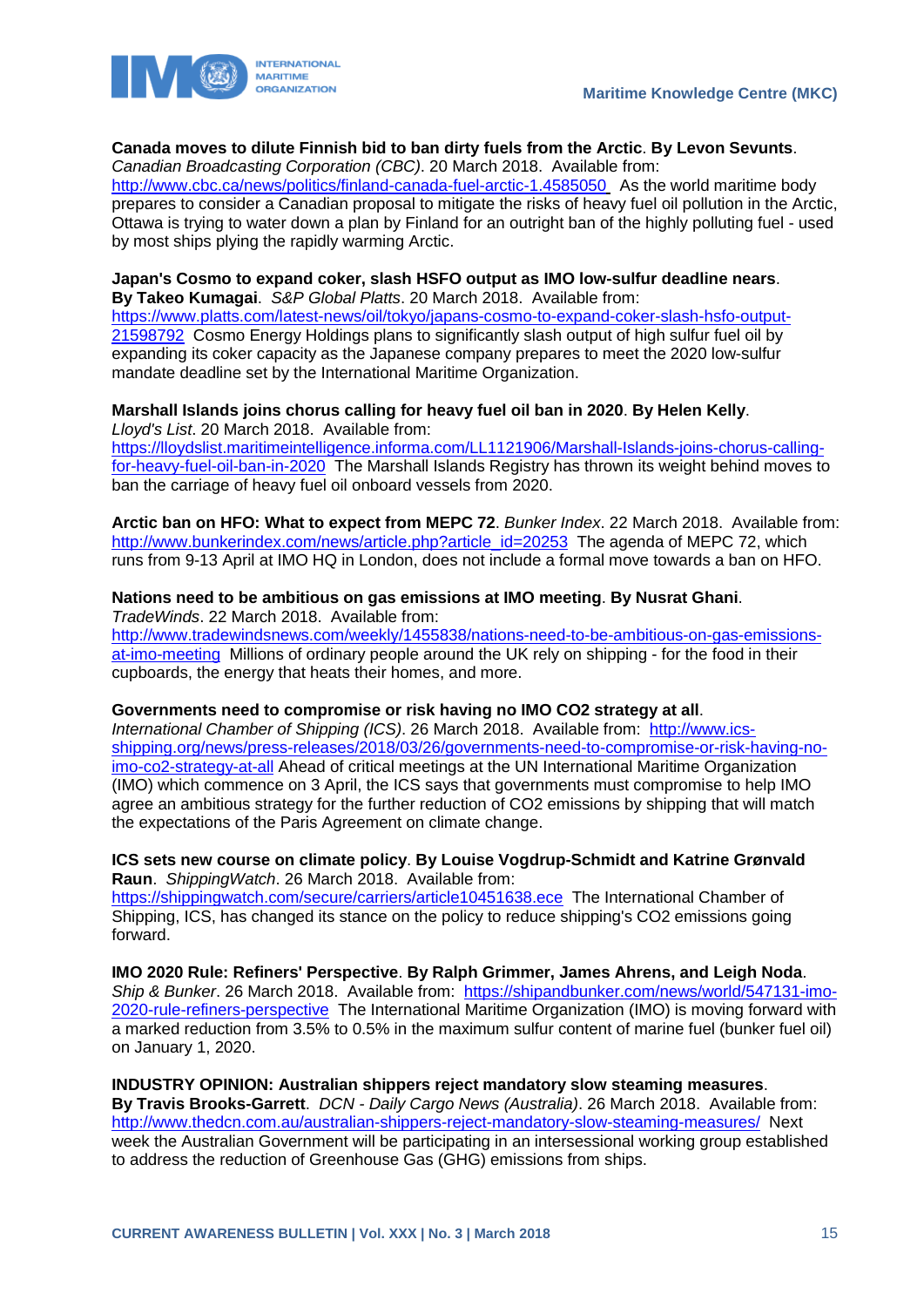**Canada moves to dilute Finnish bid to ban dirty fuels from the Arctic**. **By Levon Sevunts**. *Canadian Broadcasting Corporation (CBC)*. 20 March 2018. Available from: http://www.cbc.ca/news/politics/finland-canada-fuel-arctic-1.4585050 As the world maritime body prepares to consider a Canadian proposal to mitigate the risks of heavy fuel oil pollution in the Arctic, Ottawa is trying to water down a plan by Finland for an outright ban of the highly polluting fuel - used by most ships plying the rapidly warming Arctic.

**Japan's Cosmo to expand coker, slash HSFO output as IMO low-sulfur deadline nears**. **By Takeo Kumagai**. *S&P Global Platts*. 20 March 2018. Available from: https://www.platts.com/latest-news/oil/tokyo/japans-cosmo-to-expand-coker-slash-hsfo-output-21598792 Cosmo Energy Holdings plans to significantly slash output of high sulfur fuel oil by expanding its coker capacity as the Japanese company prepares to meet the 2020 low-sulfur mandate deadline set by the International Maritime Organization.

**Marshall Islands joins chorus calling for heavy fuel oil ban in 2020**. **By Helen Kelly**. *Lloyd's List*. 20 March 2018. Available from: https://lloydslist.maritimeintelligence.informa.com/LL1121906/Marshall-Islands-joins-chorus-calling-for-heavy-fuel-oil-ban-in-2020 The Marshall Islands Registry has thrown its weight behind moves to ban the carriage of heavy fuel oil onboard vessels from 2020.

**Arctic ban on HFO: What to expect from MEPC 72**. *Bunker Index*. 22 March 2018. Available from: http://www.bunkerindex.com/news/article.php?article_id=20253 The agenda of MEPC 72, which runs from 9-13 April at IMO HQ in London, does not include a formal move towards a ban on HFO.

**Nations need to be ambitious on gas emissions at IMO meeting**. **By Nusrat Ghani**. *TradeWinds*. 22 March 2018. Available from: http://www.tradewindsnews.com/weekly/1455838/nations-need-to-be-ambitious-on-gas-emissions-at-imo-meeting Millions of ordinary people around the UK rely on shipping - for the food in their cupboards, the energy that heats their homes, and more.

**Governments need to compromise or risk having no IMO CO2 strategy at all**. *International Chamber of Shipping (ICS)*. 26 March 2018. Available from: http://www.ics-shipping.org/news/press-releases/2018/03/26/governments-need-to-compromise-or-risk-having-no-imo-co2-strategy-at-all Ahead of critical meetings at the UN International Maritime Organization (IMO) which commence on 3 April, the ICS says that governments must compromise to help IMO agree an ambitious strategy for the further reduction of CO2 emissions by shipping that will match the expectations of the Paris Agreement on climate change.

**ICS sets new course on climate policy**. **By Louise Vogdrup-Schmidt and Katrine Grønvald Raun**. *ShippingWatch*. 26 March 2018. Available from: https://shippingwatch.com/secure/carriers/article10451638.ece The International Chamber of Shipping, ICS, has changed its stance on the policy to reduce shipping's CO2 emissions going forward.

**IMO 2020 Rule: Refiners' Perspective**. **By Ralph Grimmer, James Ahrens, and Leigh Noda**. *Ship & Bunker*. 26 March 2018. Available from: https://shipandbunker.com/news/world/547131-imo-2020-rule-refiners-perspective The International Maritime Organization (IMO) is moving forward with a marked reduction from 3.5% to 0.5% in the maximum sulfur content of marine fuel (bunker fuel oil) on January 1, 2020.

**INDUSTRY OPINION: Australian shippers reject mandatory slow steaming measures**. **By Travis Brooks-Garrett**. *DCN - Daily Cargo News (Australia)*. 26 March 2018. Available from: http://www.thedcn.com.au/australian-shippers-reject-mandatory-slow-steaming-measures/ Next week the Australian Government will be participating in an intersessional working group established to address the reduction of Greenhouse Gas (GHG) emissions from ships.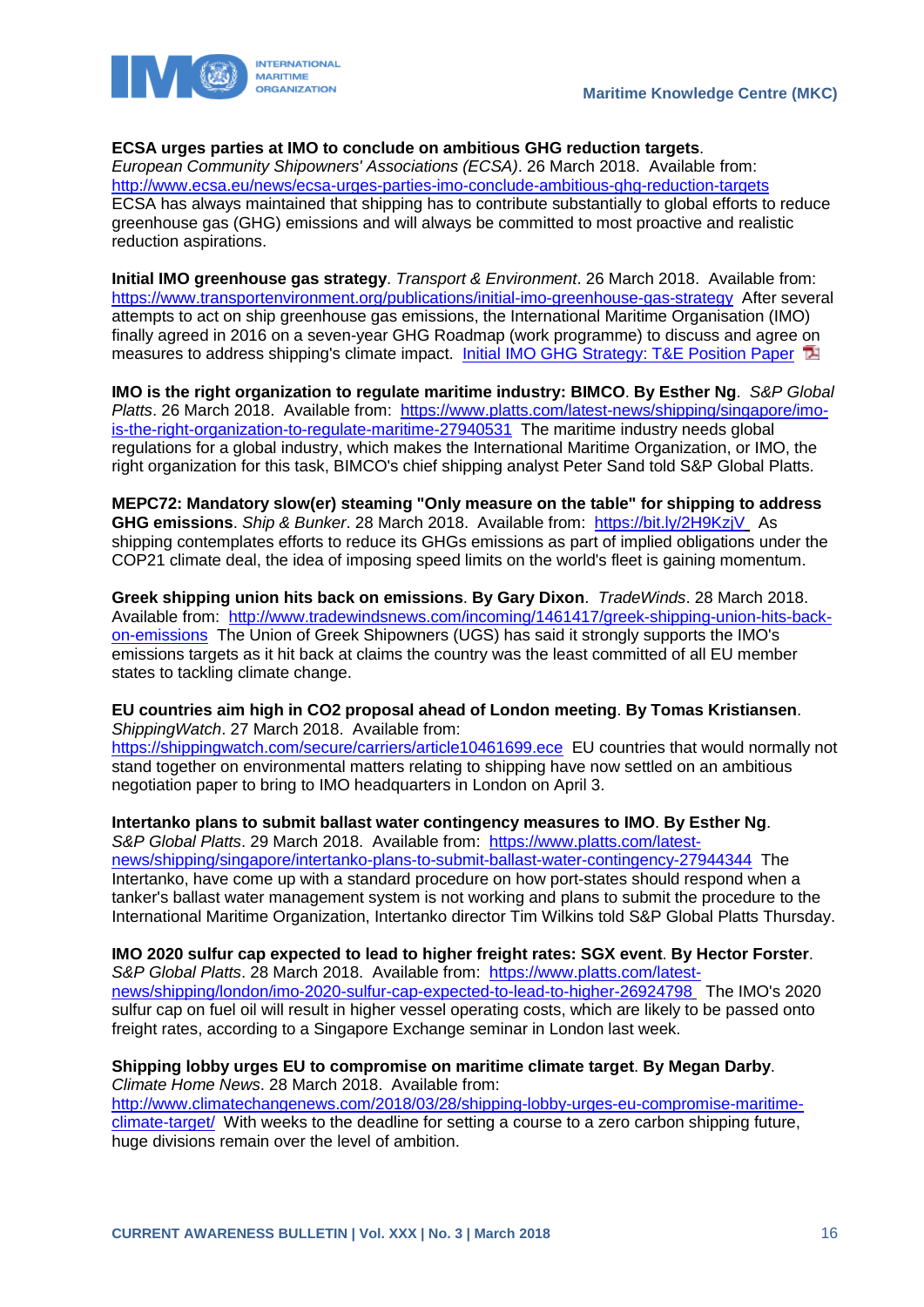**ECSA urges parties at IMO to conclude on ambitious GHG reduction targets**. *European Community Shipowners' Associations (ECSA)*. 26 March 2018. Available from: http://www.ecsa.eu/news/ecsa-urges-parties-imo-conclude-ambitious-ghg-reduction-targets ECSA has always maintained that shipping has to contribute substantially to global efforts to reduce greenhouse gas (GHG) emissions and will always be committed to most proactive and realistic reduction aspirations.

**Initial IMO greenhouse gas strategy**. *Transport & Environment*. 26 March 2018. Available from: https://www.transportenvironment.org/publications/initial-imo-greenhouse-gas-strategy After several attempts to act on ship greenhouse gas emissions, the International Maritime Organisation (IMO) finally agreed in 2016 on a seven-year GHG Roadmap (work programme) to discuss and agree on measures to address shipping's climate impact. Initial IMO GHG Strategy: T&E Position Paper

**IMO is the right organization to regulate maritime industry: BIMCO**. **By Esther Ng**. *S&P Global Platts*. 26 March 2018. Available from: https://www.platts.com/latest-news/shipping/singapore/imo-is-the-right-organization-to-regulate-maritime-27940531 The maritime industry needs global regulations for a global industry, which makes the International Maritime Organization, or IMO, the right organization for this task, BIMCO's chief shipping analyst Peter Sand told S&P Global Platts.

**MEPC72: Mandatory slow(er) steaming "Only measure on the table" for shipping to address GHG emissions**. *Ship & Bunker*. 28 March 2018. Available from: https://bit.ly/2H9KzjV As shipping contemplates efforts to reduce its GHGs emissions as part of implied obligations under the COP21 climate deal, the idea of imposing speed limits on the world's fleet is gaining momentum.

**Greek shipping union hits back on emissions**. **By Gary Dixon**. *TradeWinds*. 28 March 2018. Available from: http://www.tradewindsnews.com/incoming/1461417/greek-shipping-union-hits-back-on-emissions The Union of Greek Shipowners (UGS) has said it strongly supports the IMO's emissions targets as it hit back at claims the country was the least committed of all EU member states to tackling climate change.

**EU countries aim high in CO2 proposal ahead of London meeting**. **By Tomas Kristiansen**. *ShippingWatch*. 27 March 2018. Available from: https://shippingwatch.com/secure/carriers/article10461699.ece EU countries that would normally not stand together on environmental matters relating to shipping have now settled on an ambitious negotiation paper to bring to IMO headquarters in London on April 3.

**Intertanko plans to submit ballast water contingency measures to IMO**. **By Esther Ng**. *S&P Global Platts*. 29 March 2018. Available from: https://www.platts.com/latest-news/shipping/singapore/intertanko-plans-to-submit-ballast-water-contingency-27944344 The Intertanko, have come up with a standard procedure on how port-states should respond when a tanker's ballast water management system is not working and plans to submit the procedure to the International Maritime Organization, Intertanko director Tim Wilkins told S&P Global Platts Thursday.

**IMO 2020 sulfur cap expected to lead to higher freight rates: SGX event**. **By Hector Forster**. *S&P Global Platts*. 28 March 2018. Available from: https://www.platts.com/latest-news/shipping/london/imo-2020-sulfur-cap-expected-to-lead-to-higher-26924798 The IMO's 2020 sulfur cap on fuel oil will result in higher vessel operating costs, which are likely to be passed onto freight rates, according to a Singapore Exchange seminar in London last week.

**Shipping lobby urges EU to compromise on maritime climate target**. **By Megan Darby**. *Climate Home News*. 28 March 2018. Available from: http://www.climatechangenews.com/2018/03/28/shipping-lobby-urges-eu-compromise-maritime-climate-target/ With weeks to the deadline for setting a course to a zero carbon shipping future, huge divisions remain over the level of ambition.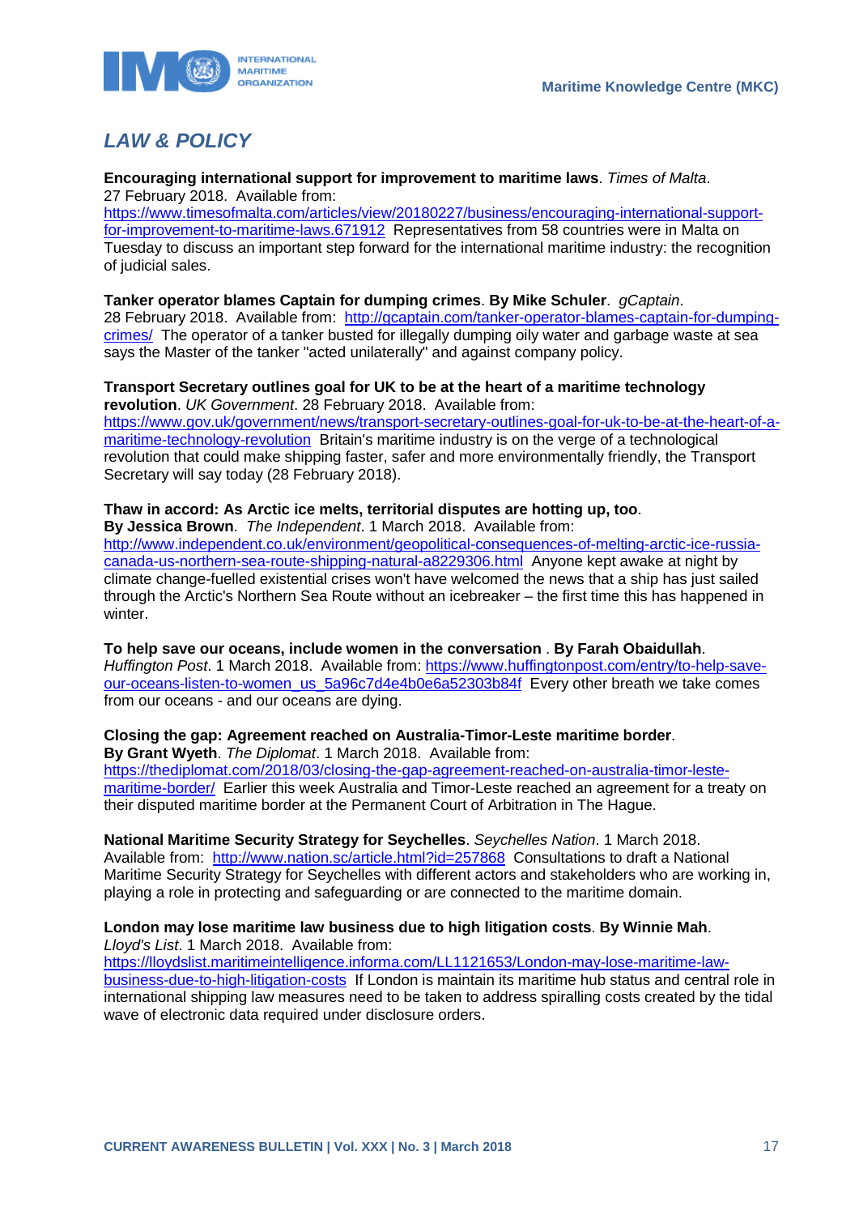## *LAW & POLICY*

**Encouraging international support for improvement to maritime laws**. *Times of Malta*. 27 February 2018. Available from: https://www.timesofmalta.com/articles/view/20180227/business/encouraging-international-support-for-improvement-to-maritime-laws.671912 Representatives from 58 countries were in Malta on Tuesday to discuss an important step forward for the international maritime industry: the recognition of judicial sales.

**Tanker operator blames Captain for dumping crimes**. **By Mike Schuler**. *gCaptain*. 28 February 2018. Available from: http://gcaptain.com/tanker-operator-blames-captain-for-dumping-crimes/ The operator of a tanker busted for illegally dumping oily water and garbage waste at sea says the Master of the tanker "acted unilaterally" and against company policy.

**Transport Secretary outlines goal for UK to be at the heart of a maritime technology revolution**. *UK Government*. 28 February 2018. Available from: https://www.gov.uk/government/news/transport-secretary-outlines-goal-for-uk-to-be-at-the-heart-of-a-maritime-technology-revolution Britain's maritime industry is on the verge of a technological revolution that could make shipping faster, safer and more environmentally friendly, the Transport Secretary will say today (28 February 2018).

**Thaw in accord: As Arctic ice melts, territorial disputes are hotting up, too**. **By Jessica Brown**. *The Independent*. 1 March 2018. Available from: http://www.independent.co.uk/environment/geopolitical-consequences-of-melting-arctic-ice-russia-canada-us-northern-sea-route-shipping-natural-a8229306.html Anyone kept awake at night by climate change-fuelled existential crises won't have welcomed the news that a ship has just sailed through the Arctic's Northern Sea Route without an icebreaker – the first time this has happened in winter.

**To help save our oceans, include women in the conversation** . **By Farah Obaidullah**. *Huffington Post*. 1 March 2018. Available from: https://www.huffingtonpost.com/entry/to-help-save-our-oceans-listen-to-women_us_5a96c7d4e4b0e6a52303b84f Every other breath we take comes from our oceans - and our oceans are dying.

**Closing the gap: Agreement reached on Australia-Timor-Leste maritime border**. **By Grant Wyeth**. *The Diplomat*. 1 March 2018. Available from: https://thediplomat.com/2018/03/closing-the-gap-agreement-reached-on-australia-timor-leste-maritime-border/ Earlier this week Australia and Timor-Leste reached an agreement for a treaty on their disputed maritime border at the Permanent Court of Arbitration in The Hague.

**National Maritime Security Strategy for Seychelles**. *Seychelles Nation*. 1 March 2018. Available from: http://www.nation.sc/article.html?id=257868 Consultations to draft a National Maritime Security Strategy for Seychelles with different actors and stakeholders who are working in, playing a role in protecting and safeguarding or are connected to the maritime domain.

**London may lose maritime law business due to high litigation costs**. **By Winnie Mah**. *Lloyd's List*. 1 March 2018. Available from: https://lloydslist.maritimeintelligence.informa.com/LL1121653/London-may-lose-maritime-law-business-due-to-high-litigation-costs If London is maintain its maritime hub status and central role in international shipping law measures need to be taken to address spiralling costs created by the tidal wave of electronic data required under disclosure orders.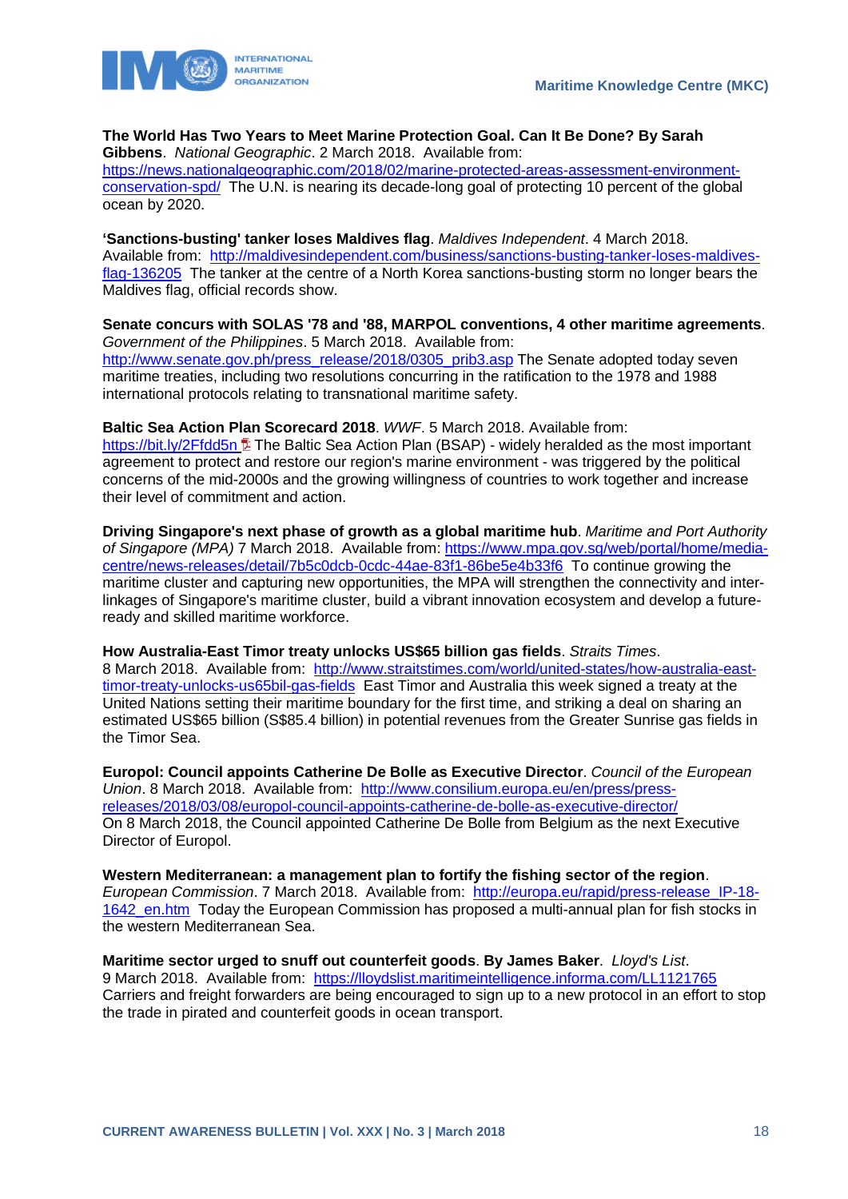**The World Has Two Years to Meet Marine Protection Goal. Can It Be Done? By Sarah Gibbens**. *National Geographic*. 2 March 2018. Available from: https://news.nationalgeographic.com/2018/02/marine-protected-areas-assessment-environment-conservation-spd/ The U.N. is nearing its decade-long goal of protecting 10 percent of the global ocean by 2020.

**'Sanctions-busting' tanker loses Maldives flag**. *Maldives Independent*. 4 March 2018. Available from: http://maldivesindependent.com/business/sanctions-busting-tanker-loses-maldives-flag-136205 The tanker at the centre of a North Korea sanctions-busting storm no longer bears the Maldives flag, official records show.

**Senate concurs with SOLAS '78 and '88, MARPOL conventions, 4 other maritime agreements**. *Government of the Philippines*. 5 March 2018. Available from: http://www.senate.gov.ph/press_release/2018/0305_prib3.asp The Senate adopted today seven maritime treaties, including two resolutions concurring in the ratification to the 1978 and 1988 international protocols relating to transnational maritime safety.

**Baltic Sea Action Plan Scorecard 2018**. *WWF*. 5 March 2018. Available from: https://bit.ly/2Ffdd5n The Baltic Sea Action Plan (BSAP) - widely heralded as the most important agreement to protect and restore our region's marine environment - was triggered by the political concerns of the mid-2000s and the growing willingness of countries to work together and increase their level of commitment and action.

**Driving Singapore's next phase of growth as a global maritime hub**. *Maritime and Port Authority of Singapore (MPA)* 7 March 2018. Available from: https://www.mpa.gov.sg/web/portal/home/media-centre/news-releases/detail/7b5c0dcb-0cdc-44ae-83f1-86be5e4b33f6 To continue growing the maritime cluster and capturing new opportunities, the MPA will strengthen the connectivity and inter-linkages of Singapore's maritime cluster, build a vibrant innovation ecosystem and develop a future-ready and skilled maritime workforce.

**How Australia-East Timor treaty unlocks US$65 billion gas fields**. *Straits Times*. 8 March 2018. Available from: http://www.straitstimes.com/world/united-states/how-australia-east-timor-treaty-unlocks-us65bil-gas-fields East Timor and Australia this week signed a treaty at the United Nations setting their maritime boundary for the first time, and striking a deal on sharing an estimated US$65 billion (S$85.4 billion) in potential revenues from the Greater Sunrise gas fields in the Timor Sea.

**Europol: Council appoints Catherine De Bolle as Executive Director**. *Council of the European Union*. 8 March 2018. Available from: http://www.consilium.europa.eu/en/press/press-releases/2018/03/08/europol-council-appoints-catherine-de-bolle-as-executive-director/ On 8 March 2018, the Council appointed Catherine De Bolle from Belgium as the next Executive Director of Europol.

**Western Mediterranean: a management plan to fortify the fishing sector of the region**. *European Commission*. 7 March 2018. Available from: http://europa.eu/rapid/press-release_IP-18-1642_en.htm Today the European Commission has proposed a multi-annual plan for fish stocks in the western Mediterranean Sea.

**Maritime sector urged to snuff out counterfeit goods**. **By James Baker**. *Lloyd's List*. 9 March 2018. Available from: https://lloydslist.maritimeintelligence.informa.com/LL1121765 Carriers and freight forwarders are being encouraged to sign up to a new protocol in an effort to stop the trade in pirated and counterfeit goods in ocean transport.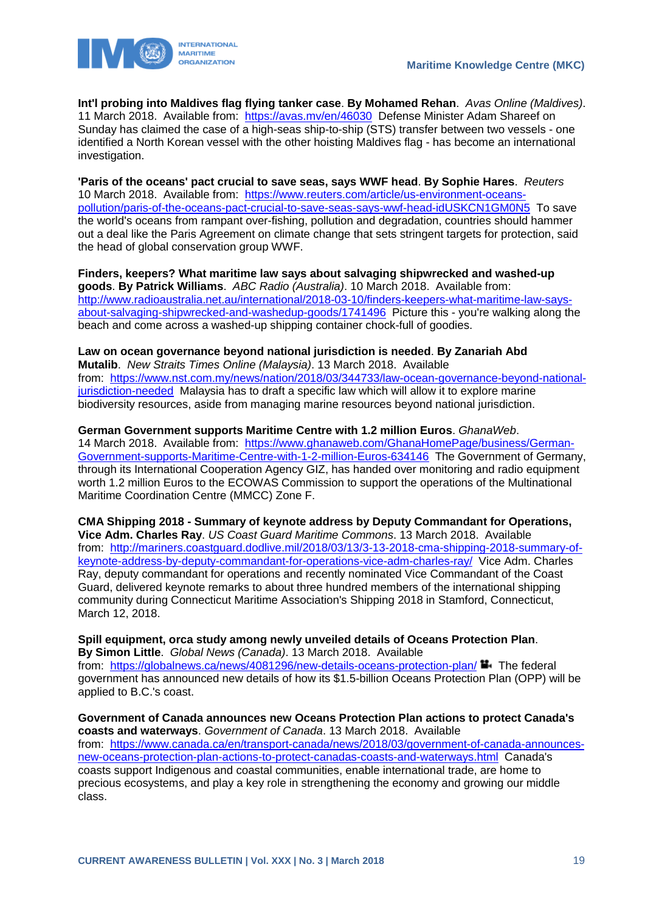**Int'l probing into Maldives flag flying tanker case**. **By Mohamed Rehan**. *Avas Online (Maldives)*. 11 March 2018. Available from: https://avas.mv/en/46030 Defense Minister Adam Shareef on Sunday has claimed the case of a high-seas ship-to-ship (STS) transfer between two vessels - one identified a North Korean vessel with the other hoisting Maldives flag - has become an international investigation.

**'Paris of the oceans' pact crucial to save seas, says WWF head**. **By Sophie Hares**. *Reuters* 10 March 2018. Available from: https://www.reuters.com/article/us-environment-oceans-pollution/paris-of-the-oceans-pact-crucial-to-save-seas-says-wwf-head-idUSKCN1GM0N5 To save the world's oceans from rampant over-fishing, pollution and degradation, countries should hammer out a deal like the Paris Agreement on climate change that sets stringent targets for protection, said the head of global conservation group WWF.

**Finders, keepers? What maritime law says about salvaging shipwrecked and washed-up goods**. **By Patrick Williams**. *ABC Radio (Australia)*. 10 March 2018. Available from: http://www.radioaustralia.net.au/international/2018-03-10/finders-keepers-what-maritime-law-says-about-salvaging-shipwrecked-and-washedup-goods/1741496 Picture this - you're walking along the beach and come across a washed-up shipping container chock-full of goodies.

**Law on ocean governance beyond national jurisdiction is needed**. **By Zanariah Abd Mutalib**. *New Straits Times Online (Malaysia)*. 13 March 2018. Available from: https://www.nst.com.my/news/nation/2018/03/344733/law-ocean-governance-beyond-national-jurisdiction-needed Malaysia has to draft a specific law which will allow it to explore marine biodiversity resources, aside from managing marine resources beyond national jurisdiction.

**German Government supports Maritime Centre with 1.2 million Euros**. *GhanaWeb*. 14 March 2018. Available from: https://www.ghanaweb.com/GhanaHomePage/business/German-Government-supports-Maritime-Centre-with-1-2-million-Euros-634146 The Government of Germany, through its International Cooperation Agency GIZ, has handed over monitoring and radio equipment worth 1.2 million Euros to the ECOWAS Commission to support the operations of the Multinational Maritime Coordination Centre (MMCC) Zone F.

**CMA Shipping 2018 - Summary of keynote address by Deputy Commandant for Operations, Vice Adm. Charles Ray**. *US Coast Guard Maritime Commons*. 13 March 2018. Available from: http://mariners.coastguard.dodlive.mil/2018/03/13/3-13-2018-cma-shipping-2018-summary-of-keynote-address-by-deputy-commandant-for-operations-vice-adm-charles-ray/ Vice Adm. Charles Ray, deputy commandant for operations and recently nominated Vice Commandant of the Coast Guard, delivered keynote remarks to about three hundred members of the international shipping community during Connecticut Maritime Association's Shipping 2018 in Stamford, Connecticut, March 12, 2018.

**Spill equipment, orca study among newly unveiled details of Oceans Protection Plan**. **By Simon Little**. *Global News (Canada)*. 13 March 2018. Available from: https://globalnews.ca/news/4081296/new-details-oceans-protection-plan/ The federal government has announced new details of how its $1.5-billion Oceans Protection Plan (OPP) will be applied to B.C.'s coast.

**Government of Canada announces new Oceans Protection Plan actions to protect Canada's coasts and waterways**. *Government of Canada*. 13 March 2018. Available from: https://www.canada.ca/en/transport-canada/news/2018/03/government-of-canada-announces-new-oceans-protection-plan-actions-to-protect-canadas-coasts-and-waterways.html Canada's coasts support Indigenous and coastal communities, enable international trade, are home to precious ecosystems, and play a key role in strengthening the economy and growing our middle class.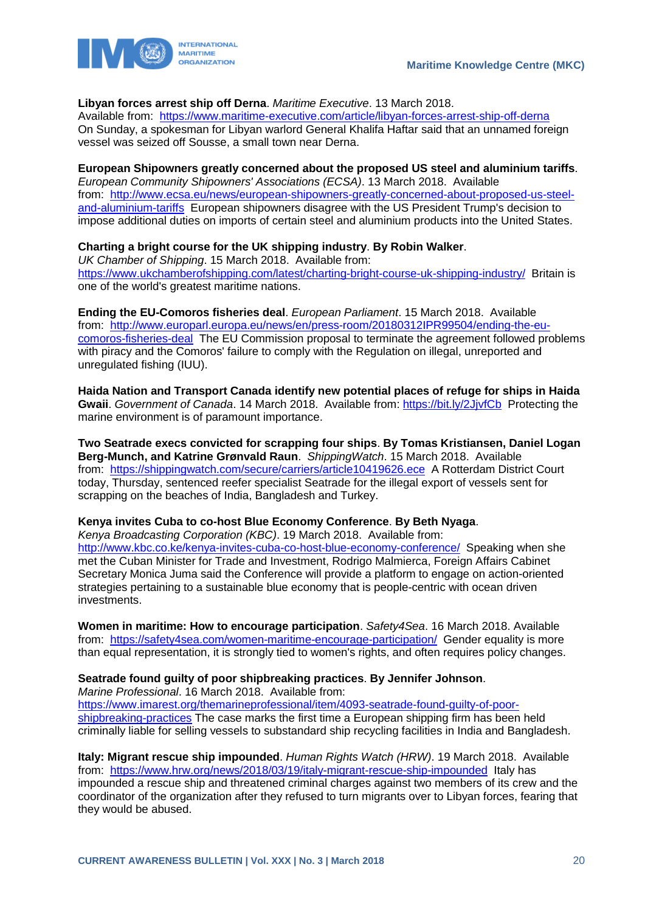**Libyan forces arrest ship off Derna**. *Maritime Executive*. 13 March 2018.
Available from: https://www.maritime-executive.com/article/libyan-forces-arrest-ship-off-derna
On Sunday, a spokesman for Libyan warlord General Khalifa Haftar said that an unnamed foreign vessel was seized off Sousse, a small town near Derna.

**European Shipowners greatly concerned about the proposed US steel and aluminium tariffs**. *European Community Shipowners' Associations (ECSA)*. 13 March 2018. Available from: http://www.ecsa.eu/news/european-shipowners-greatly-concerned-about-proposed-us-steel-and-aluminium-tariffs European shipowners disagree with the US President Trump's decision to impose additional duties on imports of certain steel and aluminium products into the United States.

**Charting a bright course for the UK shipping industry**. **By Robin Walker**.
*UK Chamber of Shipping*. 15 March 2018. Available from:
https://www.ukchamberofshipping.com/latest/charting-bright-course-uk-shipping-industry/ Britain is one of the world's greatest maritime nations.

**Ending the EU-Comoros fisheries deal**. *European Parliament*. 15 March 2018. Available from: http://www.europarl.europa.eu/news/en/press-room/20180312IPR99504/ending-the-eu-comoros-fisheries-deal The EU Commission proposal to terminate the agreement followed problems with piracy and the Comoros' failure to comply with the Regulation on illegal, unreported and unregulated fishing (IUU).

**Haida Nation and Transport Canada identify new potential places of refuge for ships in Haida Gwaii**. *Government of Canada*. 14 March 2018. Available from: https://bit.ly/2JjvfCb Protecting the marine environment is of paramount importance.

**Two Seatrade execs convicted for scrapping four ships**. **By Tomas Kristiansen, Daniel Logan Berg-Munch, and Katrine Grønvald Raun**. *ShippingWatch*. 15 March 2018. Available from: https://shippingwatch.com/secure/carriers/article10419626.ece A Rotterdam District Court today, Thursday, sentenced reefer specialist Seatrade for the illegal export of vessels sent for scrapping on the beaches of India, Bangladesh and Turkey.

**Kenya invites Cuba to co-host Blue Economy Conference**. **By Beth Nyaga**.
*Kenya Broadcasting Corporation (KBC)*. 19 March 2018. Available from:
http://www.kbc.co.ke/kenya-invites-cuba-co-host-blue-economy-conference/ Speaking when she met the Cuban Minister for Trade and Investment, Rodrigo Malmierca, Foreign Affairs Cabinet Secretary Monica Juma said the Conference will provide a platform to engage on action-oriented strategies pertaining to a sustainable blue economy that is people-centric with ocean driven investments.

**Women in maritime: How to encourage participation**. *Safety4Sea*. 16 March 2018. Available from: https://safety4sea.com/women-maritime-encourage-participation/ Gender equality is more than equal representation, it is strongly tied to women's rights, and often requires policy changes.

**Seatrade found guilty of poor shipbreaking practices**. **By Jennifer Johnson**.
*Marine Professional*. 16 March 2018. Available from:
https://www.imarest.org/themarineprofessional/item/4093-seatrade-found-guilty-of-poor-shipbreaking-practices The case marks the first time a European shipping firm has been held criminally liable for selling vessels to substandard ship recycling facilities in India and Bangladesh.

**Italy: Migrant rescue ship impounded**. *Human Rights Watch (HRW)*. 19 March 2018. Available from: https://www.hrw.org/news/2018/03/19/italy-migrant-rescue-ship-impounded Italy has impounded a rescue ship and threatened criminal charges against two members of its crew and the coordinator of the organization after they refused to turn migrants over to Libyan forces, fearing that they would be abused.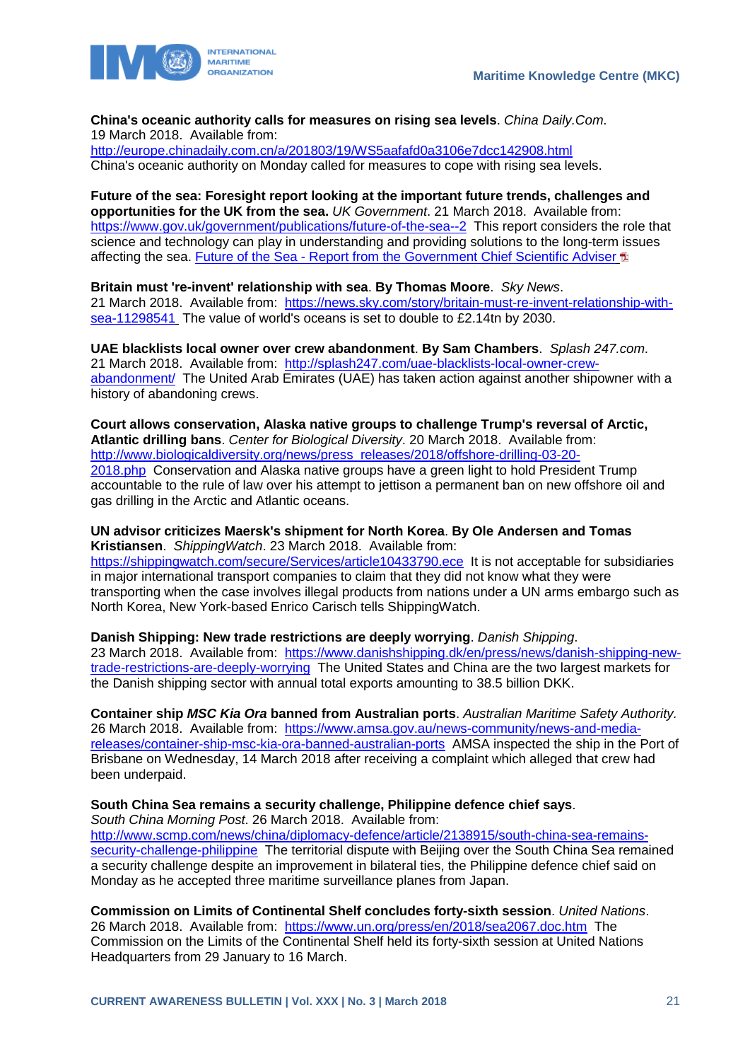**China's oceanic authority calls for measures on rising sea levels**. *China Daily.Com*. 19 March 2018. Available from: http://europe.chinadaily.com.cn/a/201803/19/WS5aafafd0a3106e7dcc142908.html China's oceanic authority on Monday called for measures to cope with rising sea levels.

**Future of the sea: Foresight report looking at the important future trends, challenges and opportunities for the UK from the sea.** *UK Government*. 21 March 2018. Available from: https://www.gov.uk/government/publications/future-of-the-sea--2 This report considers the role that science and technology can play in understanding and providing solutions to the long-term issues affecting the sea. Future of the Sea - Report from the Government Chief Scientific Adviser

**Britain must 're-invent' relationship with sea**. **By Thomas Moore**. *Sky News*. 21 March 2018. Available from: https://news.sky.com/story/britain-must-re-invent-relationship-with-sea-11298541 The value of world's oceans is set to double to £2.14tn by 2030.

**UAE blacklists local owner over crew abandonment**. **By Sam Chambers**. *Splash 247.com*. 21 March 2018. Available from: http://splash247.com/uae-blacklists-local-owner-crew-abandonment/ The United Arab Emirates (UAE) has taken action against another shipowner with a history of abandoning crews.

**Court allows conservation, Alaska native groups to challenge Trump's reversal of Arctic, Atlantic drilling bans**. *Center for Biological Diversity*. 20 March 2018. Available from: http://www.biologicaldiversity.org/news/press_releases/2018/offshore-drilling-03-20-2018.php Conservation and Alaska native groups have a green light to hold President Trump accountable to the rule of law over his attempt to jettison a permanent ban on new offshore oil and gas drilling in the Arctic and Atlantic oceans.

**UN advisor criticizes Maersk's shipment for North Korea**. **By Ole Andersen and Tomas Kristiansen**. *ShippingWatch*. 23 March 2018. Available from: https://shippingwatch.com/secure/Services/article10433790.ece It is not acceptable for subsidiaries in major international transport companies to claim that they did not know what they were transporting when the case involves illegal products from nations under a UN arms embargo such as North Korea, New York-based Enrico Carisch tells ShippingWatch.

**Danish Shipping: New trade restrictions are deeply worrying**. *Danish Shipping*. 23 March 2018. Available from: https://www.danishshipping.dk/en/press/news/danish-shipping-new-trade-restrictions-are-deeply-worrying The United States and China are the two largest markets for the Danish shipping sector with annual total exports amounting to 38.5 billion DKK.

**Container ship *MSC Kia Ora* banned from Australian ports**. *Australian Maritime Safety Authority*. 26 March 2018. Available from: https://www.amsa.gov.au/news-community/news-and-media-releases/container-ship-msc-kia-ora-banned-australian-ports AMSA inspected the ship in the Port of Brisbane on Wednesday, 14 March 2018 after receiving a complaint which alleged that crew had been underpaid.

**South China Sea remains a security challenge, Philippine defence chief says**. *South China Morning Post*. 26 March 2018. Available from: http://www.scmp.com/news/china/diplomacy-defence/article/2138915/south-china-sea-remains-security-challenge-philippine The territorial dispute with Beijing over the South China Sea remained a security challenge despite an improvement in bilateral ties, the Philippine defence chief said on Monday as he accepted three maritime surveillance planes from Japan.

**Commission on Limits of Continental Shelf concludes forty-sixth session**. *United Nations*. 26 March 2018. Available from: https://www.un.org/press/en/2018/sea2067.doc.htm The Commission on the Limits of the Continental Shelf held its forty-sixth session at United Nations Headquarters from 29 January to 16 March.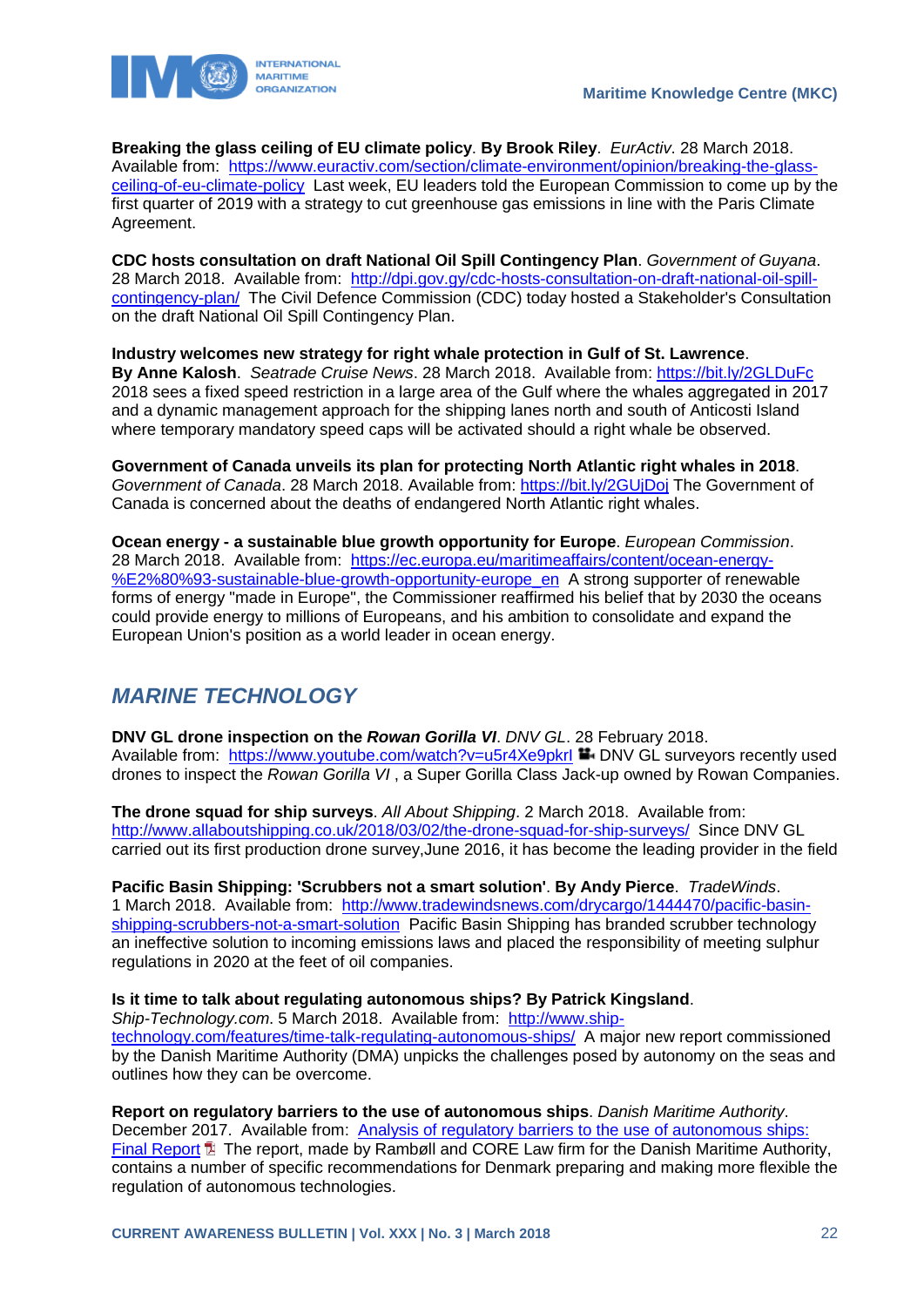**Breaking the glass ceiling of EU climate policy**. **By Brook Riley**. *EurActiv*. 28 March 2018. Available from: https://www.euractiv.com/section/climate-environment/opinion/breaking-the-glass-ceiling-of-eu-climate-policy Last week, EU leaders told the European Commission to come up by the first quarter of 2019 with a strategy to cut greenhouse gas emissions in line with the Paris Climate Agreement.

**CDC hosts consultation on draft National Oil Spill Contingency Plan**. *Government of Guyana*. 28 March 2018. Available from: http://dpi.gov.gy/cdc-hosts-consultation-on-draft-national-oil-spill-contingency-plan/ The Civil Defence Commission (CDC) today hosted a Stakeholder's Consultation on the draft National Oil Spill Contingency Plan.

**Industry welcomes new strategy for right whale protection in Gulf of St. Lawrence**. **By Anne Kalosh**. *Seatrade Cruise News*. 28 March 2018. Available from: https://bit.ly/2GLDuFc 2018 sees a fixed speed restriction in a large area of the Gulf where the whales aggregated in 2017 and a dynamic management approach for the shipping lanes north and south of Anticosti Island where temporary mandatory speed caps will be activated should a right whale be observed.

**Government of Canada unveils its plan for protecting North Atlantic right whales in 2018**. *Government of Canada*. 28 March 2018. Available from: https://bit.ly/2GUjDoj The Government of Canada is concerned about the deaths of endangered North Atlantic right whales.

**Ocean energy - a sustainable blue growth opportunity for Europe**. *European Commission*. 28 March 2018. Available from: https://ec.europa.eu/maritimeaffairs/content/ocean-energy-%E2%80%93-sustainable-blue-growth-opportunity-europe_en A strong supporter of renewable forms of energy "made in Europe", the Commissioner reaffirmed his belief that by 2030 the oceans could provide energy to millions of Europeans, and his ambition to consolidate and expand the European Union's position as a world leader in ocean energy.

## *MARINE TECHNOLOGY*

**DNV GL drone inspection on the *Rowan Gorilla VI***. *DNV GL*. 28 February 2018. Available from: https://www.youtube.com/watch?v=u5r4Xe9pkrl DNV GL surveyors recently used drones to inspect the *Rowan Gorilla VI* , a Super Gorilla Class Jack-up owned by Rowan Companies.

**The drone squad for ship surveys**. *All About Shipping*. 2 March 2018. Available from: http://www.allaboutshipping.co.uk/2018/03/02/the-drone-squad-for-ship-surveys/ Since DNV GL carried out its first production drone survey,June 2016, it has become the leading provider in the field

**Pacific Basin Shipping: 'Scrubbers not a smart solution'**. **By Andy Pierce**. *TradeWinds*. 1 March 2018. Available from: http://www.tradewindsnews.com/drycargo/1444470/pacific-basin-shipping-scrubbers-not-a-smart-solution Pacific Basin Shipping has branded scrubber technology an ineffective solution to incoming emissions laws and placed the responsibility of meeting sulphur regulations in 2020 at the feet of oil companies.

**Is it time to talk about regulating autonomous ships? By Patrick Kingsland**. *Ship-Technology.com*. 5 March 2018. Available from: http://www.ship-technology.com/features/time-talk-regulating-autonomous-ships/ A major new report commissioned by the Danish Maritime Authority (DMA) unpicks the challenges posed by autonomy on the seas and outlines how they can be overcome.

**Report on regulatory barriers to the use of autonomous ships**. *Danish Maritime Authority*. December 2017. Available from: Analysis of regulatory barriers to the use of autonomous ships: Final Report The report, made by Rambøll and CORE Law firm for the Danish Maritime Authority, contains a number of specific recommendations for Denmark preparing and making more flexible the regulation of autonomous technologies.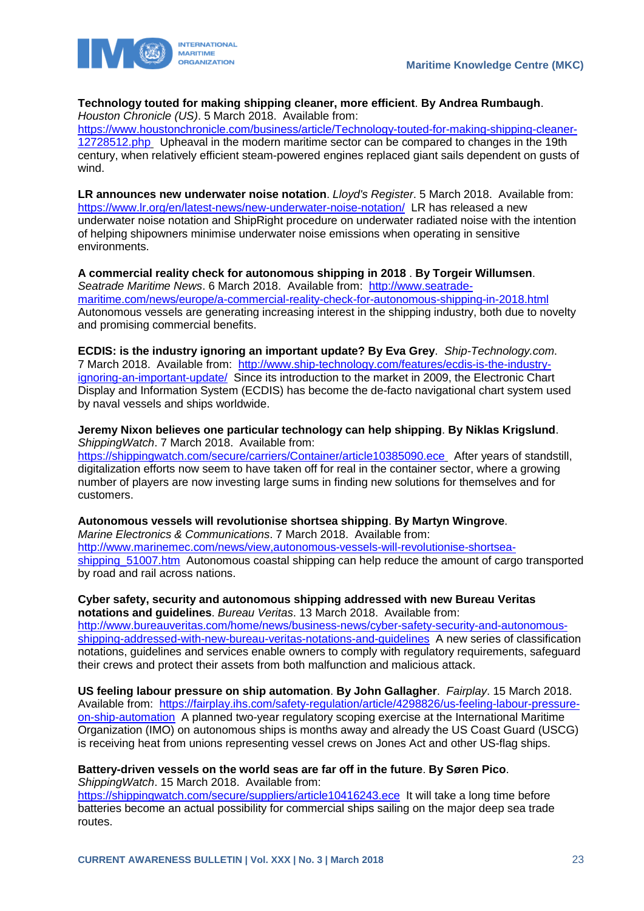**Technology touted for making shipping cleaner, more efficient**. **By Andrea Rumbaugh**. *Houston Chronicle (US)*. 5 March 2018. Available from: https://www.houstonchronicle.com/business/article/Technology-touted-for-making-shipping-cleaner-12728512.php Upheaval in the modern maritime sector can be compared to changes in the 19th century, when relatively efficient steam-powered engines replaced giant sails dependent on gusts of wind.

**LR announces new underwater noise notation**. *Lloyd's Register*. 5 March 2018. Available from: https://www.lr.org/en/latest-news/new-underwater-noise-notation/ LR has released a new underwater noise notation and ShipRight procedure on underwater radiated noise with the intention of helping shipowners minimise underwater noise emissions when operating in sensitive environments.

**A commercial reality check for autonomous shipping in 2018** . **By Torgeir Willumsen**. *Seatrade Maritime News*. 6 March 2018. Available from: http://www.seatrade-maritime.com/news/europe/a-commercial-reality-check-for-autonomous-shipping-in-2018.html Autonomous vessels are generating increasing interest in the shipping industry, both due to novelty and promising commercial benefits.

**ECDIS: is the industry ignoring an important update? By Eva Grey**. *Ship-Technology.com*. 7 March 2018. Available from: http://www.ship-technology.com/features/ecdis-is-the-industry-ignoring-an-important-update/ Since its introduction to the market in 2009, the Electronic Chart Display and Information System (ECDIS) has become the de-facto navigational chart system used by naval vessels and ships worldwide.

**Jeremy Nixon believes one particular technology can help shipping**. **By Niklas Krigslund**. *ShippingWatch*. 7 March 2018. Available from: https://shippingwatch.com/secure/carriers/Container/article10385090.ece After years of standstill, digitalization efforts now seem to have taken off for real in the container sector, where a growing number of players are now investing large sums in finding new solutions for themselves and for customers.

**Autonomous vessels will revolutionise shortsea shipping**. **By Martyn Wingrove**. *Marine Electronics & Communications*. 7 March 2018. Available from: http://www.marinemec.com/news/view,autonomous-vessels-will-revolutionise-shortsea-shipping_51007.htm Autonomous coastal shipping can help reduce the amount of cargo transported by road and rail across nations.

**Cyber safety, security and autonomous shipping addressed with new Bureau Veritas notations and guidelines**. *Bureau Veritas*. 13 March 2018. Available from: http://www.bureauveritas.com/home/news/business-news/cyber-safety-security-and-autonomous-shipping-addressed-with-new-bureau-veritas-notations-and-guidelines A new series of classification notations, guidelines and services enable owners to comply with regulatory requirements, safeguard their crews and protect their assets from both malfunction and malicious attack.

**US feeling labour pressure on ship automation**. **By John Gallagher**. *Fairplay*. 15 March 2018. Available from: https://fairplay.ihs.com/safety-regulation/article/4298826/us-feeling-labour-pressure-on-ship-automation A planned two-year regulatory scoping exercise at the International Maritime Organization (IMO) on autonomous ships is months away and already the US Coast Guard (USCG) is receiving heat from unions representing vessel crews on Jones Act and other US-flag ships.

**Battery-driven vessels on the world seas are far off in the future**. **By Søren Pico**. *ShippingWatch*. 15 March 2018. Available from: https://shippingwatch.com/secure/suppliers/article10416243.ece It will take a long time before batteries become an actual possibility for commercial ships sailing on the major deep sea trade routes.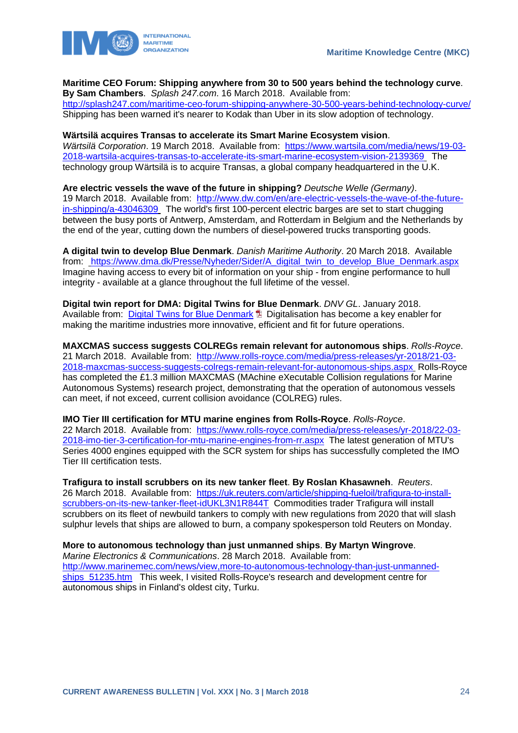**Maritime CEO Forum: Shipping anywhere from 30 to 500 years behind the technology curve**. **By Sam Chambers**. *Splash 247.com*. 16 March 2018. Available from: http://splash247.com/maritime-ceo-forum-shipping-anywhere-30-500-years-behind-technology-curve/ Shipping has been warned it's nearer to Kodak than Uber in its slow adoption of technology.

**Wärtsilä acquires Transas to accelerate its Smart Marine Ecosystem vision**. *Wärtsilä Corporation*. 19 March 2018. Available from: https://www.wartsila.com/media/news/19-03-2018-wartsila-acquires-transas-to-accelerate-its-smart-marine-ecosystem-vision-2139369 The technology group Wärtsilä is to acquire Transas, a global company headquartered in the U.K.

**Are electric vessels the wave of the future in shipping?** *Deutsche Welle (Germany)*. 19 March 2018. Available from: http://www.dw.com/en/are-electric-vessels-the-wave-of-the-future-in-shipping/a-43046309 The world's first 100-percent electric barges are set to start chugging between the busy ports of Antwerp, Amsterdam, and Rotterdam in Belgium and the Netherlands by the end of the year, cutting down the numbers of diesel-powered trucks transporting goods.

**A digital twin to develop Blue Denmark**. *Danish Maritime Authority*. 20 March 2018. Available from: https://www.dma.dk/Presse/Nyheder/Sider/A_digital_twin_to_develop_Blue_Denmark.aspx Imagine having access to every bit of information on your ship - from engine performance to hull integrity - available at a glance throughout the full lifetime of the vessel.

**Digital twin report for DMA: Digital Twins for Blue Denmark**. *DNV GL*. January 2018. Available from: Digital Twins for Blue Denmark Digitalisation has become a key enabler for making the maritime industries more innovative, efficient and fit for future operations.

**MAXCMAS success suggests COLREGs remain relevant for autonomous ships**. *Rolls-Royce*. 21 March 2018. Available from: http://www.rolls-royce.com/media/press-releases/yr-2018/21-03-2018-maxcmas-success-suggests-colregs-remain-relevant-for-autonomous-ships.aspx Rolls-Royce has completed the £1.3 million MAXCMAS (MAchine eXecutable Collision regulations for Marine Autonomous Systems) research project, demonstrating that the operation of autonomous vessels can meet, if not exceed, current collision avoidance (COLREG) rules.

**IMO Tier III certification for MTU marine engines from Rolls-Royce**. *Rolls-Royce*. 22 March 2018. Available from: https://www.rolls-royce.com/media/press-releases/yr-2018/22-03-2018-imo-tier-3-certification-for-mtu-marine-engines-from-rr.aspx The latest generation of MTU's Series 4000 engines equipped with the SCR system for ships has successfully completed the IMO Tier III certification tests.

**Trafigura to install scrubbers on its new tanker fleet**. **By Roslan Khasawneh**. *Reuters*. 26 March 2018. Available from: https://uk.reuters.com/article/shipping-fueloil/trafigura-to-install-scrubbers-on-its-new-tanker-fleet-idUKL3N1R844T Commodities trader Trafigura will install scrubbers on its fleet of newbuild tankers to comply with new regulations from 2020 that will slash sulphur levels that ships are allowed to burn, a company spokesperson told Reuters on Monday.

**More to autonomous technology than just unmanned ships**. **By Martyn Wingrove**. *Marine Electronics & Communications*. 28 March 2018. Available from: http://www.marinemec.com/news/view,more-to-autonomous-technology-than-just-unmanned-ships_51235.htm This week, I visited Rolls-Royce's research and development centre for autonomous ships in Finland's oldest city, Turku.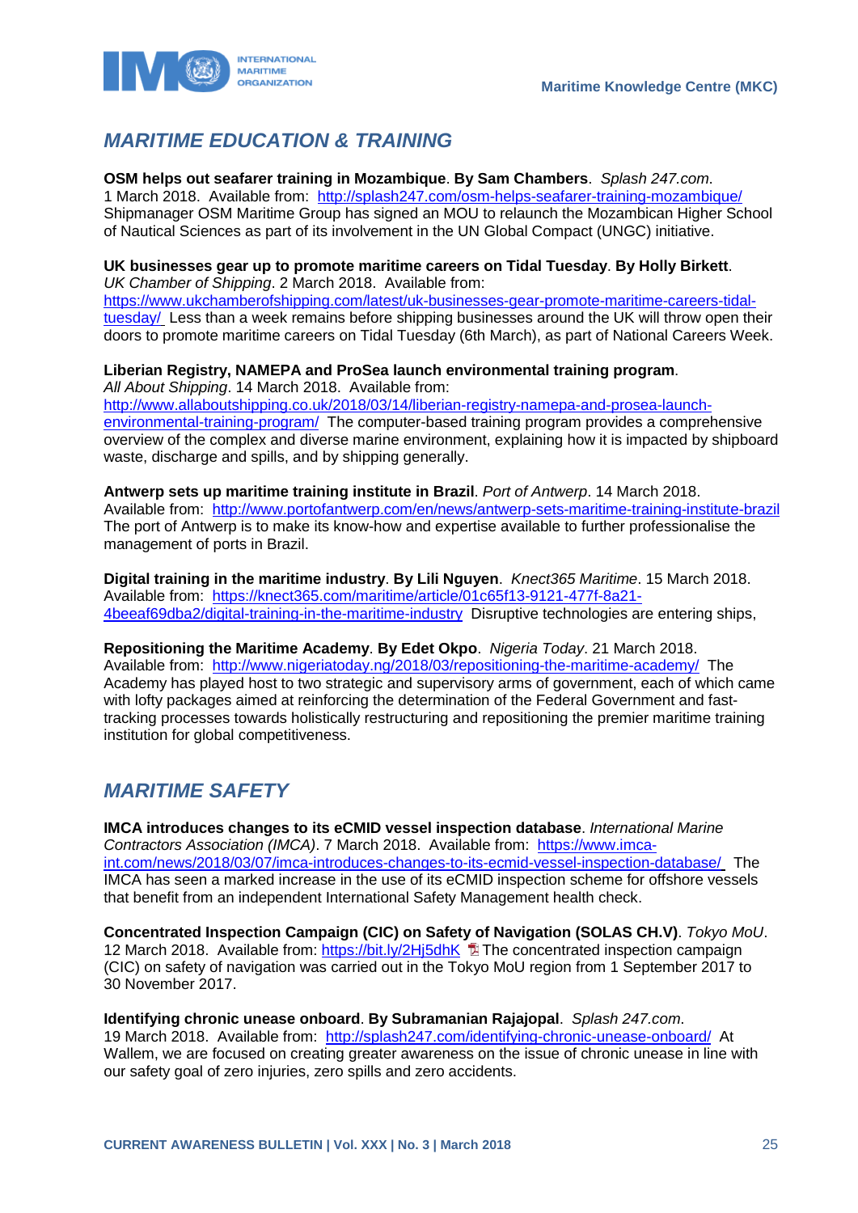## MARITIME EDUCATION & TRAINING

**OSM helps out seafarer training in Mozambique**. **By Sam Chambers**. *Splash 247.com*. 1 March 2018. Available from: http://splash247.com/osm-helps-seafarer-training-mozambique/ Shipmanager OSM Maritime Group has signed an MOU to relaunch the Mozambican Higher School of Nautical Sciences as part of its involvement in the UN Global Compact (UNGC) initiative.

**UK businesses gear up to promote maritime careers on Tidal Tuesday**. **By Holly Birkett**. *UK Chamber of Shipping*. 2 March 2018. Available from: https://www.ukchamberofshipping.com/latest/uk-businesses-gear-promote-maritime-careers-tidal-tuesday/ Less than a week remains before shipping businesses around the UK will throw open their doors to promote maritime careers on Tidal Tuesday (6th March), as part of National Careers Week.

**Liberian Registry, NAMEPA and ProSea launch environmental training program**. *All About Shipping*. 14 March 2018. Available from: http://www.allaboutshipping.co.uk/2018/03/14/liberian-registry-namepa-and-prosea-launch-environmental-training-program/ The computer-based training program provides a comprehensive overview of the complex and diverse marine environment, explaining how it is impacted by shipboard waste, discharge and spills, and by shipping generally.

**Antwerp sets up maritime training institute in Brazil**. *Port of Antwerp*. 14 March 2018. Available from: http://www.portofantwerp.com/en/news/antwerp-sets-maritime-training-institute-brazil The port of Antwerp is to make its know-how and expertise available to further professionalise the management of ports in Brazil.

**Digital training in the maritime industry**. **By Lili Nguyen**. *Knect365 Maritime*. 15 March 2018. Available from: https://knect365.com/maritime/article/01c65f13-9121-477f-8a21-4beeaf69dba2/digital-training-in-the-maritime-industry Disruptive technologies are entering ships,

**Repositioning the Maritime Academy**. **By Edet Okpo**. *Nigeria Today*. 21 March 2018. Available from: http://www.nigeriatoday.ng/2018/03/repositioning-the-maritime-academy/ The Academy has played host to two strategic and supervisory arms of government, each of which came with lofty packages aimed at reinforcing the determination of the Federal Government and fast-tracking processes towards holistically restructuring and repositioning the premier maritime training institution for global competitiveness.

## MARITIME SAFETY

**IMCA introduces changes to its eCMID vessel inspection database**. *International Marine Contractors Association (IMCA)*. 7 March 2018. Available from: https://www.imca-int.com/news/2018/03/07/imca-introduces-changes-to-its-ecmid-vessel-inspection-database/ The IMCA has seen a marked increase in the use of its eCMID inspection scheme for offshore vessels that benefit from an independent International Safety Management health check.

**Concentrated Inspection Campaign (CIC) on Safety of Navigation (SOLAS CH.V)**. *Tokyo MoU*. 12 March 2018. Available from: https://bit.ly/2Hj5dhK The concentrated inspection campaign (CIC) on safety of navigation was carried out in the Tokyo MoU region from 1 September 2017 to 30 November 2017.

**Identifying chronic unease onboard**. **By Subramanian Rajajopal**. *Splash 247.com*. 19 March 2018. Available from: http://splash247.com/identifying-chronic-unease-onboard/ At Wallem, we are focused on creating greater awareness on the issue of chronic unease in line with our safety goal of zero injuries, zero spills and zero accidents.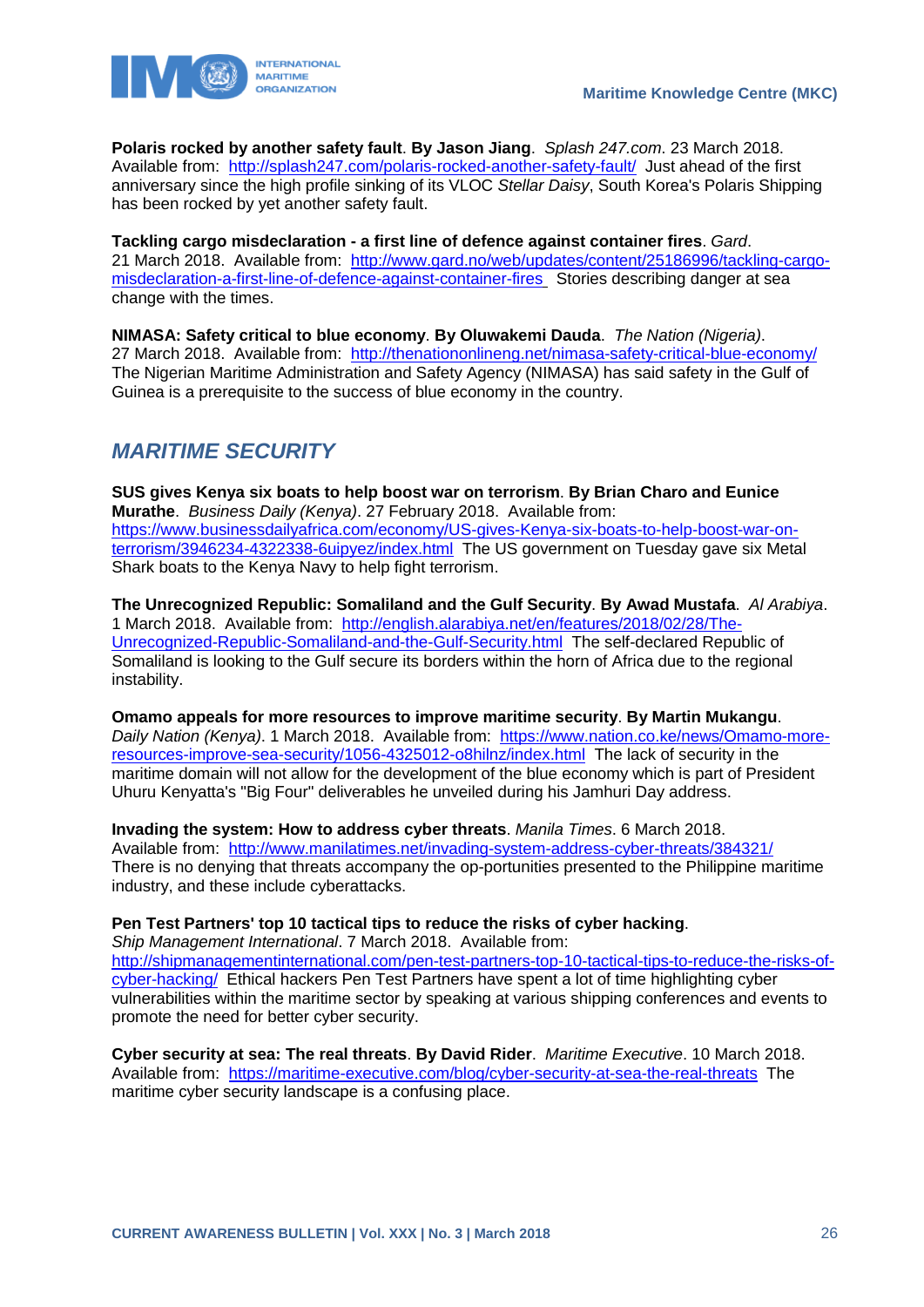**Polaris rocked by another safety fault**. **By Jason Jiang**. *Splash 247.com*. 23 March 2018. Available from: http://splash247.com/polaris-rocked-another-safety-fault/ Just ahead of the first anniversary since the high profile sinking of its VLOC *Stellar Daisy*, South Korea's Polaris Shipping has been rocked by yet another safety fault.

**Tackling cargo misdeclaration - a first line of defence against container fires**. *Gard*. 21 March 2018. Available from: http://www.gard.no/web/updates/content/25186996/tackling-cargo-misdeclaration-a-first-line-of-defence-against-container-fires Stories describing danger at sea change with the times.

**NIMASA: Safety critical to blue economy**. **By Oluwakemi Dauda**. *The Nation (Nigeria)*. 27 March 2018. Available from: http://thenationonlineng.net/nimasa-safety-critical-blue-economy/ The Nigerian Maritime Administration and Safety Agency (NIMASA) has said safety in the Gulf of Guinea is a prerequisite to the success of blue economy in the country.

## *MARITIME SECURITY*

**SUS gives Kenya six boats to help boost war on terrorism**. **By Brian Charo and Eunice Murathe**. *Business Daily (Kenya)*. 27 February 2018. Available from: https://www.businessdailyafrica.com/economy/US-gives-Kenya-six-boats-to-help-boost-war-on-terrorism/3946234-4322338-6uipyez/index.html The US government on Tuesday gave six Metal Shark boats to the Kenya Navy to help fight terrorism.

**The Unrecognized Republic: Somaliland and the Gulf Security**. **By Awad Mustafa**. *Al Arabiya*. 1 March 2018. Available from: http://english.alarabiya.net/en/features/2018/02/28/The-Unrecognized-Republic-Somaliland-and-the-Gulf-Security.html The self-declared Republic of Somaliland is looking to the Gulf secure its borders within the horn of Africa due to the regional instability.

**Omamo appeals for more resources to improve maritime security**. **By Martin Mukangu**. *Daily Nation (Kenya)*. 1 March 2018. Available from: https://www.nation.co.ke/news/Omamo-more-resources-improve-sea-security/1056-4325012-o8hilnz/index.html The lack of security in the maritime domain will not allow for the development of the blue economy which is part of President Uhuru Kenyatta's "Big Four" deliverables he unveiled during his Jamhuri Day address.

**Invading the system: How to address cyber threats**. *Manila Times*. 6 March 2018. Available from: http://www.manilatimes.net/invading-system-address-cyber-threats/384321/ There is no denying that threats accompany the op-portunities presented to the Philippine maritime industry, and these include cyberattacks.

**Pen Test Partners' top 10 tactical tips to reduce the risks of cyber hacking**. *Ship Management International*. 7 March 2018. Available from: http://shipmanagementinternational.com/pen-test-partners-top-10-tactical-tips-to-reduce-the-risks-of-cyber-hacking/ Ethical hackers Pen Test Partners have spent a lot of time highlighting cyber vulnerabilities within the maritime sector by speaking at various shipping conferences and events to promote the need for better cyber security.

**Cyber security at sea: The real threats**. **By David Rider**. *Maritime Executive*. 10 March 2018. Available from: https://maritime-executive.com/blog/cyber-security-at-sea-the-real-threats The maritime cyber security landscape is a confusing place.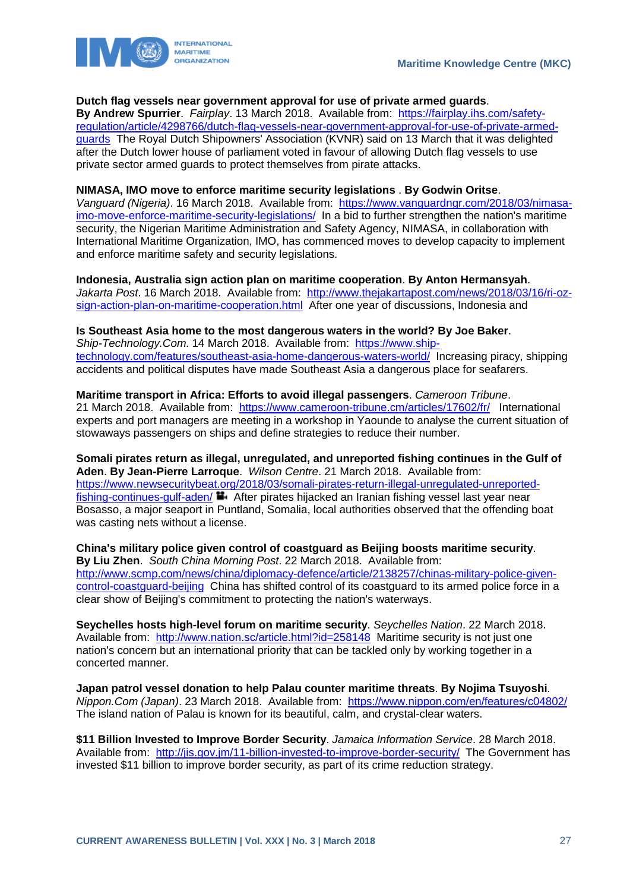**Dutch flag vessels near government approval for use of private armed guards**. **By Andrew Spurrier**. *Fairplay*. 13 March 2018. Available from: https://fairplay.ihs.com/safety-regulation/article/4298766/dutch-flag-vessels-near-government-approval-for-use-of-private-armed-guards The Royal Dutch Shipowners' Association (KVNR) said on 13 March that it was delighted after the Dutch lower house of parliament voted in favour of allowing Dutch flag vessels to use private sector armed guards to protect themselves from pirate attacks.

**NIMASA, IMO move to enforce maritime security legislations** . **By Godwin Oritse**. *Vanguard (Nigeria)*. 16 March 2018. Available from: https://www.vanguardngr.com/2018/03/nimasa-imo-move-to-enforce-maritime-security-legislations/ In a bid to further strengthen the nation's maritime security, the Nigerian Maritime Administration and Safety Agency, NIMASA, in collaboration with International Maritime Organization, IMO, has commenced moves to develop capacity to implement and enforce maritime safety and security legislations.

**Indonesia, Australia sign action plan on maritime cooperation**. **By Anton Hermansyah**. *Jakarta Post*. 16 March 2018. Available from: http://www.thejakartapost.com/news/2018/03/16/ri-oz-sign-action-plan-on-maritime-cooperation.html After one year of discussions, Indonesia and

**Is Southeast Asia home to the most dangerous waters in the world? By Joe Baker**. *Ship-Technology.Com.* 14 March 2018. Available from: https://www.ship-technology.com/features/southeast-asia-home-dangerous-waters-world/ Increasing piracy, shipping accidents and political disputes have made Southeast Asia a dangerous place for seafarers.

**Maritime transport in Africa: Efforts to avoid illegal passengers**. *Cameroon Tribune*. 21 March 2018. Available from: https://www.cameroon-tribune.cm/articles/17602/fr/ International experts and port managers are meeting in a workshop in Yaounde to analyse the current situation of stowaways passengers on ships and define strategies to reduce their number.

**Somali pirates return as illegal, unregulated, and unreported fishing continues in the Gulf of Aden**. **By Jean-Pierre Larroque**. *Wilson Centre*. 21 March 2018. Available from: https://www.newsecuritybeat.org/2018/03/somali-pirates-return-illegal-unregulated-unreported-fishing-continues-gulf-aden/ After pirates hijacked an Iranian fishing vessel last year near Bosasso, a major seaport in Puntland, Somalia, local authorities observed that the offending boat was casting nets without a license.

**China's military police given control of coastguard as Beijing boosts maritime security**. **By Liu Zhen**. *South China Morning Post*. 22 March 2018. Available from: http://www.scmp.com/news/china/diplomacy-defence/article/2138257/chinas-military-police-given-control-coastguard-beijing China has shifted control of its coastguard to its armed police force in a clear show of Beijing's commitment to protecting the nation's waterways.

**Seychelles hosts high-level forum on maritime security**. *Seychelles Nation*. 22 March 2018. Available from: http://www.nation.sc/article.html?id=258148 Maritime security is not just one nation's concern but an international priority that can be tackled only by working together in a concerted manner.

**Japan patrol vessel donation to help Palau counter maritime threats**. **By Nojima Tsuyoshi**. *Nippon.Com (Japan)*. 23 March 2018. Available from: https://www.nippon.com/en/features/c04802/ The island nation of Palau is known for its beautiful, calm, and crystal-clear waters.

**$11 Billion Invested to Improve Border Security**. *Jamaica Information Service*. 28 March 2018. Available from: http://jis.gov.jm/11-billion-invested-to-improve-border-security/ The Government has invested $11 billion to improve border security, as part of its crime reduction strategy.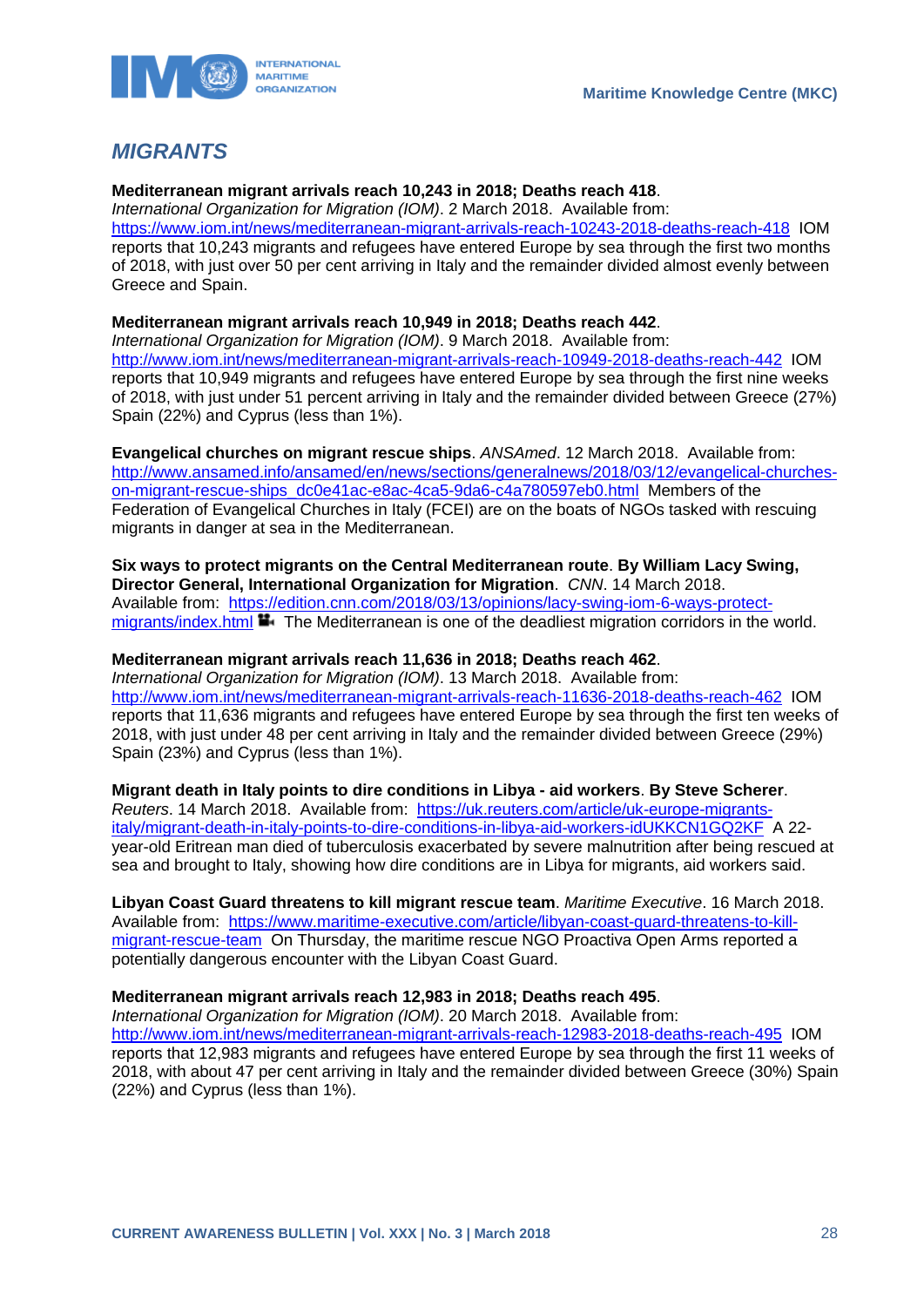## *MIGRANTS*

**Mediterranean migrant arrivals reach 10,243 in 2018; Deaths reach 418**. *International Organization for Migration (IOM)*. 2 March 2018. Available from: https://www.iom.int/news/mediterranean-migrant-arrivals-reach-10243-2018-deaths-reach-418 IOM reports that 10,243 migrants and refugees have entered Europe by sea through the first two months of 2018, with just over 50 per cent arriving in Italy and the remainder divided almost evenly between Greece and Spain.

**Mediterranean migrant arrivals reach 10,949 in 2018; Deaths reach 442**. *International Organization for Migration (IOM)*. 9 March 2018. Available from: http://www.iom.int/news/mediterranean-migrant-arrivals-reach-10949-2018-deaths-reach-442 IOM reports that 10,949 migrants and refugees have entered Europe by sea through the first nine weeks of 2018, with just under 51 percent arriving in Italy and the remainder divided between Greece (27%) Spain (22%) and Cyprus (less than 1%).

**Evangelical churches on migrant rescue ships**. *ANSAmed*. 12 March 2018. Available from: http://www.ansamed.info/ansamed/en/news/sections/generalnews/2018/03/12/evangelical-churches-on-migrant-rescue-ships_dc0e41ac-e8ac-4ca5-9da6-c4a780597eb0.html Members of the Federation of Evangelical Churches in Italy (FCEI) are on the boats of NGOs tasked with rescuing migrants in danger at sea in the Mediterranean.

**Six ways to protect migrants on the Central Mediterranean route**. **By William Lacy Swing, Director General, International Organization for Migration**. *CNN*. 14 March 2018. Available from: https://edition.cnn.com/2018/03/13/opinions/lacy-swing-iom-6-ways-protect-migrants/index.html The Mediterranean is one of the deadliest migration corridors in the world.

**Mediterranean migrant arrivals reach 11,636 in 2018; Deaths reach 462**. *International Organization for Migration (IOM)*. 13 March 2018. Available from: http://www.iom.int/news/mediterranean-migrant-arrivals-reach-11636-2018-deaths-reach-462 IOM reports that 11,636 migrants and refugees have entered Europe by sea through the first ten weeks of 2018, with just under 48 per cent arriving in Italy and the remainder divided between Greece (29%) Spain (23%) and Cyprus (less than 1%).

**Migrant death in Italy points to dire conditions in Libya - aid workers**. **By Steve Scherer**. *Reuters*. 14 March 2018. Available from: https://uk.reuters.com/article/uk-europe-migrants-italy/migrant-death-in-italy-points-to-dire-conditions-in-libya-aid-workers-idUKKCN1GQ2KF A 22-year-old Eritrean man died of tuberculosis exacerbated by severe malnutrition after being rescued at sea and brought to Italy, showing how dire conditions are in Libya for migrants, aid workers said.

**Libyan Coast Guard threatens to kill migrant rescue team**. *Maritime Executive*. 16 March 2018. Available from: https://www.maritime-executive.com/article/libyan-coast-guard-threatens-to-kill-migrant-rescue-team On Thursday, the maritime rescue NGO Proactiva Open Arms reported a potentially dangerous encounter with the Libyan Coast Guard.

**Mediterranean migrant arrivals reach 12,983 in 2018; Deaths reach 495**. *International Organization for Migration (IOM)*. 20 March 2018. Available from: http://www.iom.int/news/mediterranean-migrant-arrivals-reach-12983-2018-deaths-reach-495 IOM reports that 12,983 migrants and refugees have entered Europe by sea through the first 11 weeks of 2018, with about 47 per cent arriving in Italy and the remainder divided between Greece (30%) Spain (22%) and Cyprus (less than 1%).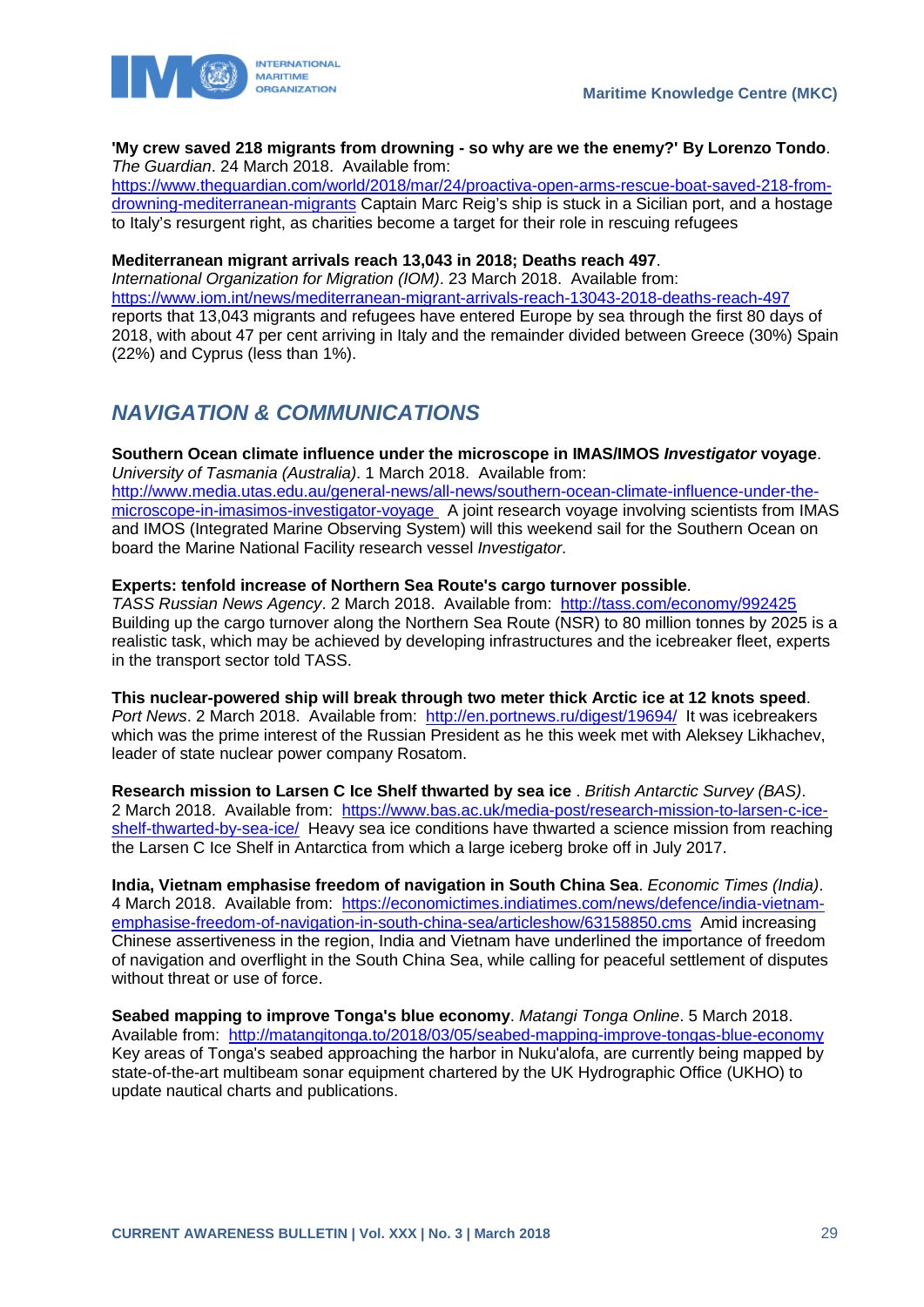**'My crew saved 218 migrants from drowning - so why are we the enemy?' By Lorenzo Tondo**. *The Guardian*. 24 March 2018. Available from: https://www.theguardian.com/world/2018/mar/24/proactiva-open-arms-rescue-boat-saved-218-from-drowning-mediterranean-migrants Captain Marc Reig's ship is stuck in a Sicilian port, and a hostage to Italy's resurgent right, as charities become a target for their role in rescuing refugees

**Mediterranean migrant arrivals reach 13,043 in 2018; Deaths reach 497**. *International Organization for Migration (IOM)*. 23 March 2018. Available from: https://www.iom.int/news/mediterranean-migrant-arrivals-reach-13043-2018-deaths-reach-497 reports that 13,043 migrants and refugees have entered Europe by sea through the first 80 days of 2018, with about 47 per cent arriving in Italy and the remainder divided between Greece (30%) Spain (22%) and Cyprus (less than 1%).

## *NAVIGATION & COMMUNICATIONS*

**Southern Ocean climate influence under the microscope in IMAS/IMOS *Investigator* voyage**. *University of Tasmania (Australia)*. 1 March 2018. Available from: http://www.media.utas.edu.au/general-news/all-news/southern-ocean-climate-influence-under-the-microscope-in-imasimos-investigator-voyage A joint research voyage involving scientists from IMAS and IMOS (Integrated Marine Observing System) will this weekend sail for the Southern Ocean on board the Marine National Facility research vessel *Investigator*.

**Experts: tenfold increase of Northern Sea Route's cargo turnover possible**. *TASS Russian News Agency*. 2 March 2018. Available from: http://tass.com/economy/992425 Building up the cargo turnover along the Northern Sea Route (NSR) to 80 million tonnes by 2025 is a realistic task, which may be achieved by developing infrastructures and the icebreaker fleet, experts in the transport sector told TASS.

**This nuclear-powered ship will break through two meter thick Arctic ice at 12 knots speed**. *Port News*. 2 March 2018. Available from: http://en.portnews.ru/digest/19694/ It was icebreakers which was the prime interest of the Russian President as he this week met with Aleksey Likhachev, leader of state nuclear power company Rosatom.

**Research mission to Larsen C Ice Shelf thwarted by sea ice** . *British Antarctic Survey (BAS)*. 2 March 2018. Available from: https://www.bas.ac.uk/media-post/research-mission-to-larsen-c-ice-shelf-thwarted-by-sea-ice/ Heavy sea ice conditions have thwarted a science mission from reaching the Larsen C Ice Shelf in Antarctica from which a large iceberg broke off in July 2017.

**India, Vietnam emphasise freedom of navigation in South China Sea**. *Economic Times (India)*. 4 March 2018. Available from: https://economictimes.indiatimes.com/news/defence/india-vietnam-emphasise-freedom-of-navigation-in-south-china-sea/articleshow/63158850.cms Amid increasing Chinese assertiveness in the region, India and Vietnam have underlined the importance of freedom of navigation and overflight in the South China Sea, while calling for peaceful settlement of disputes without threat or use of force.

**Seabed mapping to improve Tonga's blue economy**. *Matangi Tonga Online*. 5 March 2018. Available from: http://matangitonga.to/2018/03/05/seabed-mapping-improve-tongas-blue-economy Key areas of Tonga's seabed approaching the harbor in Nuku'alofa, are currently being mapped by state-of-the-art multibeam sonar equipment chartered by the UK Hydrographic Office (UKHO) to update nautical charts and publications.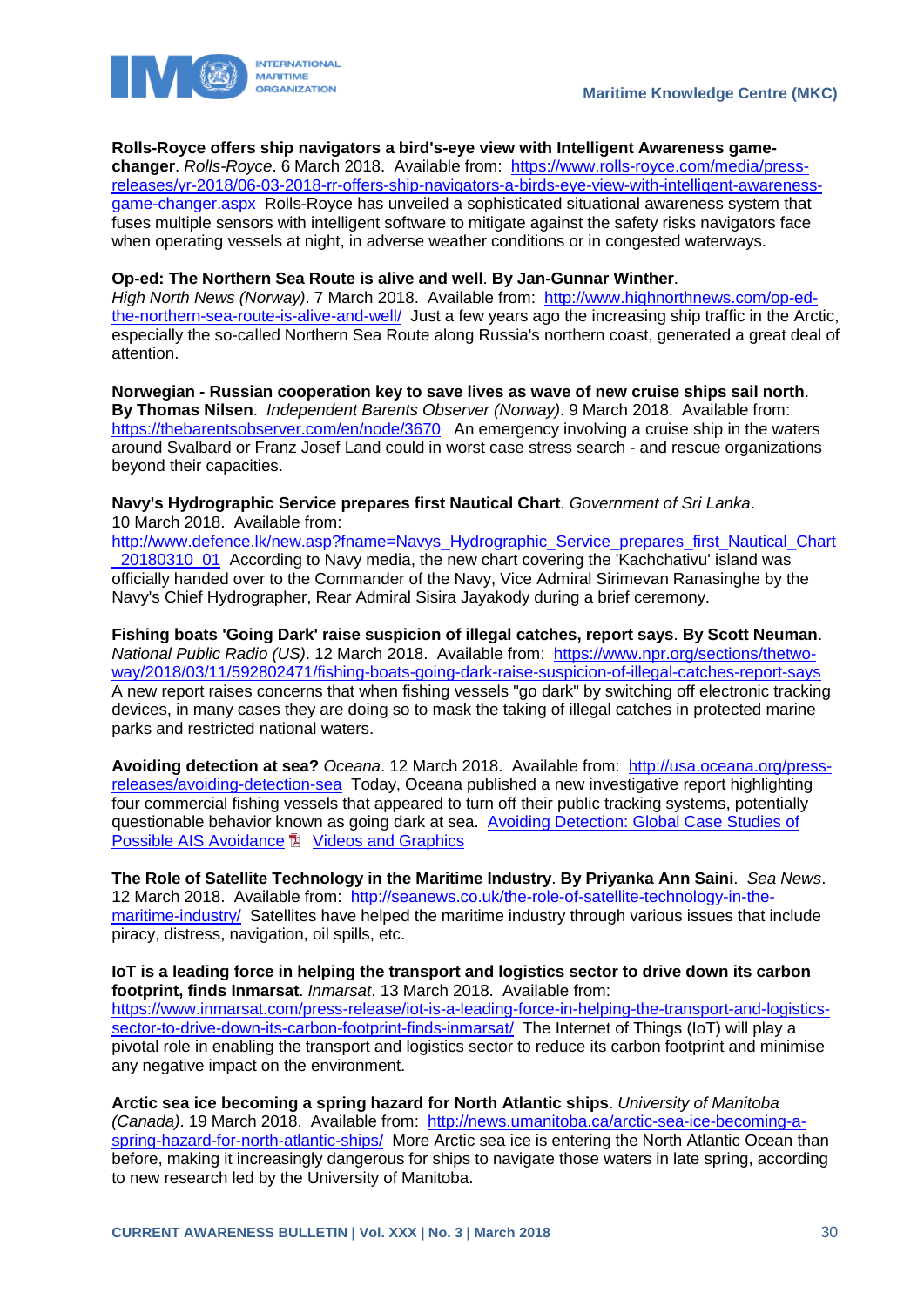**Rolls-Royce offers ship navigators a bird's-eye view with Intelligent Awareness game-changer**. *Rolls-Royce*. 6 March 2018. Available from: https://www.rolls-royce.com/media/press-releases/yr-2018/06-03-2018-rr-offers-ship-navigators-a-birds-eye-view-with-intelligent-awareness-game-changer.aspx Rolls-Royce has unveiled a sophisticated situational awareness system that fuses multiple sensors with intelligent software to mitigate against the safety risks navigators face when operating vessels at night, in adverse weather conditions or in congested waterways.

**Op-ed: The Northern Sea Route is alive and well**. **By Jan-Gunnar Winther**. *High North News (Norway)*. 7 March 2018. Available from: http://www.highnorthnews.com/op-ed-the-northern-sea-route-is-alive-and-well/ Just a few years ago the increasing ship traffic in the Arctic, especially the so-called Northern Sea Route along Russia's northern coast, generated a great deal of attention.

**Norwegian - Russian cooperation key to save lives as wave of new cruise ships sail north**. **By Thomas Nilsen**. *Independent Barents Observer (Norway)*. 9 March 2018. Available from: https://thebarentsobserver.com/en/node/3670 An emergency involving a cruise ship in the waters around Svalbard or Franz Josef Land could in worst case stress search - and rescue organizations beyond their capacities.

**Navy's Hydrographic Service prepares first Nautical Chart**. *Government of Sri Lanka*. 10 March 2018. Available from: http://www.defence.lk/new.asp?fname=Navys_Hydrographic_Service_prepares_first_Nautical_Chart_20180310_01 According to Navy media, the new chart covering the 'Kachchativu' island was officially handed over to the Commander of the Navy, Vice Admiral Sirimevan Ranasinghe by the Navy's Chief Hydrographer, Rear Admiral Sisira Jayakody during a brief ceremony.

**Fishing boats 'Going Dark' raise suspicion of illegal catches, report says**. **By Scott Neuman**. *National Public Radio (US)*. 12 March 2018. Available from: https://www.npr.org/sections/thetwo-way/2018/03/11/592802471/fishing-boats-going-dark-raise-suspicion-of-illegal-catches-report-says A new report raises concerns that when fishing vessels "go dark" by switching off electronic tracking devices, in many cases they are doing so to mask the taking of illegal catches in protected marine parks and restricted national waters.

**Avoiding detection at sea?** *Oceana*. 12 March 2018. Available from: http://usa.oceana.org/press-releases/avoiding-detection-sea Today, Oceana published a new investigative report highlighting four commercial fishing vessels that appeared to turn off their public tracking systems, potentially questionable behavior known as going dark at sea. Avoiding Detection: Global Case Studies of Possible AIS Avoidance Videos and Graphics

**The Role of Satellite Technology in the Maritime Industry**. **By Priyanka Ann Saini**. *Sea News*. 12 March 2018. Available from: http://seanews.co.uk/the-role-of-satellite-technology-in-the-maritime-industry/ Satellites have helped the maritime industry through various issues that include piracy, distress, navigation, oil spills, etc.

**IoT is a leading force in helping the transport and logistics sector to drive down its carbon footprint, finds Inmarsat**. *Inmarsat*. 13 March 2018. Available from: https://www.inmarsat.com/press-release/iot-is-a-leading-force-in-helping-the-transport-and-logistics-sector-to-drive-down-its-carbon-footprint-finds-inmarsat/ The Internet of Things (IoT) will play a pivotal role in enabling the transport and logistics sector to reduce its carbon footprint and minimise any negative impact on the environment.

**Arctic sea ice becoming a spring hazard for North Atlantic ships**. *University of Manitoba (Canada)*. 19 March 2018. Available from: http://news.umanitoba.ca/arctic-sea-ice-becoming-a-spring-hazard-for-north-atlantic-ships/ More Arctic sea ice is entering the North Atlantic Ocean than before, making it increasingly dangerous for ships to navigate those waters in late spring, according to new research led by the University of Manitoba.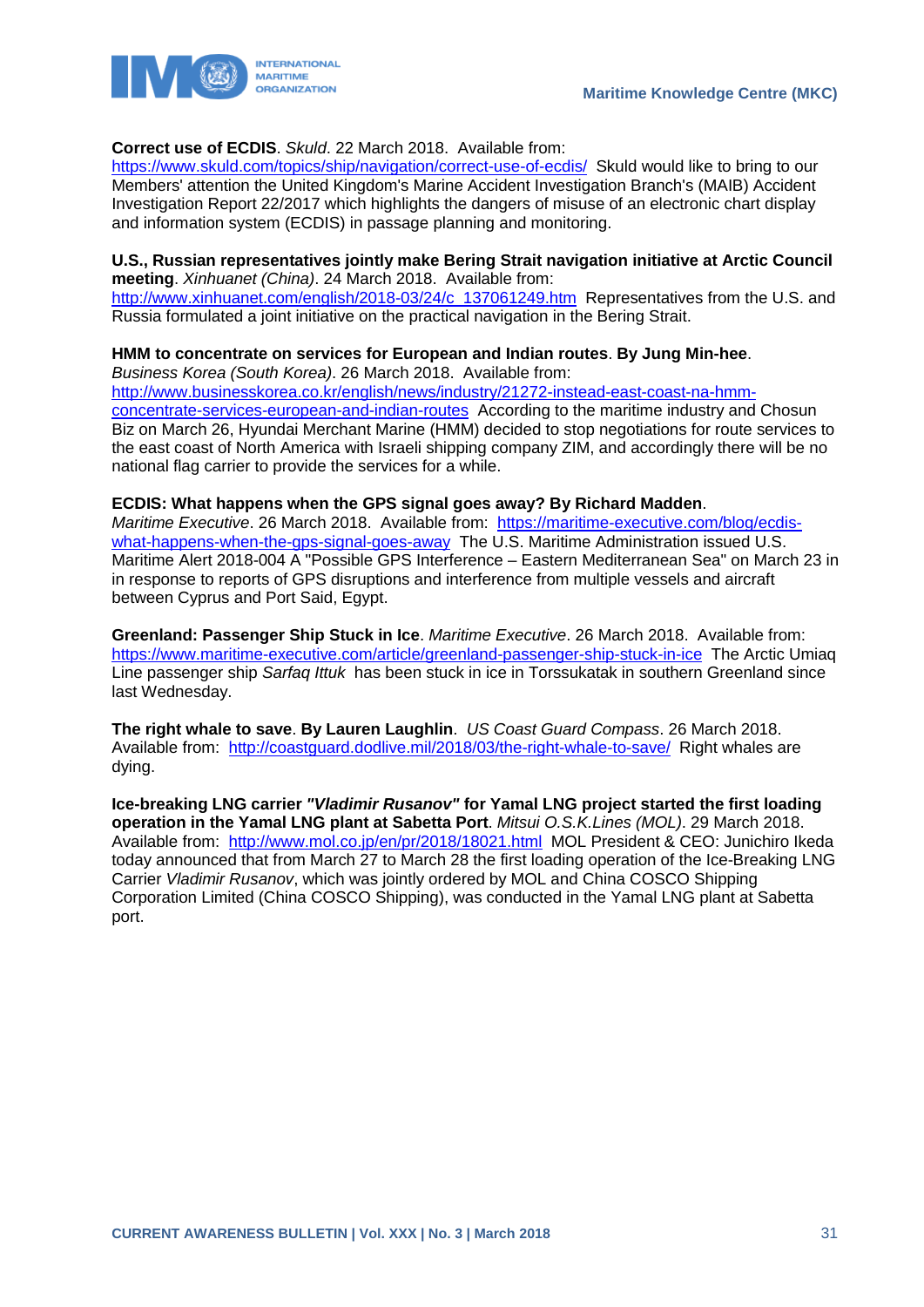**Correct use of ECDIS**. *Skuld*. 22 March 2018. Available from: https://www.skuld.com/topics/ship/navigation/correct-use-of-ecdis/ Skuld would like to bring to our Members' attention the United Kingdom's Marine Accident Investigation Branch's (MAIB) Accident Investigation Report 22/2017 which highlights the dangers of misuse of an electronic chart display and information system (ECDIS) in passage planning and monitoring.

**U.S., Russian representatives jointly make Bering Strait navigation initiative at Arctic Council meeting**. *Xinhuanet (China)*. 24 March 2018. Available from: http://www.xinhuanet.com/english/2018-03/24/c_137061249.htm Representatives from the U.S. and Russia formulated a joint initiative on the practical navigation in the Bering Strait.

**HMM to concentrate on services for European and Indian routes**. **By Jung Min-hee**. *Business Korea (South Korea)*. 26 March 2018. Available from: http://www.businesskorea.co.kr/english/news/industry/21272-instead-east-coast-na-hmm-concentrate-services-european-and-indian-routes According to the maritime industry and Chosun Biz on March 26, Hyundai Merchant Marine (HMM) decided to stop negotiations for route services to the east coast of North America with Israeli shipping company ZIM, and accordingly there will be no national flag carrier to provide the services for a while.

**ECDIS: What happens when the GPS signal goes away? By Richard Madden**. *Maritime Executive*. 26 March 2018. Available from: https://maritime-executive.com/blog/ecdis-what-happens-when-the-gps-signal-goes-away The U.S. Maritime Administration issued U.S. Maritime Alert 2018-004 A "Possible GPS Interference – Eastern Mediterranean Sea" on March 23 in in response to reports of GPS disruptions and interference from multiple vessels and aircraft between Cyprus and Port Said, Egypt.

**Greenland: Passenger Ship Stuck in Ice**. *Maritime Executive*. 26 March 2018. Available from: https://www.maritime-executive.com/article/greenland-passenger-ship-stuck-in-ice The Arctic Umiaq Line passenger ship *Sarfaq Ittuk* has been stuck in ice in Torssukatak in southern Greenland since last Wednesday.

**The right whale to save**. **By Lauren Laughlin**. *US Coast Guard Compass*. 26 March 2018. Available from: http://coastguard.dodlive.mil/2018/03/the-right-whale-to-save/ Right whales are dying.

**Ice-breaking LNG carrier *"Vladimir Rusanov"* for Yamal LNG project started the first loading operation in the Yamal LNG plant at Sabetta Port**. *Mitsui O.S.K.Lines (MOL)*. 29 March 2018. Available from: http://www.mol.co.jp/en/pr/2018/18021.html MOL President & CEO: Junichiro Ikeda today announced that from March 27 to March 28 the first loading operation of the Ice-Breaking LNG Carrier *Vladimir Rusanov*, which was jointly ordered by MOL and China COSCO Shipping Corporation Limited (China COSCO Shipping), was conducted in the Yamal LNG plant at Sabetta port.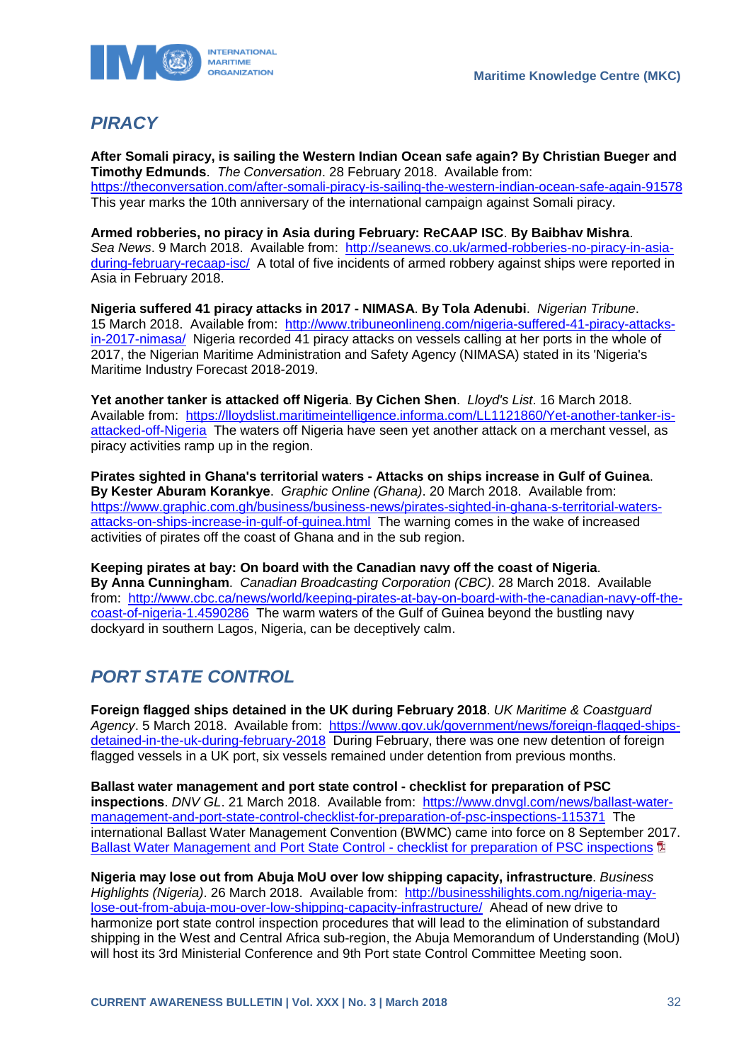## PIRACY

**After Somali piracy, is sailing the Western Indian Ocean safe again? By Christian Bueger and Timothy Edmunds**. *The Conversation*. 28 February 2018. Available from: https://theconversation.com/after-somali-piracy-is-sailing-the-western-indian-ocean-safe-again-91578 This year marks the 10th anniversary of the international campaign against Somali piracy.

**Armed robberies, no piracy in Asia during February: ReCAAP ISC**. **By Baibhav Mishra**. *Sea News*. 9 March 2018. Available from: http://seanews.co.uk/armed-robberies-no-piracy-in-asia-during-february-recaap-isc/ A total of five incidents of armed robbery against ships were reported in Asia in February 2018.

**Nigeria suffered 41 piracy attacks in 2017 - NIMASA**. **By Tola Adenubi**. *Nigerian Tribune*. 15 March 2018. Available from: http://www.tribuneonlineng.com/nigeria-suffered-41-piracy-attacks-in-2017-nimasa/ Nigeria recorded 41 piracy attacks on vessels calling at her ports in the whole of 2017, the Nigerian Maritime Administration and Safety Agency (NIMASA) stated in its 'Nigeria's Maritime Industry Forecast 2018-2019.

**Yet another tanker is attacked off Nigeria**. **By Cichen Shen**. *Lloyd's List*. 16 March 2018. Available from: https://lloydslist.maritimeintelligence.informa.com/LL1121860/Yet-another-tanker-is-attacked-off-Nigeria The waters off Nigeria have seen yet another attack on a merchant vessel, as piracy activities ramp up in the region.

**Pirates sighted in Ghana's territorial waters - Attacks on ships increase in Gulf of Guinea**. **By Kester Aburam Korankye**. *Graphic Online (Ghana)*. 20 March 2018. Available from: https://www.graphic.com.gh/business/business-news/pirates-sighted-in-ghana-s-territorial-waters-attacks-on-ships-increase-in-gulf-of-guinea.html The warning comes in the wake of increased activities of pirates off the coast of Ghana and in the sub region.

**Keeping pirates at bay: On board with the Canadian navy off the coast of Nigeria**. **By Anna Cunningham**. *Canadian Broadcasting Corporation (CBC)*. 28 March 2018. Available from: http://www.cbc.ca/news/world/keeping-pirates-at-bay-on-board-with-the-canadian-navy-off-the-coast-of-nigeria-1.4590286 The warm waters of the Gulf of Guinea beyond the bustling navy dockyard in southern Lagos, Nigeria, can be deceptively calm.

## PORT STATE CONTROL

**Foreign flagged ships detained in the UK during February 2018**. *UK Maritime & Coastguard Agency*. 5 March 2018. Available from: https://www.gov.uk/government/news/foreign-flagged-ships-detained-in-the-uk-during-february-2018 During February, there was one new detention of foreign flagged vessels in a UK port, six vessels remained under detention from previous months.

**Ballast water management and port state control - checklist for preparation of PSC inspections**. *DNV GL*. 21 March 2018. Available from: https://www.dnvgl.com/news/ballast-water-management-and-port-state-control-checklist-for-preparation-of-psc-inspections-115371 The international Ballast Water Management Convention (BWMC) came into force on 8 September 2017. Ballast Water Management and Port State Control - checklist for preparation of PSC inspections

**Nigeria may lose out from Abuja MoU over low shipping capacity, infrastructure**. *Business Highlights (Nigeria)*. 26 March 2018. Available from: http://businesshilights.com.ng/nigeria-may-lose-out-from-abuja-mou-over-low-shipping-capacity-infrastructure/ Ahead of new drive to harmonize port state control inspection procedures that will lead to the elimination of substandard shipping in the West and Central Africa sub-region, the Abuja Memorandum of Understanding (MoU) will host its 3rd Ministerial Conference and 9th Port state Control Committee Meeting soon.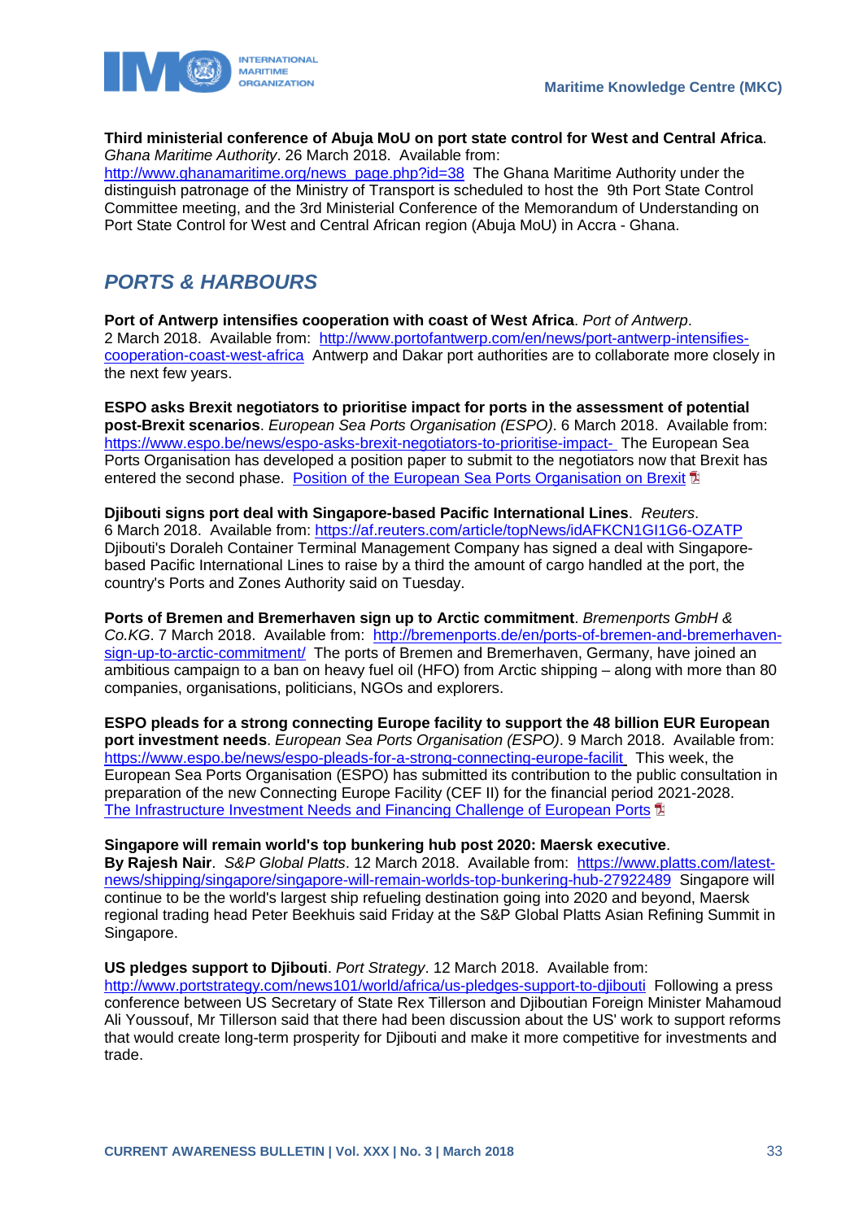**Third ministerial conference of Abuja MoU on port state control for West and Central Africa**. *Ghana Maritime Authority*. 26 March 2018. Available from: http://www.ghanamaritime.org/news_page.php?id=38 The Ghana Maritime Authority under the distinguish patronage of the Ministry of Transport is scheduled to host the 9th Port State Control Committee meeting, and the 3rd Ministerial Conference of the Memorandum of Understanding on Port State Control for West and Central African region (Abuja MoU) in Accra - Ghana.

## PORTS & HARBOURS

**Port of Antwerp intensifies cooperation with coast of West Africa**. *Port of Antwerp*. 2 March 2018. Available from: http://www.portofantwerp.com/en/news/port-antwerp-intensifies-cooperation-coast-west-africa Antwerp and Dakar port authorities are to collaborate more closely in the next few years.

**ESPO asks Brexit negotiators to prioritise impact for ports in the assessment of potential post-Brexit scenarios**. *European Sea Ports Organisation (ESPO)*. 6 March 2018. Available from: https://www.espo.be/news/espo-asks-brexit-negotiators-to-prioritise-impact- The European Sea Ports Organisation has developed a position paper to submit to the negotiators now that Brexit has entered the second phase. Position of the European Sea Ports Organisation on Brexit

**Djibouti signs port deal with Singapore-based Pacific International Lines**. *Reuters*. 6 March 2018. Available from: https://af.reuters.com/article/topNews/idAFKCN1GI1G6-OZATP Djibouti's Doraleh Container Terminal Management Company has signed a deal with Singapore-based Pacific International Lines to raise by a third the amount of cargo handled at the port, the country's Ports and Zones Authority said on Tuesday.

**Ports of Bremen and Bremerhaven sign up to Arctic commitment**. *Bremenports GmbH & Co.KG*. 7 March 2018. Available from: http://bremenports.de/en/ports-of-bremen-and-bremerhaven-sign-up-to-arctic-commitment/ The ports of Bremen and Bremerhaven, Germany, have joined an ambitious campaign to a ban on heavy fuel oil (HFO) from Arctic shipping – along with more than 80 companies, organisations, politicians, NGOs and explorers.

**ESPO pleads for a strong connecting Europe facility to support the 48 billion EUR European port investment needs**. *European Sea Ports Organisation (ESPO)*. 9 March 2018. Available from: https://www.espo.be/news/espo-pleads-for-a-strong-connecting-europe-facilit This week, the European Sea Ports Organisation (ESPO) has submitted its contribution to the public consultation in preparation of the new Connecting Europe Facility (CEF II) for the financial period 2021-2028. The Infrastructure Investment Needs and Financing Challenge of European Ports

**Singapore will remain world's top bunkering hub post 2020: Maersk executive**. **By Rajesh Nair**. *S&P Global Platts*. 12 March 2018. Available from: https://www.platts.com/latest-news/shipping/singapore/singapore-will-remain-worlds-top-bunkering-hub-27922489 Singapore will continue to be the world's largest ship refueling destination going into 2020 and beyond, Maersk regional trading head Peter Beekhuis said Friday at the S&P Global Platts Asian Refining Summit in Singapore.

**US pledges support to Djibouti**. *Port Strategy*. 12 March 2018. Available from: http://www.portstrategy.com/news101/world/africa/us-pledges-support-to-djibouti Following a press conference between US Secretary of State Rex Tillerson and Djiboutian Foreign Minister Mahamoud Ali Youssouf, Mr Tillerson said that there had been discussion about the US' work to support reforms that would create long-term prosperity for Djibouti and make it more competitive for investments and trade.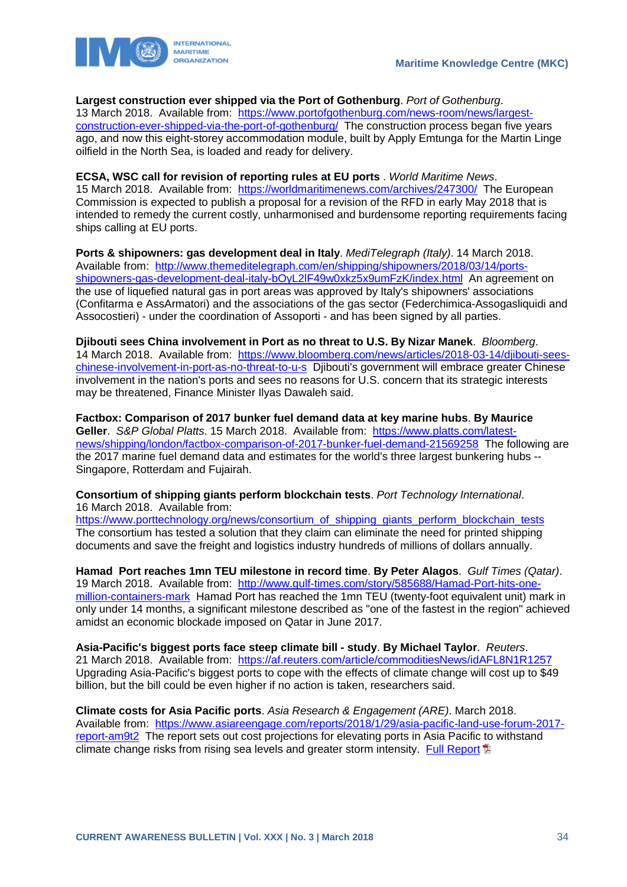**Largest construction ever shipped via the Port of Gothenburg**. *Port of Gothenburg*. 13 March 2018. Available from: https://www.portofgothenburg.com/news-room/news/largest-construction-ever-shipped-via-the-port-of-gothenburg/ The construction process began five years ago, and now this eight-storey accommodation module, built by Apply Emtunga for the Martin Linge oilfield in the North Sea, is loaded and ready for delivery.

**ECSA, WSC call for revision of reporting rules at EU ports** . *World Maritime News*. 15 March 2018. Available from: https://worldmaritimenews.com/archives/247300/ The European Commission is expected to publish a proposal for a revision of the RFD in early May 2018 that is intended to remedy the current costly, unharmonised and burdensome reporting requirements facing ships calling at EU ports.

**Ports & shipowners: gas development deal in Italy**. *MediTelegraph (Italy)*. 14 March 2018. Available from: http://www.themeditelegraph.com/en/shipping/shipowners/2018/03/14/ports-shipowners-gas-development-deal-italy-bOyL2lF49w0xkz5x9umFzK/index.html An agreement on the use of liquefied natural gas in port areas was approved by Italy's shipowners' associations (Confitarma e AssArmatori) and the associations of the gas sector (Federchimica-Assogasliquidi and Assocostieri) - under the coordination of Assoporti - and has been signed by all parties.

**Djibouti sees China involvement in Port as no threat to U.S. By Nizar Manek**. *Bloomberg*. 14 March 2018. Available from: https://www.bloomberg.com/news/articles/2018-03-14/djibouti-sees-chinese-involvement-in-port-as-no-threat-to-u-s Djibouti's government will embrace greater Chinese involvement in the nation's ports and sees no reasons for U.S. concern that its strategic interests may be threatened, Finance Minister Ilyas Dawaleh said.

**Factbox: Comparison of 2017 bunker fuel demand data at key marine hubs**. **By Maurice Geller**. *S&P Global Platts*. 15 March 2018. Available from: https://www.platts.com/latest-news/shipping/london/factbox-comparison-of-2017-bunker-fuel-demand-21569258 The following are the 2017 marine fuel demand data and estimates for the world's three largest bunkering hubs -- Singapore, Rotterdam and Fujairah.

**Consortium of shipping giants perform blockchain tests**. *Port Technology International*. 16 March 2018. Available from: https://www.porttechnology.org/news/consortium_of_shipping_giants_perform_blockchain_tests The consortium has tested a solution that they claim can eliminate the need for printed shipping documents and save the freight and logistics industry hundreds of millions of dollars annually.

**Hamad Port reaches 1mn TEU milestone in record time**. **By Peter Alagos**. *Gulf Times (Qatar)*. 19 March 2018. Available from: http://www.gulf-times.com/story/585688/Hamad-Port-hits-one-million-containers-mark Hamad Port has reached the 1mn TEU (twenty-foot equivalent unit) mark in only under 14 months, a significant milestone described as "one of the fastest in the region" achieved amidst an economic blockade imposed on Qatar in June 2017.

**Asia-Pacific's biggest ports face steep climate bill - study**. **By Michael Taylor**. *Reuters*. 21 March 2018. Available from: https://af.reuters.com/article/commoditiesNews/idAFL8N1R1257 Upgrading Asia-Pacific's biggest ports to cope with the effects of climate change will cost up to $49 billion, but the bill could be even higher if no action is taken, researchers said.

**Climate costs for Asia Pacific ports**. *Asia Research & Engagement (ARE)*. March 2018. Available from: https://www.asiareengage.com/reports/2018/1/29/asia-pacific-land-use-forum-2017-report-am9t2 The report sets out cost projections for elevating ports in Asia Pacific to withstand climate change risks from rising sea levels and greater storm intensity. Full Report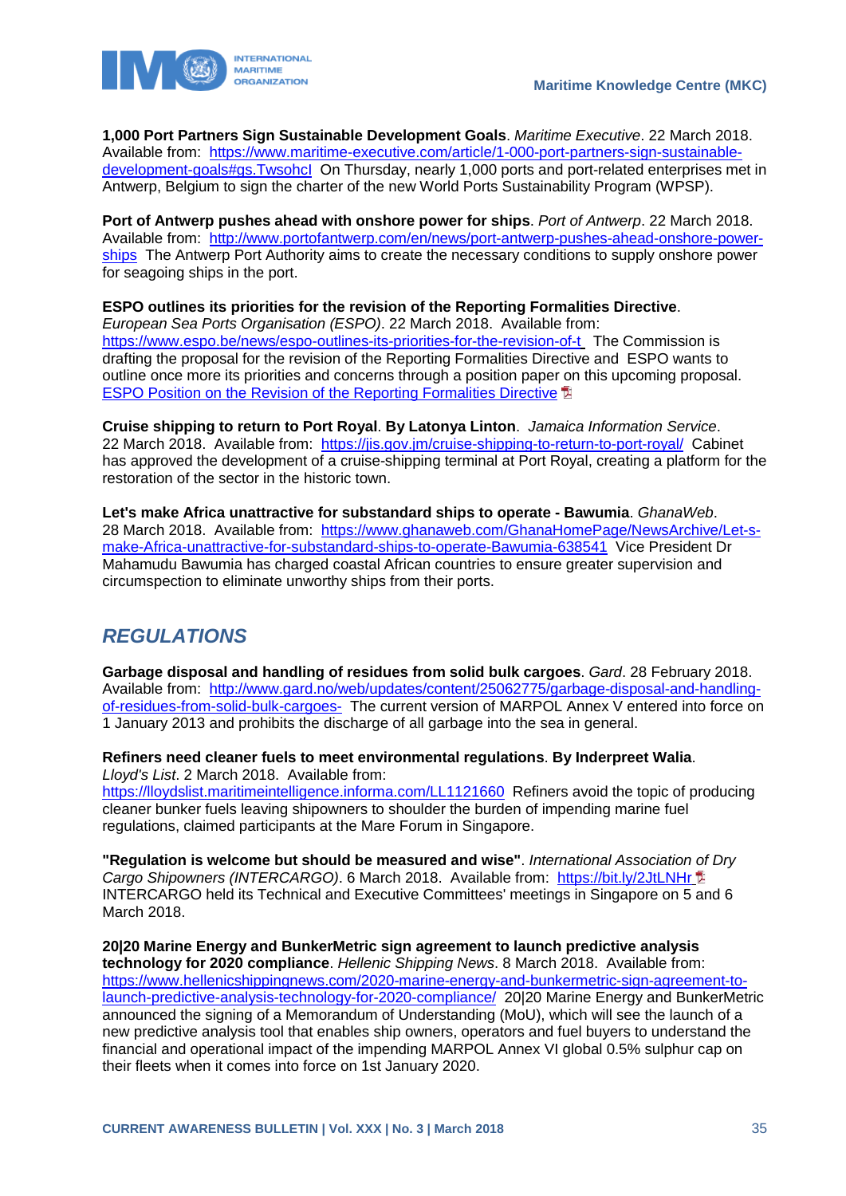**1,000 Port Partners Sign Sustainable Development Goals**. *Maritime Executive*. 22 March 2018. Available from: https://www.maritime-executive.com/article/1-000-port-partners-sign-sustainable-development-goals#gs.TwsohcI On Thursday, nearly 1,000 ports and port-related enterprises met in Antwerp, Belgium to sign the charter of the new World Ports Sustainability Program (WPSP).

**Port of Antwerp pushes ahead with onshore power for ships**. *Port of Antwerp*. 22 March 2018. Available from: http://www.portofantwerp.com/en/news/port-antwerp-pushes-ahead-onshore-power-ships The Antwerp Port Authority aims to create the necessary conditions to supply onshore power for seagoing ships in the port.

**ESPO outlines its priorities for the revision of the Reporting Formalities Directive**. *European Sea Ports Organisation (ESPO)*. 22 March 2018. Available from: https://www.espo.be/news/espo-outlines-its-priorities-for-the-revision-of-t The Commission is drafting the proposal for the revision of the Reporting Formalities Directive and ESPO wants to outline once more its priorities and concerns through a position paper on this upcoming proposal. ESPO Position on the Revision of the Reporting Formalities Directive

**Cruise shipping to return to Port Royal**. **By Latonya Linton**. *Jamaica Information Service*. 22 March 2018. Available from: https://jis.gov.jm/cruise-shipping-to-return-to-port-royal/ Cabinet has approved the development of a cruise-shipping terminal at Port Royal, creating a platform for the restoration of the sector in the historic town.

**Let's make Africa unattractive for substandard ships to operate - Bawumia**. *GhanaWeb*. 28 March 2018. Available from: https://www.ghanaweb.com/GhanaHomePage/NewsArchive/Let-s-make-Africa-unattractive-for-substandard-ships-to-operate-Bawumia-638541 Vice President Dr Mahamudu Bawumia has charged coastal African countries to ensure greater supervision and circumspection to eliminate unworthy ships from their ports.

## *REGULATIONS*

**Garbage disposal and handling of residues from solid bulk cargoes**. *Gard*. 28 February 2018. Available from: http://www.gard.no/web/updates/content/25062775/garbage-disposal-and-handling-of-residues-from-solid-bulk-cargoes- The current version of MARPOL Annex V entered into force on 1 January 2013 and prohibits the discharge of all garbage into the sea in general.

**Refiners need cleaner fuels to meet environmental regulations**. **By Inderpreet Walia**. *Lloyd's List*. 2 March 2018. Available from: https://lloydslist.maritimeintelligence.informa.com/LL1121660 Refiners avoid the topic of producing cleaner bunker fuels leaving shipowners to shoulder the burden of impending marine fuel regulations, claimed participants at the Mare Forum in Singapore.

**"Regulation is welcome but should be measured and wise"**. *International Association of Dry Cargo Shipowners (INTERCARGO)*. 6 March 2018. Available from: https://bit.ly/2JtLNHr INTERCARGO held its Technical and Executive Committees' meetings in Singapore on 5 and 6 March 2018.

**20|20 Marine Energy and BunkerMetric sign agreement to launch predictive analysis technology for 2020 compliance**. *Hellenic Shipping News*. 8 March 2018. Available from: https://www.hellenicshippingnews.com/2020-marine-energy-and-bunkermetric-sign-agreement-to-launch-predictive-analysis-technology-for-2020-compliance/ 20|20 Marine Energy and BunkerMetric announced the signing of a Memorandum of Understanding (MoU), which will see the launch of a new predictive analysis tool that enables ship owners, operators and fuel buyers to understand the financial and operational impact of the impending MARPOL Annex VI global 0.5% sulphur cap on their fleets when it comes into force on 1st January 2020.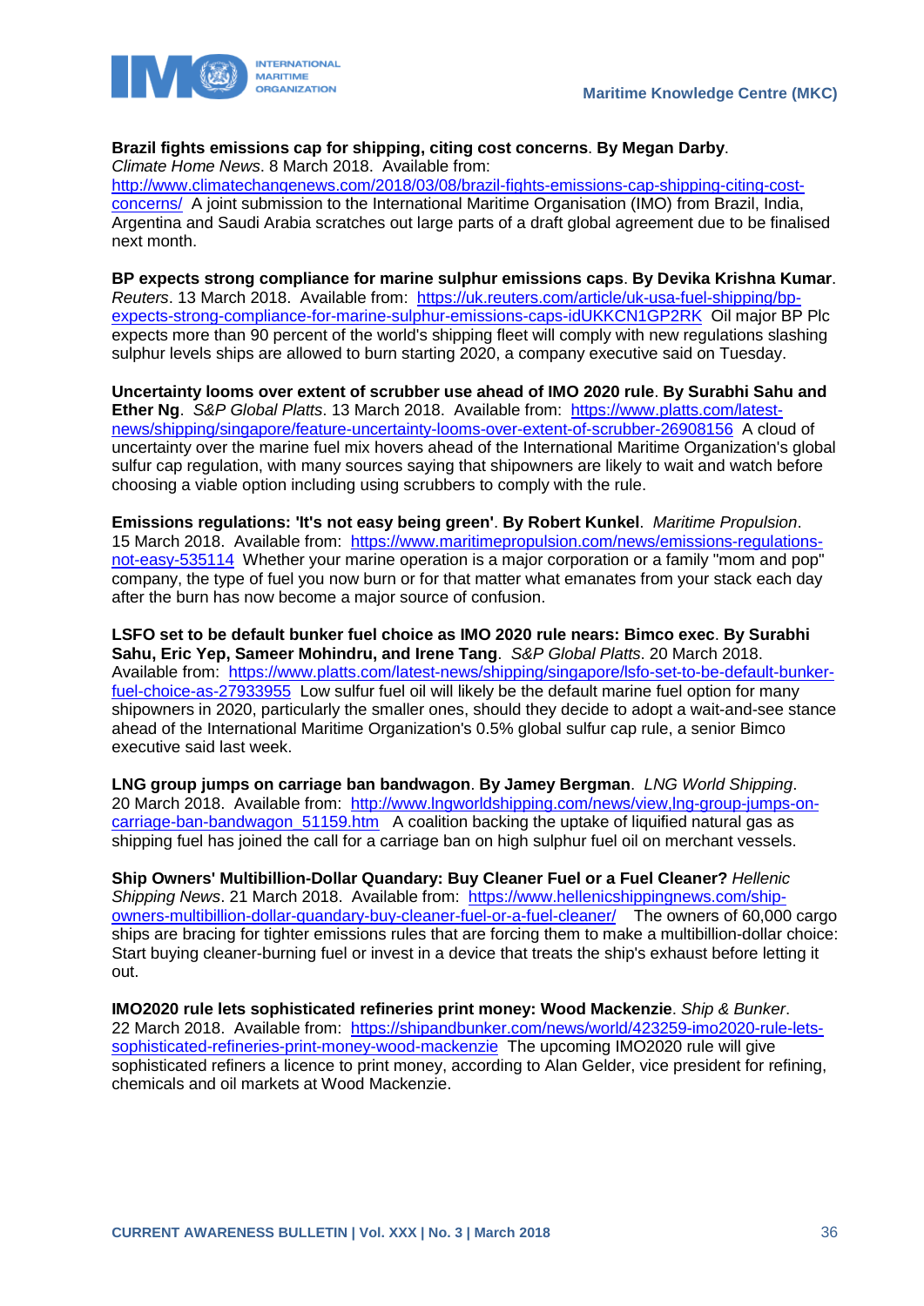**Brazil fights emissions cap for shipping, citing cost concerns**. **By Megan Darby**. *Climate Home News*. 8 March 2018. Available from: http://www.climatechangenews.com/2018/03/08/brazil-fights-emissions-cap-shipping-citing-cost-concerns/ A joint submission to the International Maritime Organisation (IMO) from Brazil, India, Argentina and Saudi Arabia scratches out large parts of a draft global agreement due to be finalised next month.

**BP expects strong compliance for marine sulphur emissions caps**. **By Devika Krishna Kumar**. *Reuters*. 13 March 2018. Available from: https://uk.reuters.com/article/uk-usa-fuel-shipping/bp-expects-strong-compliance-for-marine-sulphur-emissions-caps-idUKKCN1GP2RK Oil major BP Plc expects more than 90 percent of the world's shipping fleet will comply with new regulations slashing sulphur levels ships are allowed to burn starting 2020, a company executive said on Tuesday.

**Uncertainty looms over extent of scrubber use ahead of IMO 2020 rule**. **By Surabhi Sahu and Ether Ng**. *S&P Global Platts*. 13 March 2018. Available from: https://www.platts.com/latest-news/shipping/singapore/feature-uncertainty-looms-over-extent-of-scrubber-26908156 A cloud of uncertainty over the marine fuel mix hovers ahead of the International Maritime Organization's global sulfur cap regulation, with many sources saying that shipowners are likely to wait and watch before choosing a viable option including using scrubbers to comply with the rule.

**Emissions regulations: 'It's not easy being green'**. **By Robert Kunkel**. *Maritime Propulsion*. 15 March 2018. Available from: https://www.maritimepropulsion.com/news/emissions-regulations-not-easy-535114 Whether your marine operation is a major corporation or a family "mom and pop" company, the type of fuel you now burn or for that matter what emanates from your stack each day after the burn has now become a major source of confusion.

**LSFO set to be default bunker fuel choice as IMO 2020 rule nears: Bimco exec**. **By Surabhi Sahu, Eric Yep, Sameer Mohindru, and Irene Tang**. *S&P Global Platts*. 20 March 2018. Available from: https://www.platts.com/latest-news/shipping/singapore/lsfo-set-to-be-default-bunker-fuel-choice-as-27933955 Low sulfur fuel oil will likely be the default marine fuel option for many shipowners in 2020, particularly the smaller ones, should they decide to adopt a wait-and-see stance ahead of the International Maritime Organization's 0.5% global sulfur cap rule, a senior Bimco executive said last week.

**LNG group jumps on carriage ban bandwagon**. **By Jamey Bergman**. *LNG World Shipping*. 20 March 2018. Available from: http://www.lngworldshipping.com/news/view,lng-group-jumps-on-carriage-ban-bandwagon_51159.htm A coalition backing the uptake of liquified natural gas as shipping fuel has joined the call for a carriage ban on high sulphur fuel oil on merchant vessels.

**Ship Owners' Multibillion-Dollar Quandary: Buy Cleaner Fuel or a Fuel Cleaner?** *Hellenic Shipping News*. 21 March 2018. Available from: https://www.hellenicshippingnews.com/ship-owners-multibillion-dollar-quandary-buy-cleaner-fuel-or-a-fuel-cleaner/ The owners of 60,000 cargo ships are bracing for tighter emissions rules that are forcing them to make a multibillion-dollar choice: Start buying cleaner-burning fuel or invest in a device that treats the ship's exhaust before letting it out.

**IMO2020 rule lets sophisticated refineries print money: Wood Mackenzie**. *Ship & Bunker*. 22 March 2018. Available from: https://shipandbunker.com/news/world/423259-imo2020-rule-lets-sophisticated-refineries-print-money-wood-mackenzie The upcoming IMO2020 rule will give sophisticated refiners a licence to print money, according to Alan Gelder, vice president for refining, chemicals and oil markets at Wood Mackenzie.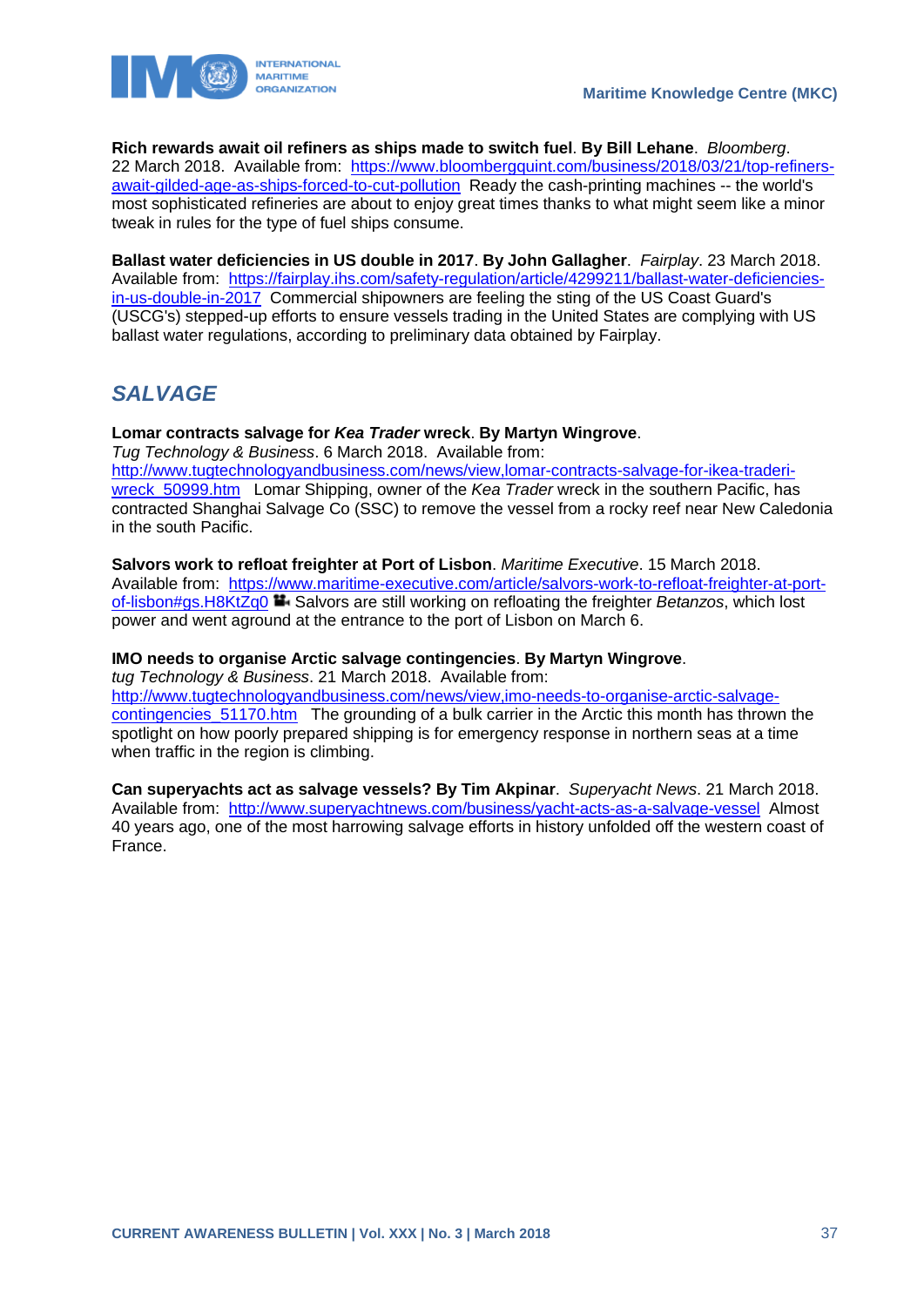**Rich rewards await oil refiners as ships made to switch fuel**. **By Bill Lehane**. *Bloomberg*. 22 March 2018. Available from: https://www.bloombergquint.com/business/2018/03/21/top-refiners-await-gilded-age-as-ships-forced-to-cut-pollution Ready the cash-printing machines -- the world's most sophisticated refineries are about to enjoy great times thanks to what might seem like a minor tweak in rules for the type of fuel ships consume.

**Ballast water deficiencies in US double in 2017**. **By John Gallagher**. *Fairplay*. 23 March 2018. Available from: https://fairplay.ihs.com/safety-regulation/article/4299211/ballast-water-deficiencies-in-us-double-in-2017 Commercial shipowners are feeling the sting of the US Coast Guard's (USCG's) stepped-up efforts to ensure vessels trading in the United States are complying with US ballast water regulations, according to preliminary data obtained by Fairplay.

## *SALVAGE*

**Lomar contracts salvage for *Kea Trader* wreck**. **By Martyn Wingrove**. *Tug Technology & Business*. 6 March 2018. Available from: http://www.tugtechnologyandbusiness.com/news/view,lomar-contracts-salvage-for-ikea-traderi-wreck_50999.htm Lomar Shipping, owner of the *Kea Trader* wreck in the southern Pacific, has contracted Shanghai Salvage Co (SSC) to remove the vessel from a rocky reef near New Caledonia in the south Pacific.

**Salvors work to refloat freighter at Port of Lisbon**. *Maritime Executive*. 15 March 2018. Available from: https://www.maritime-executive.com/article/salvors-work-to-refloat-freighter-at-port-of-lisbon#gs.H8KtZq0 Salvors are still working on refloating the freighter *Betanzos*, which lost power and went aground at the entrance to the port of Lisbon on March 6.

**IMO needs to organise Arctic salvage contingencies**. **By Martyn Wingrove**. *tug Technology & Business*. 21 March 2018. Available from: http://www.tugtechnologyandbusiness.com/news/view,imo-needs-to-organise-arctic-salvage-contingencies_51170.htm The grounding of a bulk carrier in the Arctic this month has thrown the spotlight on how poorly prepared shipping is for emergency response in northern seas at a time when traffic in the region is climbing.

**Can superyachts act as salvage vessels? By Tim Akpinar**. *Superyacht News*. 21 March 2018. Available from: http://www.superyachtnews.com/business/yacht-acts-as-a-salvage-vessel Almost 40 years ago, one of the most harrowing salvage efforts in history unfolded off the western coast of France.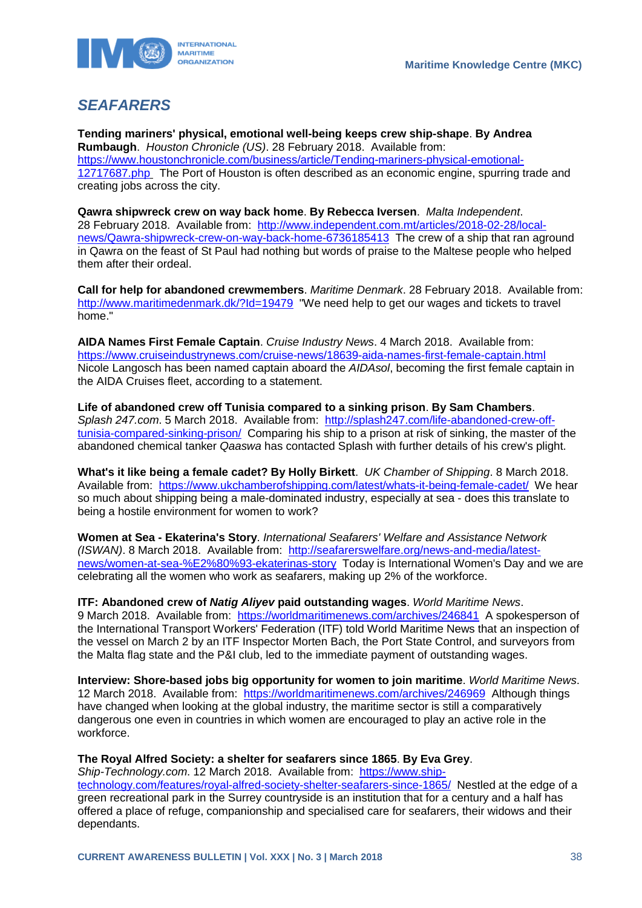## *SEAFARERS*

**Tending mariners' physical, emotional well-being keeps crew ship-shape**. **By Andrea Rumbaugh**. *Houston Chronicle (US)*. 28 February 2018. Available from: https://www.houstonchronicle.com/business/article/Tending-mariners-physical-emotional-12717687.php The Port of Houston is often described as an economic engine, spurring trade and creating jobs across the city.

**Qawra shipwreck crew on way back home**. **By Rebecca Iversen**. *Malta Independent*. 28 February 2018. Available from: http://www.independent.com.mt/articles/2018-02-28/local-news/Qawra-shipwreck-crew-on-way-back-home-6736185413 The crew of a ship that ran aground in Qawra on the feast of St Paul had nothing but words of praise to the Maltese people who helped them after their ordeal.

**Call for help for abandoned crewmembers**. *Maritime Denmark*. 28 February 2018. Available from: http://www.maritimedenmark.dk/?Id=19479 "We need help to get our wages and tickets to travel home."

**AIDA Names First Female Captain**. *Cruise Industry News*. 4 March 2018. Available from: https://www.cruiseindustrynews.com/cruise-news/18639-aida-names-first-female-captain.html Nicole Langosch has been named captain aboard the *AIDAsol*, becoming the first female captain in the AIDA Cruises fleet, according to a statement.

**Life of abandoned crew off Tunisia compared to a sinking prison**. **By Sam Chambers**. *Splash 247.com*. 5 March 2018. Available from: http://splash247.com/life-abandoned-crew-off-tunisia-compared-sinking-prison/ Comparing his ship to a prison at risk of sinking, the master of the abandoned chemical tanker *Qaaswa* has contacted Splash with further details of his crew's plight.

**What's it like being a female cadet? By Holly Birkett**. *UK Chamber of Shipping*. 8 March 2018. Available from: https://www.ukchamberofshipping.com/latest/whats-it-being-female-cadet/ We hear so much about shipping being a male-dominated industry, especially at sea - does this translate to being a hostile environment for women to work?

**Women at Sea - Ekaterina's Story**. *International Seafarers' Welfare and Assistance Network (ISWAN)*. 8 March 2018. Available from: http://seafarerswelfare.org/news-and-media/latest-news/women-at-sea-%E2%80%93-ekaterinas-story Today is International Women's Day and we are celebrating all the women who work as seafarers, making up 2% of the workforce.

**ITF: Abandoned crew of *Natig Aliyev* paid outstanding wages**. *World Maritime News*. 9 March 2018. Available from: https://worldmaritimenews.com/archives/246841 A spokesperson of the International Transport Workers' Federation (ITF) told World Maritime News that an inspection of the vessel on March 2 by an ITF Inspector Morten Bach, the Port State Control, and surveyors from the Malta flag state and the P&I club, led to the immediate payment of outstanding wages.

**Interview: Shore-based jobs big opportunity for women to join maritime**. *World Maritime News*. 12 March 2018. Available from: https://worldmaritimenews.com/archives/246969 Although things have changed when looking at the global industry, the maritime sector is still a comparatively dangerous one even in countries in which women are encouraged to play an active role in the workforce.

**The Royal Alfred Society: a shelter for seafarers since 1865**. **By Eva Grey**. *Ship-Technology.com*. 12 March 2018. Available from: https://www.ship-technology.com/features/royal-alfred-society-shelter-seafarers-since-1865/ Nestled at the edge of a green recreational park in the Surrey countryside is an institution that for a century and a half has offered a place of refuge, companionship and specialised care for seafarers, their widows and their dependants.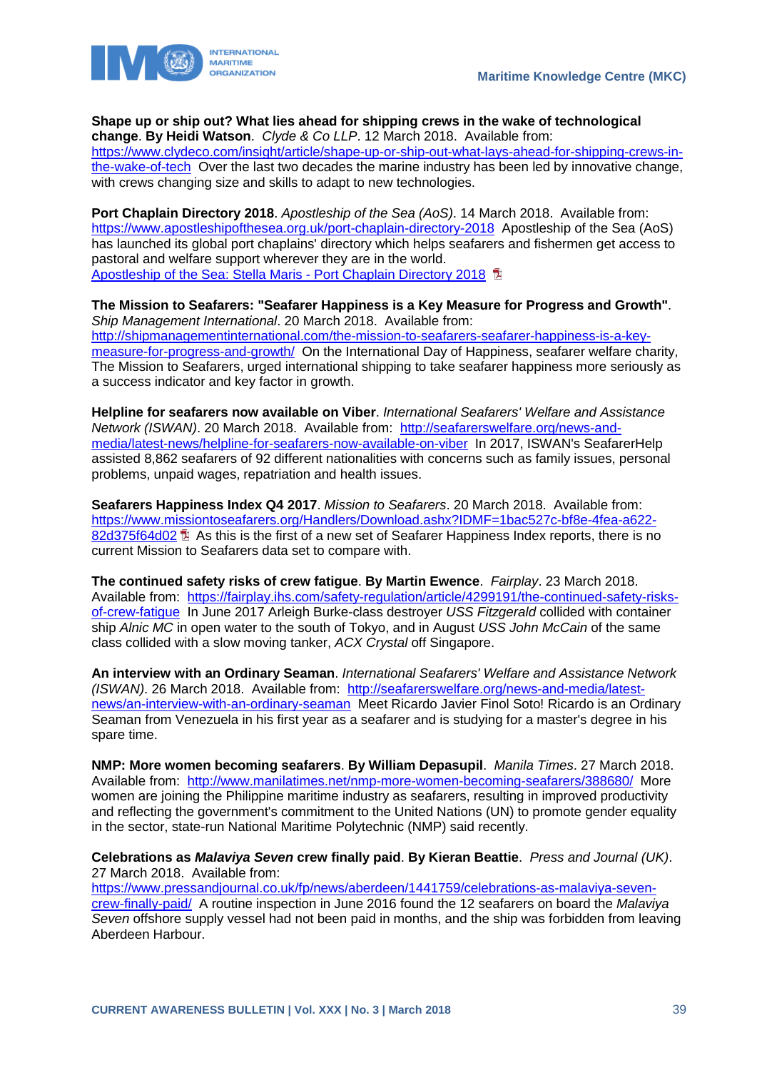**Shape up or ship out? What lies ahead for shipping crews in the wake of technological change**. **By Heidi Watson**. *Clyde & Co LLP*. 12 March 2018. Available from: https://www.clydeco.com/insight/article/shape-up-or-ship-out-what-lays-ahead-for-shipping-crews-in-the-wake-of-tech Over the last two decades the marine industry has been led by innovative change, with crews changing size and skills to adapt to new technologies.

**Port Chaplain Directory 2018**. *Apostleship of the Sea (AoS)*. 14 March 2018. Available from: https://www.apostleshipofthesea.org.uk/port-chaplain-directory-2018 Apostleship of the Sea (AoS) has launched its global port chaplains' directory which helps seafarers and fishermen get access to pastoral and welfare support wherever they are in the world.
Apostleship of the Sea: Stella Maris - Port Chaplain Directory 2018

**The Mission to Seafarers: "Seafarer Happiness is a Key Measure for Progress and Growth"**. *Ship Management International*. 20 March 2018. Available from: http://shipmanagementinternational.com/the-mission-to-seafarers-seafarer-happiness-is-a-key-measure-for-progress-and-growth/ On the International Day of Happiness, seafarer welfare charity, The Mission to Seafarers, urged international shipping to take seafarer happiness more seriously as a success indicator and key factor in growth.

**Helpline for seafarers now available on Viber**. *International Seafarers' Welfare and Assistance Network (ISWAN)*. 20 March 2018. Available from: http://seafarerswelfare.org/news-and-media/latest-news/helpline-for-seafarers-now-available-on-viber In 2017, ISWAN's SeafarerHelp assisted 8,862 seafarers of 92 different nationalities with concerns such as family issues, personal problems, unpaid wages, repatriation and health issues.

**Seafarers Happiness Index Q4 2017**. *Mission to Seafarers*. 20 March 2018. Available from: https://www.missiontoseafarers.org/Handlers/Download.ashx?IDMF=1bac527c-bf8e-4fea-a622-82d375f64d02 As this is the first of a new set of Seafarer Happiness Index reports, there is no current Mission to Seafarers data set to compare with.

**The continued safety risks of crew fatigue**. **By Martin Ewence**. *Fairplay*. 23 March 2018. Available from: https://fairplay.ihs.com/safety-regulation/article/4299191/the-continued-safety-risks-of-crew-fatigue In June 2017 Arleigh Burke-class destroyer *USS Fitzgerald* collided with container ship *Alnic MC* in open water to the south of Tokyo, and in August *USS John McCain* of the same class collided with a slow moving tanker, *ACX Crystal* off Singapore.

**An interview with an Ordinary Seaman**. *International Seafarers' Welfare and Assistance Network (ISWAN)*. 26 March 2018. Available from: http://seafarerswelfare.org/news-and-media/latest-news/an-interview-with-an-ordinary-seaman Meet Ricardo Javier Finol Soto! Ricardo is an Ordinary Seaman from Venezuela in his first year as a seafarer and is studying for a master's degree in his spare time.

**NMP: More women becoming seafarers**. **By William Depasupil**. *Manila Times*. 27 March 2018. Available from: http://www.manilatimes.net/nmp-more-women-becoming-seafarers/388680/ More women are joining the Philippine maritime industry as seafarers, resulting in improved productivity and reflecting the government's commitment to the United Nations (UN) to promote gender equality in the sector, state-run National Maritime Polytechnic (NMP) said recently.

**Celebrations as *Malaviya Seven* crew finally paid**. **By Kieran Beattie**. *Press and Journal (UK)*. 27 March 2018. Available from: https://www.pressandjournal.co.uk/fp/news/aberdeen/1441759/celebrations-as-malaviya-seven-crew-finally-paid/ A routine inspection in June 2016 found the 12 seafarers on board the *Malaviya Seven* offshore supply vessel had not been paid in months, and the ship was forbidden from leaving Aberdeen Harbour.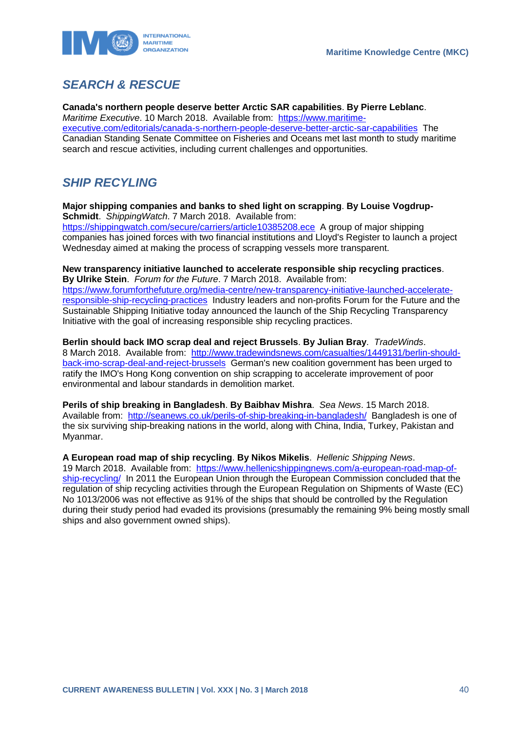## *SEARCH & RESCUE*

**Canada's northern people deserve better Arctic SAR capabilities**. **By Pierre Leblanc**. *Maritime Executive*. 10 March 2018. Available from: https://www.maritime-executive.com/editorials/canada-s-northern-people-deserve-better-arctic-sar-capabilities The Canadian Standing Senate Committee on Fisheries and Oceans met last month to study maritime search and rescue activities, including current challenges and opportunities.

## *SHIP RECYLING*

**Major shipping companies and banks to shed light on scrapping**. **By Louise Vogdrup-Schmidt**. *ShippingWatch*. 7 March 2018. Available from: https://shippingwatch.com/secure/carriers/article10385208.ece A group of major shipping companies has joined forces with two financial institutions and Lloyd's Register to launch a project Wednesday aimed at making the process of scrapping vessels more transparent.

**New transparency initiative launched to accelerate responsible ship recycling practices**. **By Ulrike Stein**. *Forum for the Future*. 7 March 2018. Available from: https://www.forumforthefuture.org/media-centre/new-transparency-initiative-launched-accelerate-responsible-ship-recycling-practices Industry leaders and non-profits Forum for the Future and the Sustainable Shipping Initiative today announced the launch of the Ship Recycling Transparency Initiative with the goal of increasing responsible ship recycling practices.

**Berlin should back IMO scrap deal and reject Brussels**. **By Julian Bray**. *TradeWinds*. 8 March 2018. Available from: http://www.tradewindsnews.com/casualties/1449131/berlin-should-back-imo-scrap-deal-and-reject-brussels German's new coalition government has been urged to ratify the IMO's Hong Kong convention on ship scrapping to accelerate improvement of poor environmental and labour standards in demolition market.

**Perils of ship breaking in Bangladesh**. **By Baibhav Mishra**. *Sea News*. 15 March 2018. Available from: http://seanews.co.uk/perils-of-ship-breaking-in-bangladesh/ Bangladesh is one of the six surviving ship-breaking nations in the world, along with China, India, Turkey, Pakistan and Myanmar.

**A European road map of ship recycling**. **By Nikos Mikelis**. *Hellenic Shipping News*. 19 March 2018. Available from: https://www.hellenicshippingnews.com/a-european-road-map-of-ship-recycling/ In 2011 the European Union through the European Commission concluded that the regulation of ship recycling activities through the European Regulation on Shipments of Waste (EC) No 1013/2006 was not effective as 91% of the ships that should be controlled by the Regulation during their study period had evaded its provisions (presumably the remaining 9% being mostly small ships and also government owned ships).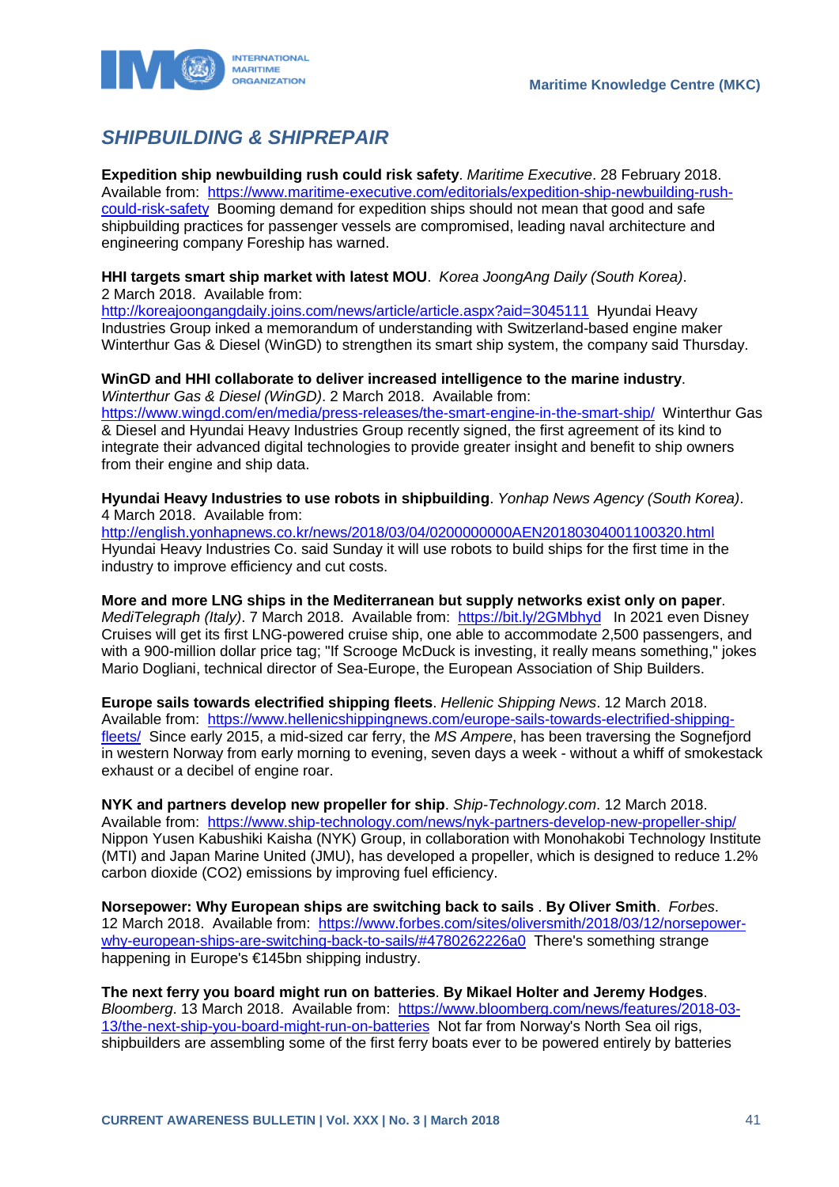## *SHIPBUILDING & SHIPREPAIR*

**Expedition ship newbuilding rush could risk safety**. *Maritime Executive*. 28 February 2018. Available from: https://www.maritime-executive.com/editorials/expedition-ship-newbuilding-rush-could-risk-safety Booming demand for expedition ships should not mean that good and safe shipbuilding practices for passenger vessels are compromised, leading naval architecture and engineering company Foreship has warned.

**HHI targets smart ship market with latest MOU**. *Korea JoongAng Daily (South Korea)*. 2 March 2018. Available from: http://koreajoongangdaily.joins.com/news/article/article.aspx?aid=3045111 Hyundai Heavy Industries Group inked a memorandum of understanding with Switzerland-based engine maker Winterthur Gas & Diesel (WinGD) to strengthen its smart ship system, the company said Thursday.

**WinGD and HHI collaborate to deliver increased intelligence to the marine industry**. *Winterthur Gas & Diesel (WinGD)*. 2 March 2018. Available from: https://www.wingd.com/en/media/press-releases/the-smart-engine-in-the-smart-ship/ Winterthur Gas & Diesel and Hyundai Heavy Industries Group recently signed, the first agreement of its kind to integrate their advanced digital technologies to provide greater insight and benefit to ship owners from their engine and ship data.

**Hyundai Heavy Industries to use robots in shipbuilding**. *Yonhap News Agency (South Korea)*. 4 March 2018. Available from: http://english.yonhapnews.co.kr/news/2018/03/04/0200000000AEN20180304001100320.html Hyundai Heavy Industries Co. said Sunday it will use robots to build ships for the first time in the industry to improve efficiency and cut costs.

**More and more LNG ships in the Mediterranean but supply networks exist only on paper**. *MediTelegraph (Italy)*. 7 March 2018. Available from: https://bit.ly/2GMbhyd In 2021 even Disney Cruises will get its first LNG-powered cruise ship, one able to accommodate 2,500 passengers, and with a 900-million dollar price tag; "If Scrooge McDuck is investing, it really means something," jokes Mario Dogliani, technical director of Sea-Europe, the European Association of Ship Builders.

**Europe sails towards electrified shipping fleets**. *Hellenic Shipping News*. 12 March 2018. Available from: https://www.hellenicshippingnews.com/europe-sails-towards-electrified-shipping-fleets/ Since early 2015, a mid-sized car ferry, the *MS Ampere*, has been traversing the Sognefjord in western Norway from early morning to evening, seven days a week - without a whiff of smokestack exhaust or a decibel of engine roar.

**NYK and partners develop new propeller for ship**. *Ship-Technology.com*. 12 March 2018. Available from: https://www.ship-technology.com/news/nyk-partners-develop-new-propeller-ship/ Nippon Yusen Kabushiki Kaisha (NYK) Group, in collaboration with Monohakobi Technology Institute (MTI) and Japan Marine United (JMU), has developed a propeller, which is designed to reduce 1.2% carbon dioxide ($CO_2$) emissions by improving fuel efficiency.

**Norsepower: Why European ships are switching back to sails . By Oliver Smith**. *Forbes*. 12 March 2018. Available from: https://www.forbes.com/sites/oliversmith/2018/03/12/norsepower-why-european-ships-are-switching-back-to-sails/#4780262226a0 There's something strange happening in Europe's €145bn shipping industry.

**The next ferry you board might run on batteries**. **By Mikael Holter and Jeremy Hodges**. *Bloomberg*. 13 March 2018. Available from: https://www.bloomberg.com/news/features/2018-03-13/the-next-ship-you-board-might-run-on-batteries Not far from Norway's North Sea oil rigs, shipbuilders are assembling some of the first ferry boats ever to be powered entirely by batteries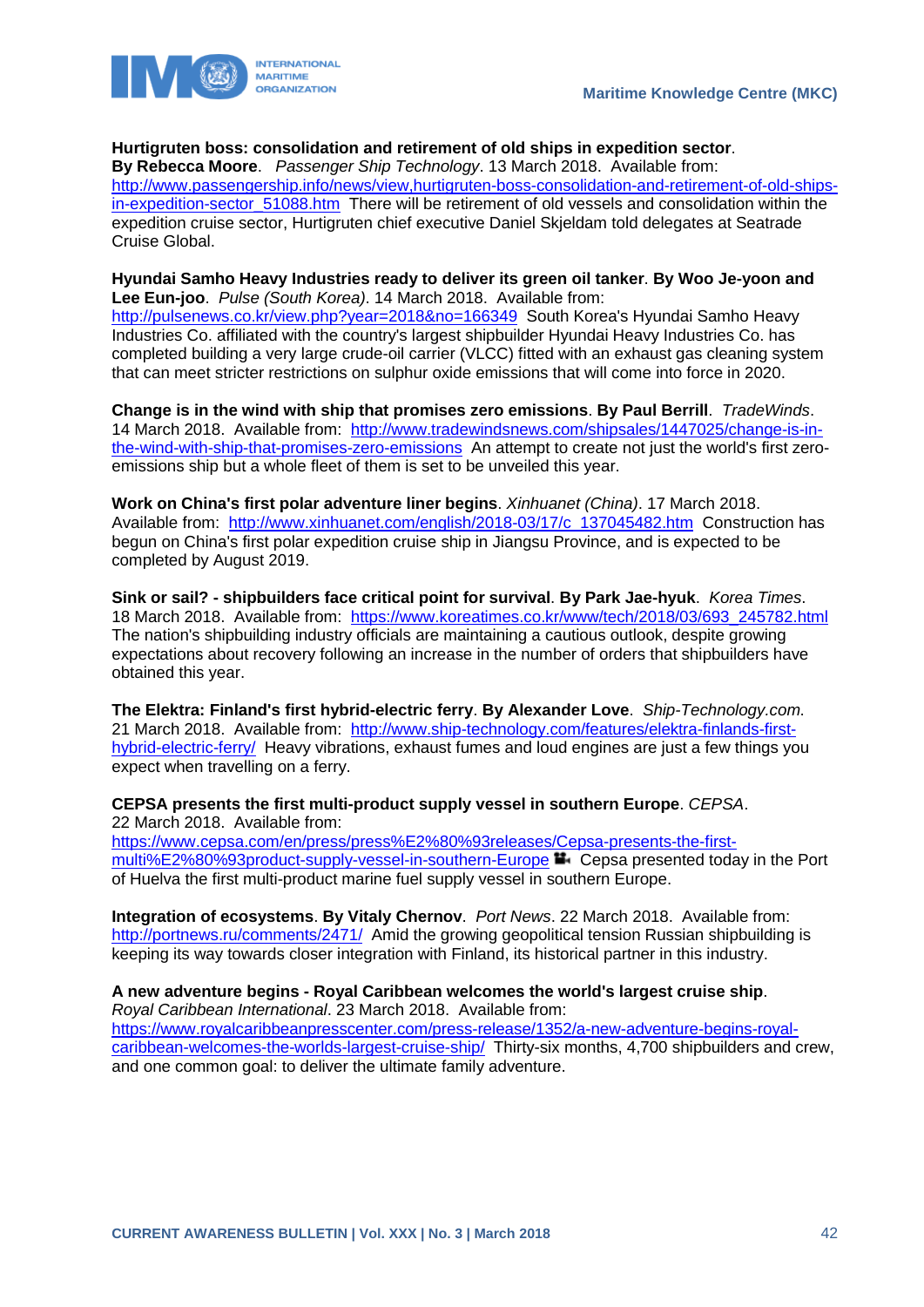**Hurtigruten boss: consolidation and retirement of old ships in expedition sector**.
**By Rebecca Moore**. *Passenger Ship Technology*. 13 March 2018. Available from: http://www.passengership.info/news/view,hurtigruten-boss-consolidation-and-retirement-of-old-ships-in-expedition-sector_51088.htm There will be retirement of old vessels and consolidation within the expedition cruise sector, Hurtigruten chief executive Daniel Skjeldam told delegates at Seatrade Cruise Global.

**Hyundai Samho Heavy Industries ready to deliver its green oil tanker**. **By Woo Je-yoon and Lee Eun-joo**. *Pulse (South Korea)*. 14 March 2018. Available from: http://pulsenews.co.kr/view.php?year=2018&no=166349 South Korea's Hyundai Samho Heavy Industries Co. affiliated with the country's largest shipbuilder Hyundai Heavy Industries Co. has completed building a very large crude-oil carrier (VLCC) fitted with an exhaust gas cleaning system that can meet stricter restrictions on sulphur oxide emissions that will come into force in 2020.

**Change is in the wind with ship that promises zero emissions**. **By Paul Berrill**. *TradeWinds*. 14 March 2018. Available from: http://www.tradewindsnews.com/shipsales/1447025/change-is-in-the-wind-with-ship-that-promises-zero-emissions An attempt to create not just the world's first zero-emissions ship but a whole fleet of them is set to be unveiled this year.

**Work on China's first polar adventure liner begins**. *Xinhuanet (China)*. 17 March 2018. Available from: http://www.xinhuanet.com/english/2018-03/17/c_137045482.htm Construction has begun on China's first polar expedition cruise ship in Jiangsu Province, and is expected to be completed by August 2019.

**Sink or sail? - shipbuilders face critical point for survival**. **By Park Jae-hyuk**. *Korea Times*. 18 March 2018. Available from: https://www.koreatimes.co.kr/www/tech/2018/03/693_245782.html The nation's shipbuilding industry officials are maintaining a cautious outlook, despite growing expectations about recovery following an increase in the number of orders that shipbuilders have obtained this year.

**The Elektra: Finland's first hybrid-electric ferry**. **By Alexander Love**. *Ship-Technology.com*. 21 March 2018. Available from: http://www.ship-technology.com/features/elektra-finlands-first-hybrid-electric-ferry/ Heavy vibrations, exhaust fumes and loud engines are just a few things you expect when travelling on a ferry.

**CEPSA presents the first multi-product supply vessel in southern Europe**. *CEPSA*. 22 March 2018. Available from: https://www.cepsa.com/en/press/press%E2%80%93releases/Cepsa-presents-the-first-multi%E2%80%93product-supply-vessel-in-southern-Europe Cepsa presented today in the Port of Huelva the first multi-product marine fuel supply vessel in southern Europe.

**Integration of ecosystems**. **By Vitaly Chernov**. *Port News*. 22 March 2018. Available from: http://portnews.ru/comments/2471/ Amid the growing geopolitical tension Russian shipbuilding is keeping its way towards closer integration with Finland, its historical partner in this industry.

**A new adventure begins - Royal Caribbean welcomes the world's largest cruise ship**. *Royal Caribbean International*. 23 March 2018. Available from: https://www.royalcaribbeanpresscenter.com/press-release/1352/a-new-adventure-begins-royal-caribbean-welcomes-the-worlds-largest-cruise-ship/ Thirty-six months, 4,700 shipbuilders and crew, and one common goal: to deliver the ultimate family adventure.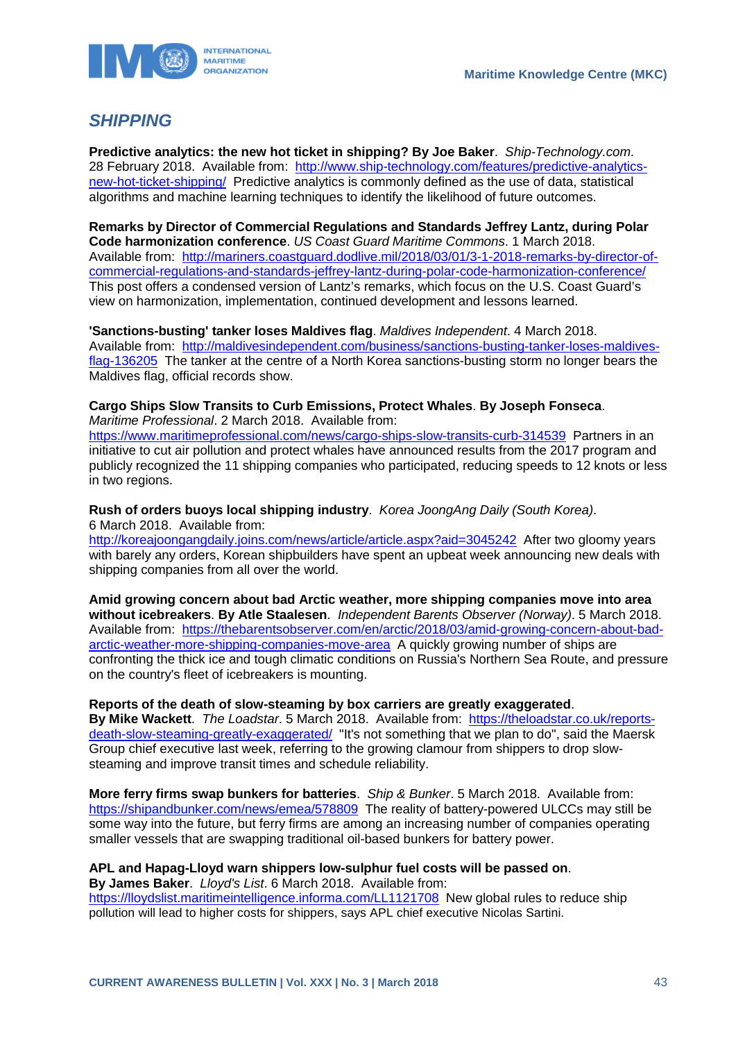## *SHIPPING*

**Predictive analytics: the new hot ticket in shipping? By Joe Baker**. *Ship-Technology.com*. 28 February 2018. Available from: http://www.ship-technology.com/features/predictive-analytics-new-hot-ticket-shipping/ Predictive analytics is commonly defined as the use of data, statistical algorithms and machine learning techniques to identify the likelihood of future outcomes.

**Remarks by Director of Commercial Regulations and Standards Jeffrey Lantz, during Polar Code harmonization conference**. *US Coast Guard Maritime Commons*. 1 March 2018. Available from: http://mariners.coastguard.dodlive.mil/2018/03/01/3-1-2018-remarks-by-director-of-commercial-regulations-and-standards-jeffrey-lantz-during-polar-code-harmonization-conference/ This post offers a condensed version of Lantz's remarks, which focus on the U.S. Coast Guard's view on harmonization, implementation, continued development and lessons learned.

**'Sanctions-busting' tanker loses Maldives flag**. *Maldives Independent*. 4 March 2018. Available from: http://maldivesindependent.com/business/sanctions-busting-tanker-loses-maldives-flag-136205 The tanker at the centre of a North Korea sanctions-busting storm no longer bears the Maldives flag, official records show.

**Cargo Ships Slow Transits to Curb Emissions, Protect Whales**. **By Joseph Fonseca**. *Maritime Professional*. 2 March 2018. Available from: https://www.maritimeprofessional.com/news/cargo-ships-slow-transits-curb-314539 Partners in an initiative to cut air pollution and protect whales have announced results from the 2017 program and publicly recognized the 11 shipping companies who participated, reducing speeds to 12 knots or less in two regions.

**Rush of orders buoys local shipping industry**. *Korea JoongAng Daily (South Korea)*. 6 March 2018. Available from: http://koreajoongangdaily.joins.com/news/article/article.aspx?aid=3045242 After two gloomy years with barely any orders, Korean shipbuilders have spent an upbeat week announcing new deals with shipping companies from all over the world.

**Amid growing concern about bad Arctic weather, more shipping companies move into area without icebreakers**. **By Atle Staalesen**. *Independent Barents Observer (Norway)*. 5 March 2018. Available from: https://thebarentsobserver.com/en/arctic/2018/03/amid-growing-concern-about-bad-arctic-weather-more-shipping-companies-move-area A quickly growing number of ships are confronting the thick ice and tough climatic conditions on Russia's Northern Sea Route, and pressure on the country's fleet of icebreakers is mounting.

**Reports of the death of slow-steaming by box carriers are greatly exaggerated**. **By Mike Wackett**. *The Loadstar*. 5 March 2018. Available from: https://theloadstar.co.uk/reports-death-slow-steaming-greatly-exaggerated/ "It's not something that we plan to do", said the Maersk Group chief executive last week, referring to the growing clamour from shippers to drop slow-steaming and improve transit times and schedule reliability.

**More ferry firms swap bunkers for batteries**. *Ship & Bunker*. 5 March 2018. Available from: https://shipandbunker.com/news/emea/578809 The reality of battery-powered ULCCs may still be some way into the future, but ferry firms are among an increasing number of companies operating smaller vessels that are swapping traditional oil-based bunkers for battery power.

**APL and Hapag-Lloyd warn shippers low-sulphur fuel costs will be passed on**. **By James Baker**. *Lloyd's List*. 6 March 2018. Available from: https://lloydslist.maritimeintelligence.informa.com/LL1121708 New global rules to reduce ship pollution will lead to higher costs for shippers, says APL chief executive Nicolas Sartini.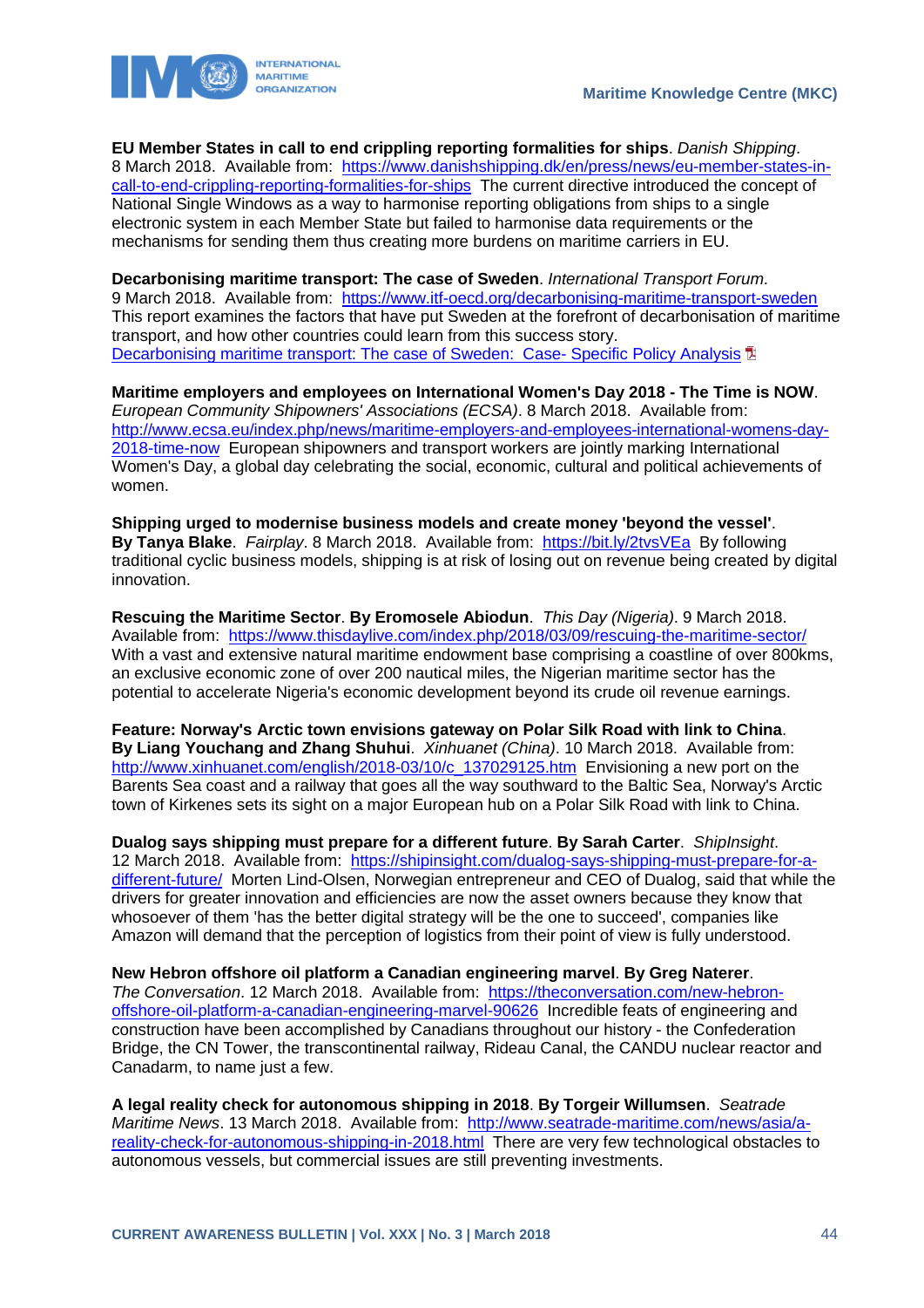**EU Member States in call to end crippling reporting formalities for ships**. *Danish Shipping*. 8 March 2018. Available from: [https://www.danishshipping.dk/en/press/news/eu-member-states-in-call-to-end-crippling-reporting-formalities-for-ships](https://www.danishshipping.dk/en/press/news/eu-member-states-in-call-to-end-crippling-reporting-formalities-for-ships) The current directive introduced the concept of National Single Windows as a way to harmonise reporting obligations from ships to a single electronic system in each Member State but failed to harmonise data requirements or the mechanisms for sending them thus creating more burdens on maritime carriers in EU.

**Decarbonising maritime transport: The case of Sweden**. *International Transport Forum*. 9 March 2018. Available from: [https://www.itf-oecd.org/decarbonising-maritime-transport-sweden](https://www.itf-oecd.org/decarbonising-maritime-transport-sweden) This report examines the factors that have put Sweden at the forefront of decarbonisation of maritime transport, and how other countries could learn from this success story.
[Decarbonising maritime transport: The case of Sweden: Case- Specific Policy Analysis]()

**Maritime employers and employees on International Women's Day 2018 - The Time is NOW**. *European Community Shipowners' Associations (ECSA)*. 8 March 2018. Available from: [http://www.ecsa.eu/index.php/news/maritime-employers-and-employees-international-womens-day-2018-time-now](http://www.ecsa.eu/index.php/news/maritime-employers-and-employees-international-womens-day-2018-time-now) European shipowners and transport workers are jointly marking International Women's Day, a global day celebrating the social, economic, cultural and political achievements of women.

**Shipping urged to modernise business models and create money 'beyond the vessel'**. **By Tanya Blake**. *Fairplay*. 8 March 2018. Available from: [https://bit.ly/2tvsVEa](https://bit.ly/2tvsVEa) By following traditional cyclic business models, shipping is at risk of losing out on revenue being created by digital innovation.

**Rescuing the Maritime Sector**. **By Eromosele Abiodun**. *This Day (Nigeria)*. 9 March 2018. Available from: [https://www.thisdaylive.com/index.php/2018/03/09/rescuing-the-maritime-sector/](https://www.thisdaylive.com/index.php/2018/03/09/rescuing-the-maritime-sector/) With a vast and extensive natural maritime endowment base comprising a coastline of over 800kms, an exclusive economic zone of over 200 nautical miles, the Nigerian maritime sector has the potential to accelerate Nigeria's economic development beyond its crude oil revenue earnings.

**Feature: Norway's Arctic town envisions gateway on Polar Silk Road with link to China**. **By Liang Youchang and Zhang Shuhui**. *Xinhuanet (China)*. 10 March 2018. Available from: [http://www.xinhuanet.com/english/2018-03/10/c_137029125.htm](http://www.xinhuanet.com/english/2018-03/10/c_137029125.htm) Envisioning a new port on the Barents Sea coast and a railway that goes all the way southward to the Baltic Sea, Norway's Arctic town of Kirkenes sets its sight on a major European hub on a Polar Silk Road with link to China.

**Dualog says shipping must prepare for a different future**. **By Sarah Carter**. *ShipInsight*. 12 March 2018. Available from: [https://shipinsight.com/dualog-says-shipping-must-prepare-for-a-different-future/](https://shipinsight.com/dualog-says-shipping-must-prepare-for-a-different-future/) Morten Lind-Olsen, Norwegian entrepreneur and CEO of Dualog, said that while the drivers for greater innovation and efficiencies are now the asset owners because they know that whosoever of them 'has the better digital strategy will be the one to succeed', companies like Amazon will demand that the perception of logistics from their point of view is fully understood.

**New Hebron offshore oil platform a Canadian engineering marvel**. **By Greg Naterer**. *The Conversation*. 12 March 2018. Available from: [https://theconversation.com/new-hebron-offshore-oil-platform-a-canadian-engineering-marvel-90626](https://theconversation.com/new-hebron-offshore-oil-platform-a-canadian-engineering-marvel-90626) Incredible feats of engineering and construction have been accomplished by Canadians throughout our history - the Confederation Bridge, the CN Tower, the transcontinental railway, Rideau Canal, the CANDU nuclear reactor and Canadarm, to name just a few.

**A legal reality check for autonomous shipping in 2018**. **By Torgeir Willumsen**. *Seatrade Maritime News*. 13 March 2018. Available from: [http://www.seatrade-maritime.com/news/asia/a-reality-check-for-autonomous-shipping-in-2018.html](http://www.seatrade-maritime.com/news/asia/a-reality-check-for-autonomous-shipping-in-2018.html) There are very few technological obstacles to autonomous vessels, but commercial issues are still preventing investments.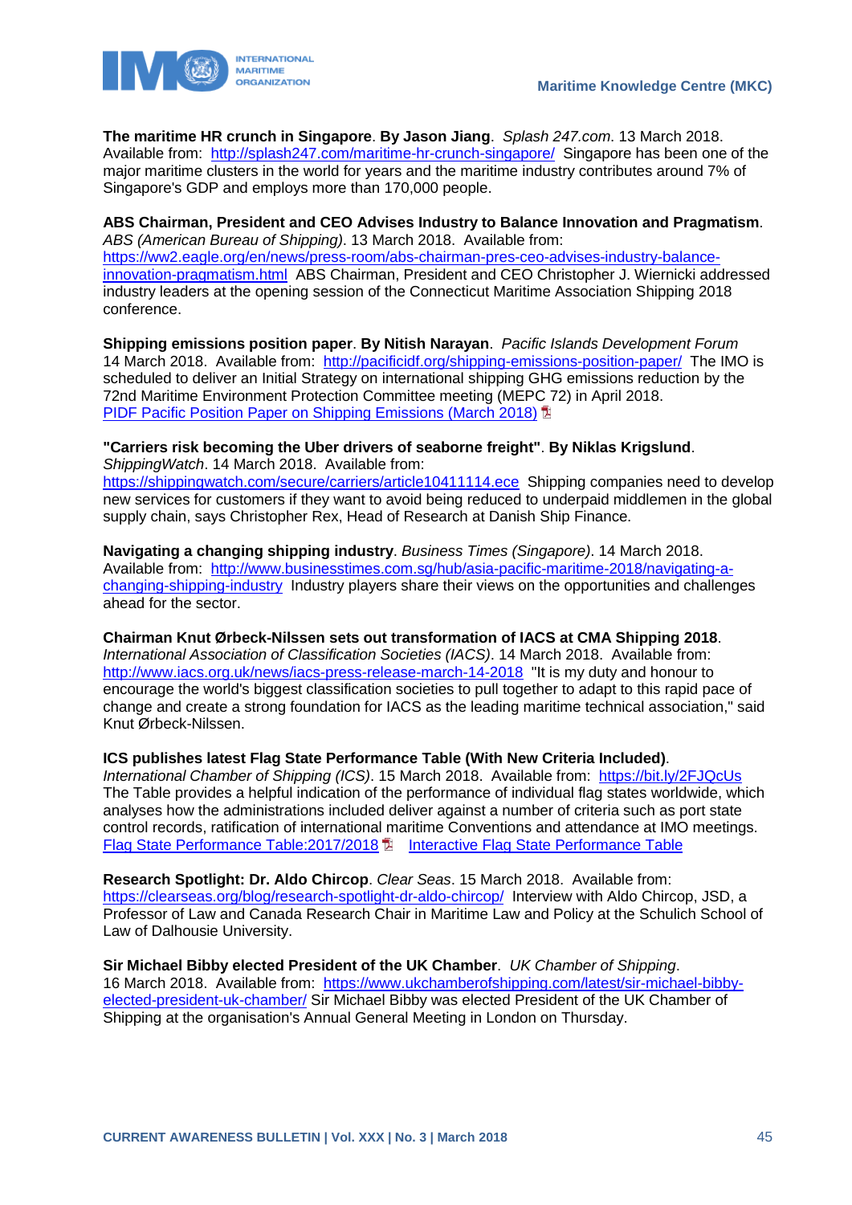**The maritime HR crunch in Singapore**. **By Jason Jiang**. *Splash 247.com*. 13 March 2018. Available from: http://splash247.com/maritime-hr-crunch-singapore/ Singapore has been one of the major maritime clusters in the world for years and the maritime industry contributes around 7% of Singapore's GDP and employs more than 170,000 people.

**ABS Chairman, President and CEO Advises Industry to Balance Innovation and Pragmatism**. *ABS (American Bureau of Shipping)*. 13 March 2018. Available from: https://ww2.eagle.org/en/news/press-room/abs-chairman-pres-ceo-advises-industry-balance-innovation-pragmatism.html ABS Chairman, President and CEO Christopher J. Wiernicki addressed industry leaders at the opening session of the Connecticut Maritime Association Shipping 2018 conference.

**Shipping emissions position paper**. **By Nitish Narayan**. *Pacific Islands Development Forum* 14 March 2018. Available from: http://pacificidf.org/shipping-emissions-position-paper/ The IMO is scheduled to deliver an Initial Strategy on international shipping GHG emissions reduction by the 72nd Maritime Environment Protection Committee meeting (MEPC 72) in April 2018.
PIDF Pacific Position Paper on Shipping Emissions (March 2018)

**"Carriers risk becoming the Uber drivers of seaborne freight"**. **By Niklas Krigslund**. *ShippingWatch*. 14 March 2018. Available from: https://shippingwatch.com/secure/carriers/article10411114.ece Shipping companies need to develop new services for customers if they want to avoid being reduced to underpaid middlemen in the global supply chain, says Christopher Rex, Head of Research at Danish Ship Finance.

**Navigating a changing shipping industry**. *Business Times (Singapore)*. 14 March 2018. Available from: http://www.businesstimes.com.sg/hub/asia-pacific-maritime-2018/navigating-a-changing-shipping-industry Industry players share their views on the opportunities and challenges ahead for the sector.

**Chairman Knut Ørbeck-Nilssen sets out transformation of IACS at CMA Shipping 2018**. *International Association of Classification Societies (IACS)*. 14 March 2018. Available from: http://www.iacs.org.uk/news/iacs-press-release-march-14-2018 "It is my duty and honour to encourage the world's biggest classification societies to pull together to adapt to this rapid pace of change and create a strong foundation for IACS as the leading maritime technical association," said Knut Ørbeck-Nilssen.

**ICS publishes latest Flag State Performance Table (With New Criteria Included)**. *International Chamber of Shipping (ICS)*. 15 March 2018. Available from: https://bit.ly/2FJQcUs The Table provides a helpful indication of the performance of individual flag states worldwide, which analyses how the administrations included deliver against a number of criteria such as port state control records, ratification of international maritime Conventions and attendance at IMO meetings.
Flag State Performance Table:2017/2018 Interactive Flag State Performance Table

**Research Spotlight: Dr. Aldo Chircop**. *Clear Seas*. 15 March 2018. Available from: https://clearseas.org/blog/research-spotlight-dr-aldo-chircop/ Interview with Aldo Chircop, JSD, a Professor of Law and Canada Research Chair in Maritime Law and Policy at the Schulich School of Law of Dalhousie University.

**Sir Michael Bibby elected President of the UK Chamber**. *UK Chamber of Shipping*. 16 March 2018. Available from: https://www.ukchamberofshipping.com/latest/sir-michael-bibby-elected-president-uk-chamber/ Sir Michael Bibby was elected President of the UK Chamber of Shipping at the organisation's Annual General Meeting in London on Thursday.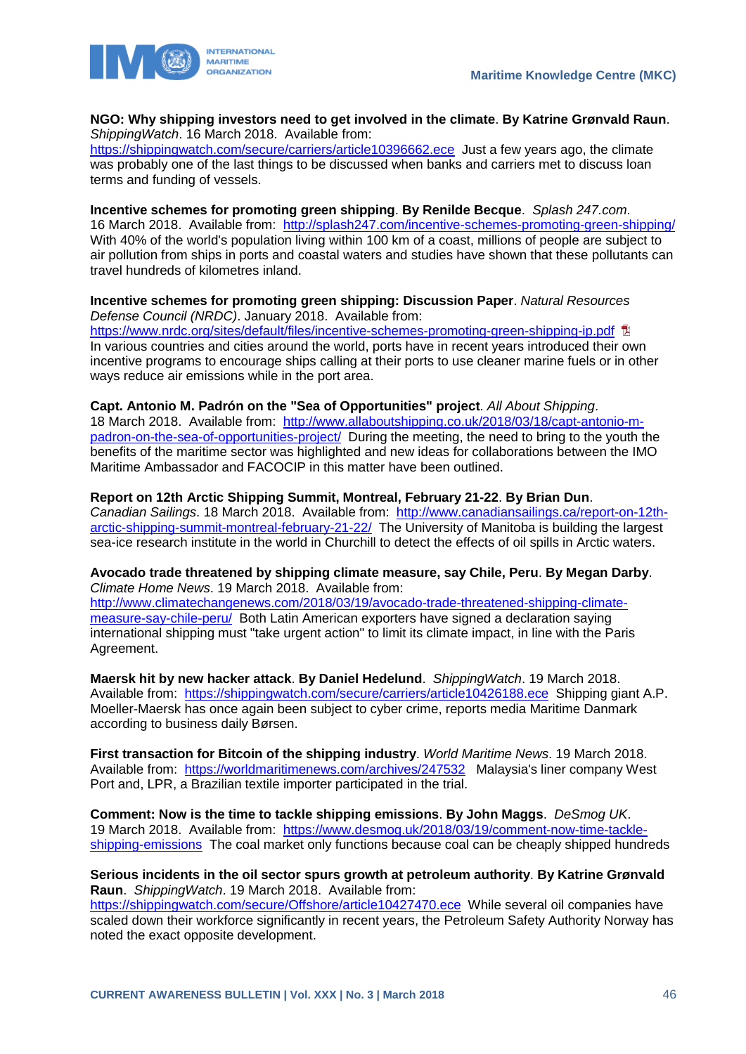**NGO: Why shipping investors need to get involved in the climate**. **By Katrine Grønvald Raun**. *ShippingWatch*. 16 March 2018. Available from: https://shippingwatch.com/secure/carriers/article10396662.ece Just a few years ago, the climate was probably one of the last things to be discussed when banks and carriers met to discuss loan terms and funding of vessels.

**Incentive schemes for promoting green shipping**. **By Renilde Becque**. *Splash 247.com*. 16 March 2018. Available from: http://splash247.com/incentive-schemes-promoting-green-shipping/ With 40% of the world's population living within 100 km of a coast, millions of people are subject to air pollution from ships in ports and coastal waters and studies have shown that these pollutants can travel hundreds of kilometres inland.

**Incentive schemes for promoting green shipping: Discussion Paper**. *Natural Resources Defense Council (NRDC)*. January 2018. Available from: https://www.nrdc.org/sites/default/files/incentive-schemes-promoting-green-shipping-ip.pdf In various countries and cities around the world, ports have in recent years introduced their own incentive programs to encourage ships calling at their ports to use cleaner marine fuels or in other ways reduce air emissions while in the port area.

**Capt. Antonio M. Padrón on the "Sea of Opportunities" project**. *All About Shipping*. 18 March 2018. Available from: http://www.allaboutshipping.co.uk/2018/03/18/capt-antonio-m-padron-on-the-sea-of-opportunities-project/ During the meeting, the need to bring to the youth the benefits of the maritime sector was highlighted and new ideas for collaborations between the IMO Maritime Ambassador and FACOCIP in this matter have been outlined.

**Report on 12th Arctic Shipping Summit, Montreal, February 21-22**. **By Brian Dun**. *Canadian Sailings*. 18 March 2018. Available from: http://www.canadiansailings.ca/report-on-12th-arctic-shipping-summit-montreal-february-21-22/ The University of Manitoba is building the largest sea-ice research institute in the world in Churchill to detect the effects of oil spills in Arctic waters.

**Avocado trade threatened by shipping climate measure, say Chile, Peru**. **By Megan Darby**. *Climate Home News*. 19 March 2018. Available from: http://www.climatechangenews.com/2018/03/19/avocado-trade-threatened-shipping-climate-measure-say-chile-peru/ Both Latin American exporters have signed a declaration saying international shipping must "take urgent action" to limit its climate impact, in line with the Paris Agreement.

**Maersk hit by new hacker attack**. **By Daniel Hedelund**. *ShippingWatch*. 19 March 2018. Available from: https://shippingwatch.com/secure/carriers/article10426188.ece Shipping giant A.P. Moeller-Maersk has once again been subject to cyber crime, reports media Maritime Danmark according to business daily Børsen.

**First transaction for Bitcoin of the shipping industry**. *World Maritime News*. 19 March 2018. Available from: https://worldmaritimenews.com/archives/247532 Malaysia's liner company West Port and, LPR, a Brazilian textile importer participated in the trial.

**Comment: Now is the time to tackle shipping emissions**. **By John Maggs**. *DeSmog UK*. 19 March 2018. Available from: https://www.desmog.uk/2018/03/19/comment-now-time-tackle-shipping-emissions The coal market only functions because coal can be cheaply shipped hundreds

**Serious incidents in the oil sector spurs growth at petroleum authority**. **By Katrine Grønvald Raun**. *ShippingWatch*. 19 March 2018. Available from: https://shippingwatch.com/secure/Offshore/article10427470.ece While several oil companies have scaled down their workforce significantly in recent years, the Petroleum Safety Authority Norway has noted the exact opposite development.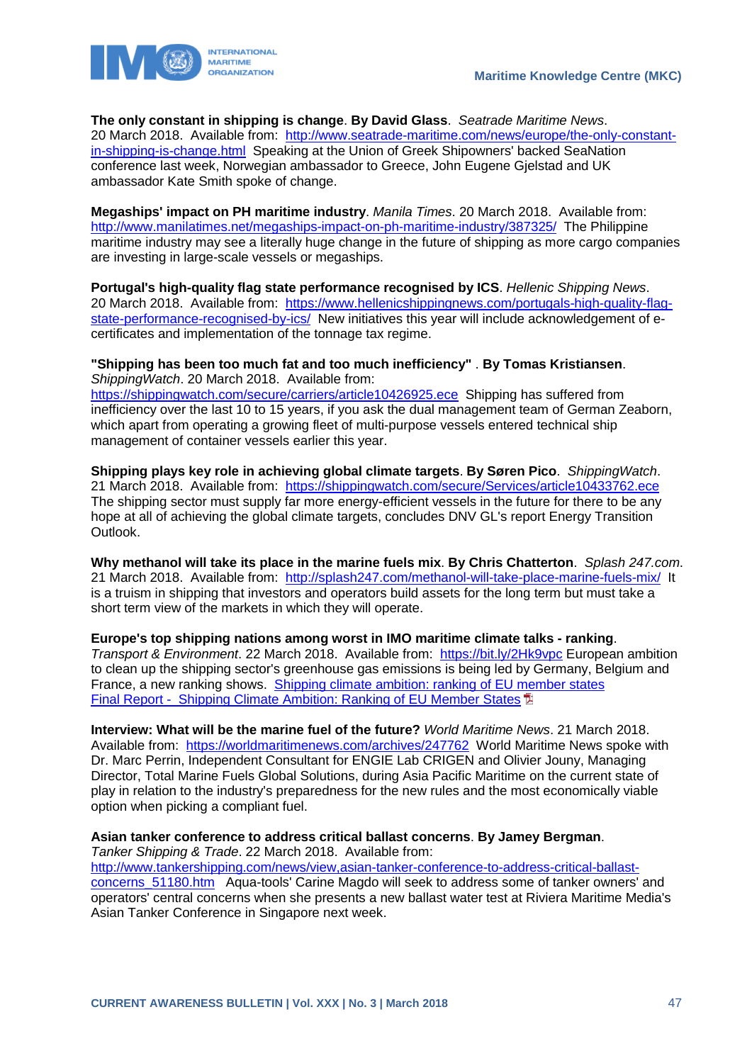**The only constant in shipping is change**. **By David Glass**. *Seatrade Maritime News*. 20 March 2018. Available from: [http://www.seatrade-maritime.com/news/europe/the-only-constant-in-shipping-is-change.html](http://www.seatrade-maritime.com/news/europe/the-only-constant-in-shipping-is-change.html) Speaking at the Union of Greek Shipowners' backed SeaNation conference last week, Norwegian ambassador to Greece, John Eugene Gjelstad and UK ambassador Kate Smith spoke of change.

**Megaships' impact on PH maritime industry**. *Manila Times*. 20 March 2018. Available from: [http://www.manilatimes.net/megaships-impact-on-ph-maritime-industry/387325/](http://www.manilatimes.net/megaships-impact-on-ph-maritime-industry/387325/) The Philippine maritime industry may see a literally huge change in the future of shipping as more cargo companies are investing in large-scale vessels or megaships.

**Portugal's high-quality flag state performance recognised by ICS**. *Hellenic Shipping News*. 20 March 2018. Available from: [https://www.hellenicshippingnews.com/portugals-high-quality-flag-state-performance-recognised-by-ics/](https://www.hellenicshippingnews.com/portugals-high-quality-flag-state-performance-recognised-by-ics/) New initiatives this year will include acknowledgement of e-certificates and implementation of the tonnage tax regime.

**"Shipping has been too much fat and too much inefficiency"** . **By Tomas Kristiansen**. *ShippingWatch*. 20 March 2018. Available from: [https://shippingwatch.com/secure/carriers/article10426925.ece](https://shippingwatch.com/secure/carriers/article10426925.ece) Shipping has suffered from inefficiency over the last 10 to 15 years, if you ask the dual management team of German Zeaborn, which apart from operating a growing fleet of multi-purpose vessels entered technical ship management of container vessels earlier this year.

**Shipping plays key role in achieving global climate targets**. **By Søren Pico**. *ShippingWatch*. 21 March 2018. Available from: [https://shippingwatch.com/secure/Services/article10433762.ece](https://shippingwatch.com/secure/Services/article10433762.ece) The shipping sector must supply far more energy-efficient vessels in the future for there to be any hope at all of achieving the global climate targets, concludes DNV GL's report Energy Transition Outlook.

**Why methanol will take its place in the marine fuels mix**. **By Chris Chatterton**. *Splash 247.com*. 21 March 2018. Available from: [http://splash247.com/methanol-will-take-place-marine-fuels-mix/](http://splash247.com/methanol-will-take-place-marine-fuels-mix/) It is a truism in shipping that investors and operators build assets for the long term but must take a short term view of the markets in which they will operate.

**Europe's top shipping nations among worst in IMO maritime climate talks - ranking**. *Transport & Environment*. 22 March 2018. Available from: [https://bit.ly/2Hk9vpc](https://bit.ly/2Hk9vpc) European ambition to clean up the shipping sector's greenhouse gas emissions is being led by Germany, Belgium and France, a new ranking shows. [Shipping climate ambition: ranking of EU member states](#)
[Final Report - Shipping Climate Ambition: Ranking of EU Member States](#)

**Interview: What will be the marine fuel of the future?** *World Maritime News*. 21 March 2018. Available from: [https://worldmaritimenews.com/archives/247762](https://worldmaritimenews.com/archives/247762) World Maritime News spoke with Dr. Marc Perrin, Independent Consultant for ENGIE Lab CRIGEN and Olivier Jouny, Managing Director, Total Marine Fuels Global Solutions, during Asia Pacific Maritime on the current state of play in relation to the industry's preparedness for the new rules and the most economically viable option when picking a compliant fuel.

**Asian tanker conference to address critical ballast concerns**. **By Jamey Bergman**. *Tanker Shipping & Trade*. 22 March 2018. Available from: [http://www.tankershipping.com/news/view,asian-tanker-conference-to-address-critical-ballast-concerns_51180.htm](http://www.tankershipping.com/news/view,asian-tanker-conference-to-address-critical-ballast-concerns_51180.htm) Aqua-tools' Carine Magdo will seek to address some of tanker owners' and operators' central concerns when she presents a new ballast water test at Riviera Maritime Media's Asian Tanker Conference in Singapore next week.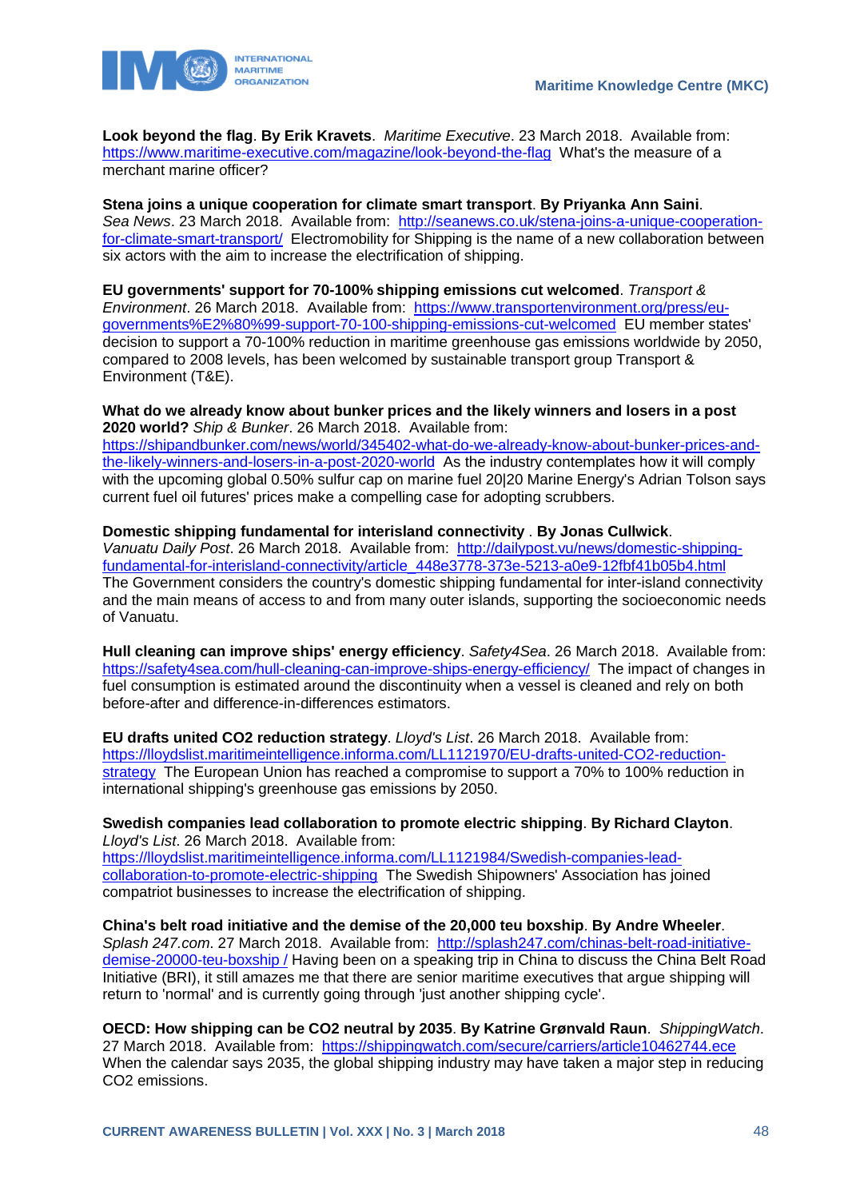**Look beyond the flag**. **By Erik Kravets**. *Maritime Executive*. 23 March 2018. Available from: https://www.maritime-executive.com/magazine/look-beyond-the-flag What's the measure of a merchant marine officer?

**Stena joins a unique cooperation for climate smart transport**. **By Priyanka Ann Saini**. *Sea News*. 23 March 2018. Available from: http://seanews.co.uk/stena-joins-a-unique-cooperation-for-climate-smart-transport/ Electromobility for Shipping is the name of a new collaboration between six actors with the aim to increase the electrification of shipping.

**EU governments' support for 70-100% shipping emissions cut welcomed**. *Transport & Environment*. 26 March 2018. Available from: https://www.transportenvironment.org/press/eu-governments%E2%80%99-support-70-100-shipping-emissions-cut-welcomed EU member states' decision to support a 70-100% reduction in maritime greenhouse gas emissions worldwide by 2050, compared to 2008 levels, has been welcomed by sustainable transport group Transport & Environment (T&E).

**What do we already know about bunker prices and the likely winners and losers in a post 2020 world?** *Ship & Bunker*. 26 March 2018. Available from: https://shipandbunker.com/news/world/345402-what-do-we-already-know-about-bunker-prices-and-the-likely-winners-and-losers-in-a-post-2020-world As the industry contemplates how it will comply with the upcoming global 0.50% sulfur cap on marine fuel 20|20 Marine Energy's Adrian Tolson says current fuel oil futures' prices make a compelling case for adopting scrubbers.

**Domestic shipping fundamental for interisland connectivity** . **By Jonas Cullwick**. *Vanuatu Daily Post*. 26 March 2018. Available from: http://dailypost.vu/news/domestic-shipping-fundamental-for-interisland-connectivity/article_448e3778-373e-5213-a0e9-12fbf41b05b4.html The Government considers the country's domestic shipping fundamental for inter-island connectivity and the main means of access to and from many outer islands, supporting the socioeconomic needs of Vanuatu.

**Hull cleaning can improve ships' energy efficiency**. *Safety4Sea*. 26 March 2018. Available from: https://safety4sea.com/hull-cleaning-can-improve-ships-energy-efficiency/ The impact of changes in fuel consumption is estimated around the discontinuity when a vessel is cleaned and rely on both before-after and difference-in-differences estimators.

**EU drafts united CO2 reduction strategy**. *Lloyd's List*. 26 March 2018. Available from: https://lloydslist.maritimeintelligence.informa.com/LL1121970/EU-drafts-united-CO2-reduction-strategy The European Union has reached a compromise to support a 70% to 100% reduction in international shipping's greenhouse gas emissions by 2050.

**Swedish companies lead collaboration to promote electric shipping**. **By Richard Clayton**. *Lloyd's List*. 26 March 2018. Available from: https://lloydslist.maritimeintelligence.informa.com/LL1121984/Swedish-companies-lead-collaboration-to-promote-electric-shipping The Swedish Shipowners' Association has joined compatriot businesses to increase the electrification of shipping.

**China's belt road initiative and the demise of the 20,000 teu boxship**. **By Andre Wheeler**. *Splash 247.com*. 27 March 2018. Available from: http://splash247.com/chinas-belt-road-initiative-demise-20000-teu-boxship / Having been on a speaking trip in China to discuss the China Belt Road Initiative (BRI), it still amazes me that there are senior maritime executives that argue shipping will return to 'normal' and is currently going through 'just another shipping cycle'.

**OECD: How shipping can be CO2 neutral by 2035**. **By Katrine Grønvald Raun**. *ShippingWatch*. 27 March 2018. Available from: https://shippingwatch.com/secure/carriers/article10462744.ece When the calendar says 2035, the global shipping industry may have taken a major step in reducing CO2 emissions.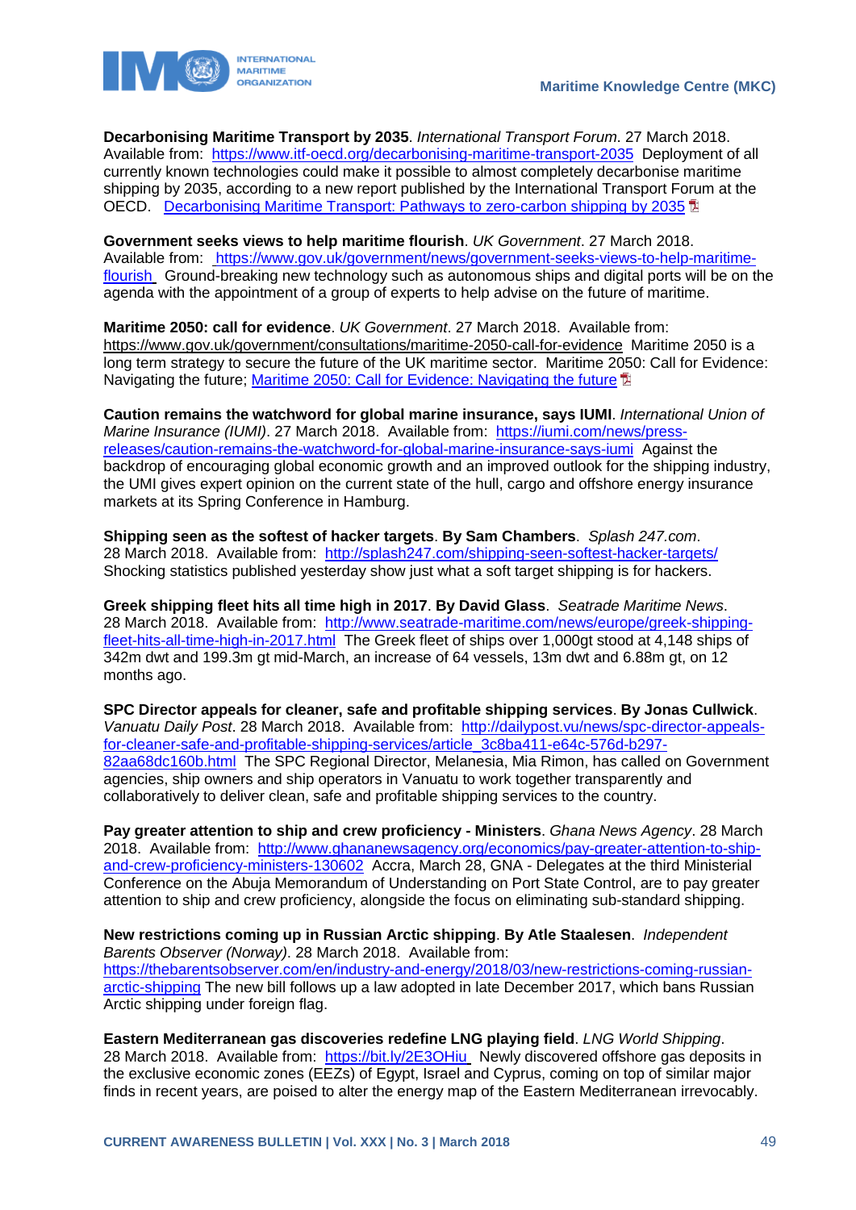**Decarbonising Maritime Transport by 2035**. *International Transport Forum*. 27 March 2018. Available from: https://www.itf-oecd.org/decarbonising-maritime-transport-2035 Deployment of all currently known technologies could make it possible to almost completely decarbonise maritime shipping by 2035, according to a new report published by the International Transport Forum at the OECD. Decarbonising Maritime Transport: Pathways to zero-carbon shipping by 2035

**Government seeks views to help maritime flourish**. *UK Government*. 27 March 2018. Available from: https://www.gov.uk/government/news/government-seeks-views-to-help-maritime-flourish Ground-breaking new technology such as autonomous ships and digital ports will be on the agenda with the appointment of a group of experts to help advise on the future of maritime.

**Maritime 2050: call for evidence**. *UK Government*. 27 March 2018. Available from: https://www.gov.uk/government/consultations/maritime-2050-call-for-evidence Maritime 2050 is a long term strategy to secure the future of the UK maritime sector. Maritime 2050: Call for Evidence: Navigating the future; Maritime 2050: Call for Evidence: Navigating the future

**Caution remains the watchword for global marine insurance, says IUMI**. *International Union of Marine Insurance (IUMI)*. 27 March 2018. Available from: https://iumi.com/news/press-releases/caution-remains-the-watchword-for-global-marine-insurance-says-iumi Against the backdrop of encouraging global economic growth and an improved outlook for the shipping industry, the UMI gives expert opinion on the current state of the hull, cargo and offshore energy insurance markets at its Spring Conference in Hamburg.

**Shipping seen as the softest of hacker targets**. **By Sam Chambers**. *Splash 247.com*. 28 March 2018. Available from: http://splash247.com/shipping-seen-softest-hacker-targets/ Shocking statistics published yesterday show just what a soft target shipping is for hackers.

**Greek shipping fleet hits all time high in 2017**. **By David Glass**. *Seatrade Maritime News*. 28 March 2018. Available from: http://www.seatrade-maritime.com/news/europe/greek-shipping-fleet-hits-all-time-high-in-2017.html The Greek fleet of ships over 1,000gt stood at 4,148 ships of 342m dwt and 199.3m gt mid-March, an increase of 64 vessels, 13m dwt and 6.88m gt, on 12 months ago.

**SPC Director appeals for cleaner, safe and profitable shipping services**. **By Jonas Cullwick**. *Vanuatu Daily Post*. 28 March 2018. Available from: http://dailypost.vu/news/spc-director-appeals-for-cleaner-safe-and-profitable-shipping-services/article_3c8ba411-e64c-576d-b297-82aa68dc160b.html The SPC Regional Director, Melanesia, Mia Rimon, has called on Government agencies, ship owners and ship operators in Vanuatu to work together transparently and collaboratively to deliver clean, safe and profitable shipping services to the country.

**Pay greater attention to ship and crew proficiency - Ministers**. *Ghana News Agency*. 28 March 2018. Available from: http://www.ghananewsagency.org/economics/pay-greater-attention-to-ship-and-crew-proficiency-ministers-130602 Accra, March 28, GNA - Delegates at the third Ministerial Conference on the Abuja Memorandum of Understanding on Port State Control, are to pay greater attention to ship and crew proficiency, alongside the focus on eliminating sub-standard shipping.

**New restrictions coming up in Russian Arctic shipping**. **By Atle Staalesen**. *Independent Barents Observer (Norway)*. 28 March 2018. Available from: https://thebarentsobserver.com/en/industry-and-energy/2018/03/new-restrictions-coming-russian-arctic-shipping The new bill follows up a law adopted in late December 2017, which bans Russian Arctic shipping under foreign flag.

**Eastern Mediterranean gas discoveries redefine LNG playing field**. *LNG World Shipping*. 28 March 2018. Available from: https://bit.ly/2E3OHiu Newly discovered offshore gas deposits in the exclusive economic zones (EEZs) of Egypt, Israel and Cyprus, coming on top of similar major finds in recent years, are poised to alter the energy map of the Eastern Mediterranean irrevocably.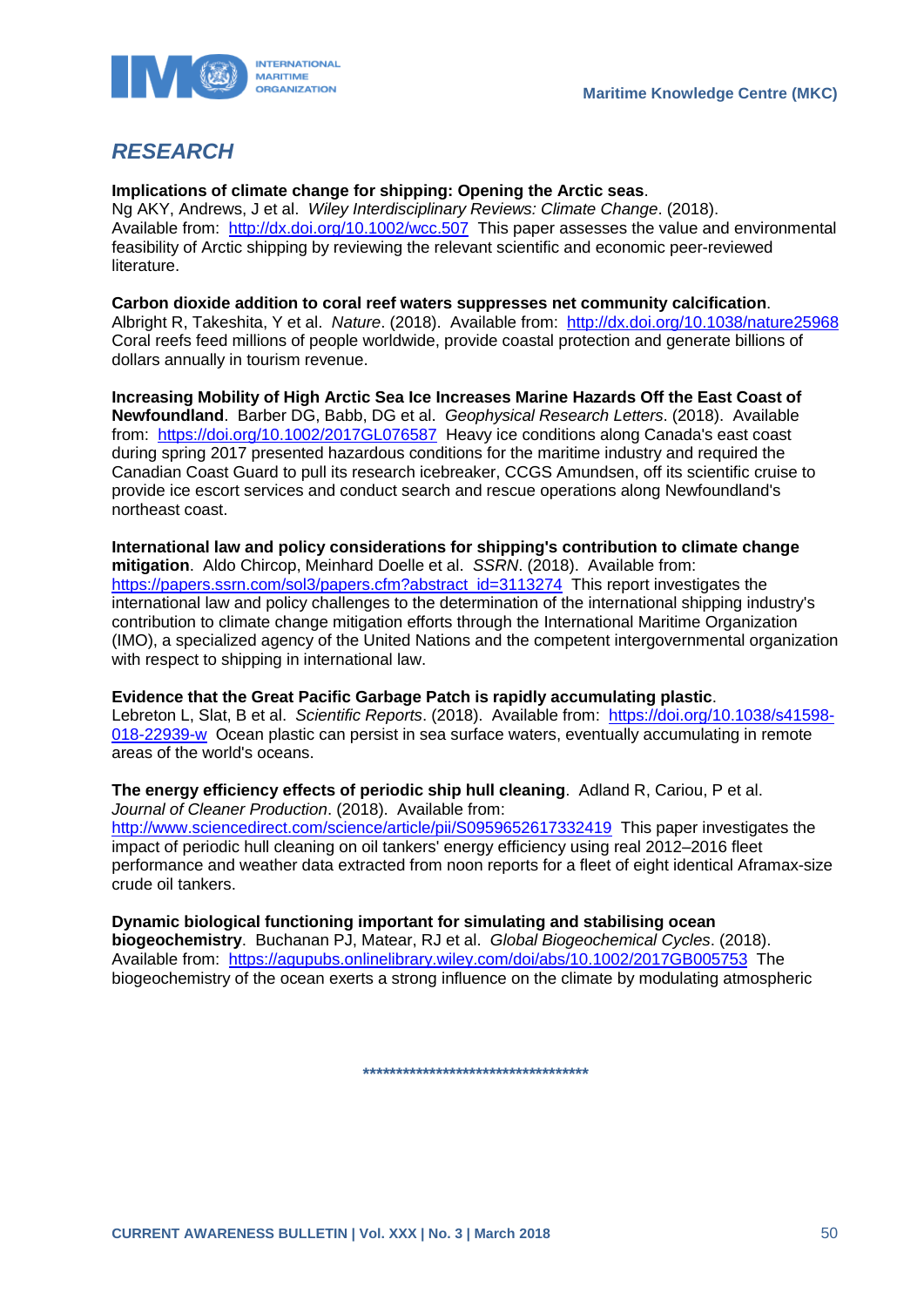## *RESEARCH*

**Implications of climate change for shipping: Opening the Arctic seas**.
Ng AKY, Andrews, J et al. *Wiley Interdisciplinary Reviews: Climate Change*. (2018).
Available from: http://dx.doi.org/10.1002/wcc.507 This paper assesses the value and environmental feasibility of Arctic shipping by reviewing the relevant scientific and economic peer-reviewed literature.

**Carbon dioxide addition to coral reef waters suppresses net community calcification**.
Albright R, Takeshita, Y et al. *Nature*. (2018). Available from: http://dx.doi.org/10.1038/nature25968
Coral reefs feed millions of people worldwide, provide coastal protection and generate billions of dollars annually in tourism revenue.

**Increasing Mobility of High Arctic Sea Ice Increases Marine Hazards Off the East Coast of Newfoundland**. Barber DG, Babb, DG et al. *Geophysical Research Letters*. (2018). Available from: https://doi.org/10.1002/2017GL076587 Heavy ice conditions along Canada's east coast during spring 2017 presented hazardous conditions for the maritime industry and required the Canadian Coast Guard to pull its research icebreaker, CCGS Amundsen, off its scientific cruise to provide ice escort services and conduct search and rescue operations along Newfoundland's northeast coast.

**International law and policy considerations for shipping's contribution to climate change mitigation**. Aldo Chircop, Meinhard Doelle et al. *SSRN*. (2018). Available from: https://papers.ssrn.com/sol3/papers.cfm?abstract_id=3113274 This report investigates the international law and policy challenges to the determination of the international shipping industry's contribution to climate change mitigation efforts through the International Maritime Organization (IMO), a specialized agency of the United Nations and the competent intergovernmental organization with respect to shipping in international law.

**Evidence that the Great Pacific Garbage Patch is rapidly accumulating plastic**.
Lebreton L, Slat, B et al. *Scientific Reports*. (2018). Available from: https://doi.org/10.1038/s41598-018-22939-w Ocean plastic can persist in sea surface waters, eventually accumulating in remote areas of the world's oceans.

**The energy efficiency effects of periodic ship hull cleaning**. Adland R, Cariou, P et al. *Journal of Cleaner Production*. (2018). Available from: http://www.sciencedirect.com/science/article/pii/S0959652617332419 This paper investigates the impact of periodic hull cleaning on oil tankers' energy efficiency using real 2012–2016 fleet performance and weather data extracted from noon reports for a fleet of eight identical Aframax-size crude oil tankers.

**Dynamic biological functioning important for simulating and stabilising ocean biogeochemistry**. Buchanan PJ, Matear, RJ et al. *Global Biogeochemical Cycles*. (2018). Available from: https://agupubs.onlinelibrary.wiley.com/doi/abs/10.1002/2017GB005753 The biogeochemistry of the ocean exerts a strong influence on the climate by modulating atmospheric

***********************************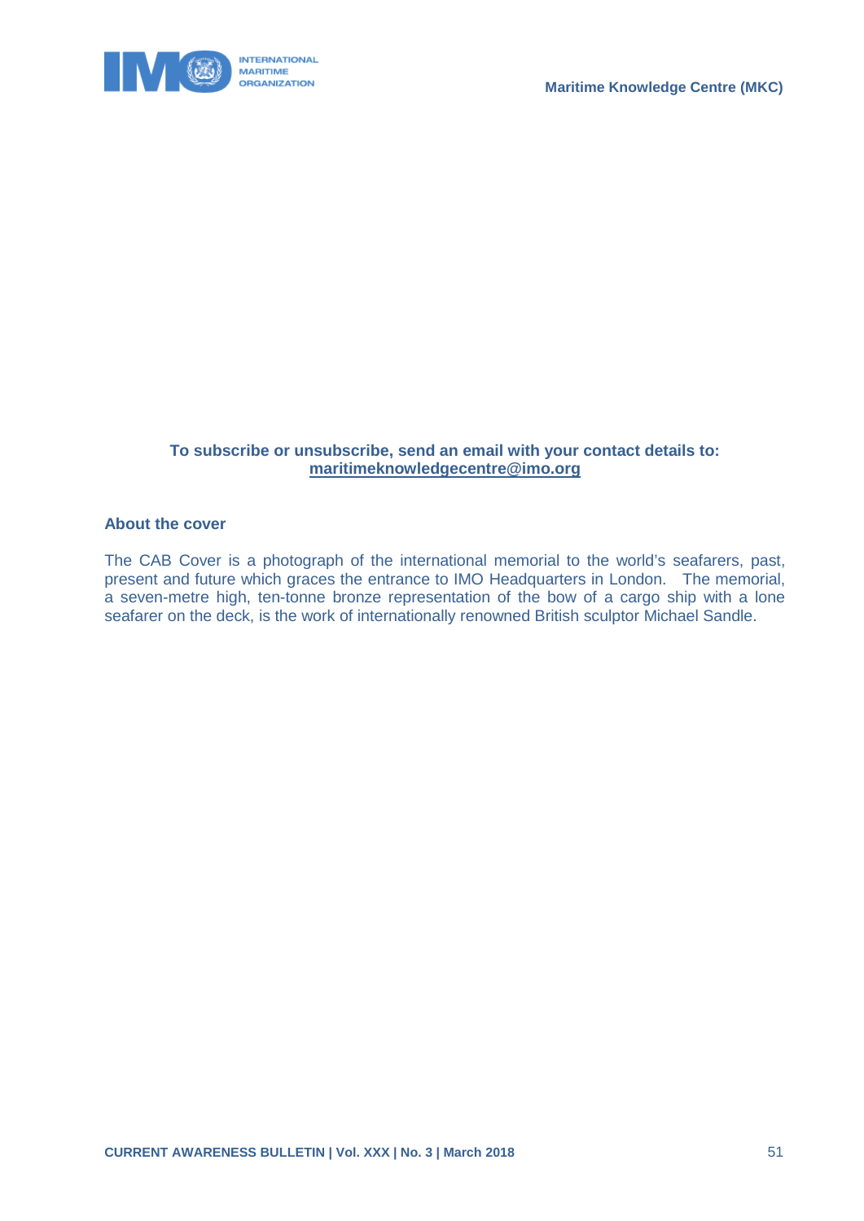**To subscribe or unsubscribe, send an email with your contact details to: maritimeknowledgecentre@imo.org**

## About the cover

The CAB Cover is a photograph of the international memorial to the world's seafarers, past, present and future which graces the entrance to IMO Headquarters in London. The memorial, a seven-metre high, ten-tonne bronze representation of the bow of a cargo ship with a lone seafarer on the deck, is the work of internationally renowned British sculptor Michael Sandle.